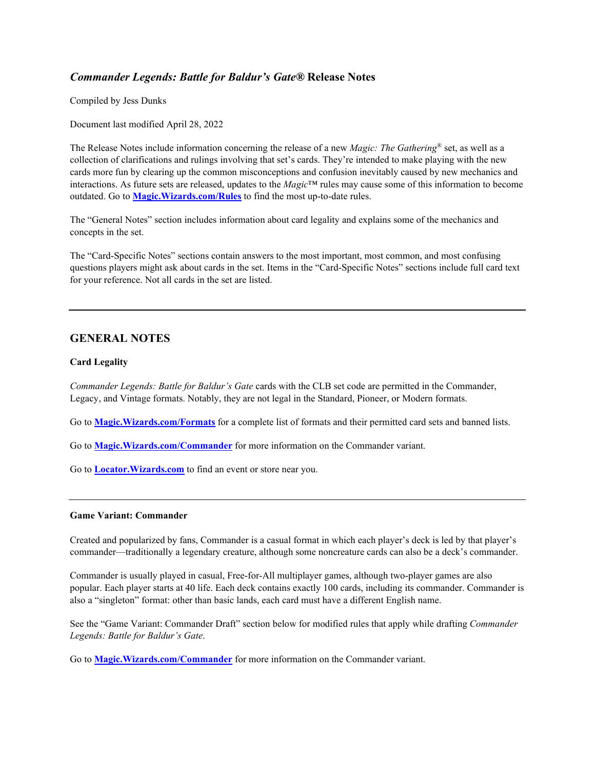## *Commander Legends: Battle for Baldur's Gate®* Release Notes

Compiled by Jess Dunks

Document last modified April 28, 2022

The Release Notes include information concerning the release of a new *Magic: The Gathering®* set, as well as a collection of clarifications and rulings involving that set's cards. They're intended to make playing with the new cards more fun by clearing up the common misconceptions and confusion inevitably caused by new mechanics and interactions. As future sets are released, updates to the *Magic*™ rules may cause some of this information to become outdated. Go to **Magic.Wizards.com/Rules** to find the most up-to-date rules.

The "General Notes" section includes information about card legality and explains some of the mechanics and concepts in the set.

The "Card-Specific Notes" sections contain answers to the most important, most common, and most confusing questions players might ask about cards in the set. Items in the "Card-Specific Notes" sections include full card text for your reference. Not all cards in the set are listed.

---

## GENERAL NOTES

**Card Legality**

*Commander Legends: Battle for Baldur's Gate* cards with the CLB set code are permitted in the Commander, Legacy, and Vintage formats. Notably, they are not legal in the Standard, Pioneer, or Modern formats.

Go to **Magic.Wizards.com/Formats** for a complete list of formats and their permitted card sets and banned lists.

Go to **Magic.Wizards.com/Commander** for more information on the Commander variant.

Go to **Locator.Wizards.com** to find an event or store near you.

---

**Game Variant: Commander**

Created and popularized by fans, Commander is a casual format in which each player's deck is led by that player's commander—traditionally a legendary creature, although some noncreature cards can also be a deck's commander.

Commander is usually played in casual, Free-for-All multiplayer games, although two-player games are also popular. Each player starts at 40 life. Each deck contains exactly 100 cards, including its commander. Commander is also a "singleton" format: other than basic lands, each card must have a different English name.

See the "Game Variant: Commander Draft" section below for modified rules that apply while drafting *Commander Legends: Battle for Baldur's Gate*.

Go to **Magic.Wizards.com/Commander** for more information on the Commander variant.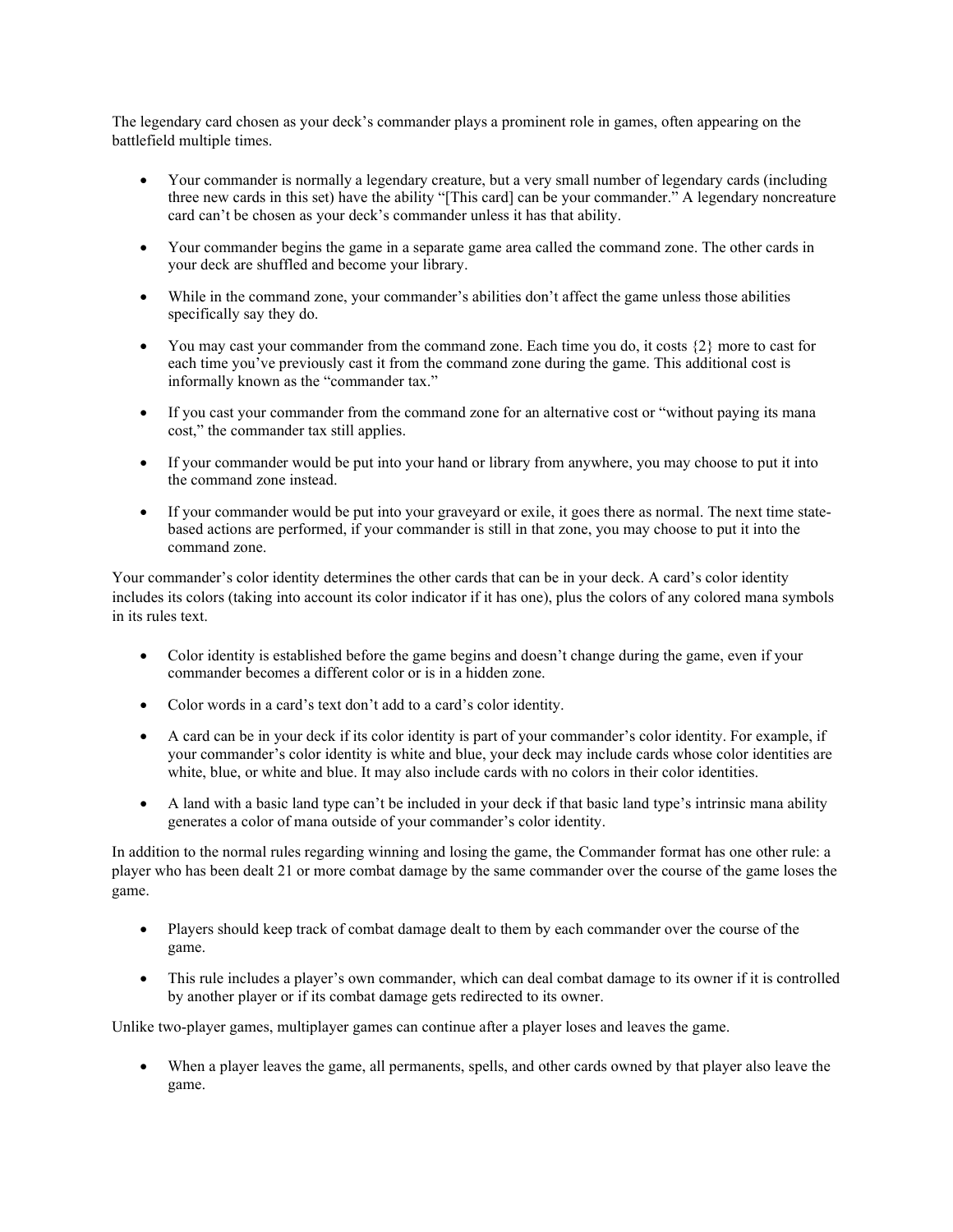The legendary card chosen as your deck's commander plays a prominent role in games, often appearing on the battlefield multiple times.

- Your commander is normally a legendary creature, but a very small number of legendary cards (including three new cards in this set) have the ability "[This card] can be your commander." A legendary noncreature card can't be chosen as your deck's commander unless it has that ability.
- Your commander begins the game in a separate game area called the command zone. The other cards in your deck are shuffled and become your library.
- While in the command zone, your commander's abilities don't affect the game unless those abilities specifically say they do.
- You may cast your commander from the command zone. Each time you do, it costs {2} more to cast for each time you've previously cast it from the command zone during the game. This additional cost is informally known as the "commander tax."
- If you cast your commander from the command zone for an alternative cost or "without paying its mana cost," the commander tax still applies.
- If your commander would be put into your hand or library from anywhere, you may choose to put it into the command zone instead.
- If your commander would be put into your graveyard or exile, it goes there as normal. The next time state-based actions are performed, if your commander is still in that zone, you may choose to put it into the command zone.

Your commander's color identity determines the other cards that can be in your deck. A card's color identity includes its colors (taking into account its color indicator if it has one), plus the colors of any colored mana symbols in its rules text.

- Color identity is established before the game begins and doesn't change during the game, even if your commander becomes a different color or is in a hidden zone.
- Color words in a card's text don't add to a card's color identity.
- A card can be in your deck if its color identity is part of your commander's color identity. For example, if your commander's color identity is white and blue, your deck may include cards whose color identities are white, blue, or white and blue. It may also include cards with no colors in their color identities.
- A land with a basic land type can't be included in your deck if that basic land type's intrinsic mana ability generates a color of mana outside of your commander's color identity.

In addition to the normal rules regarding winning and losing the game, the Commander format has one other rule: a player who has been dealt 21 or more combat damage by the same commander over the course of the game loses the game.

- Players should keep track of combat damage dealt to them by each commander over the course of the game.
- This rule includes a player's own commander, which can deal combat damage to its owner if it is controlled by another player or if its combat damage gets redirected to its owner.

Unlike two-player games, multiplayer games can continue after a player loses and leaves the game.

- When a player leaves the game, all permanents, spells, and other cards owned by that player also leave the game.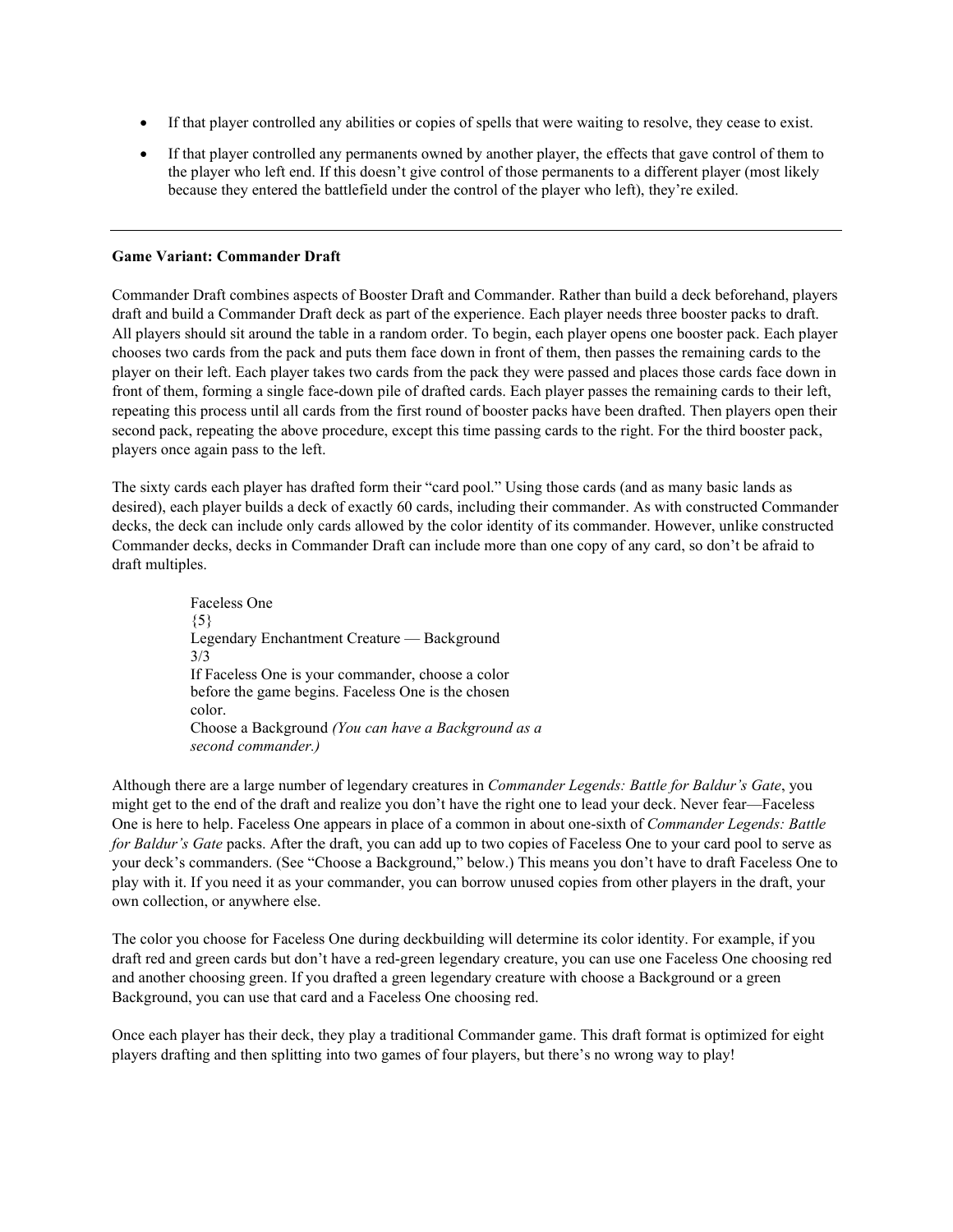- If that player controlled any abilities or copies of spells that were waiting to resolve, they cease to exist.
- If that player controlled any permanents owned by another player, the effects that gave control of them to the player who left end. If this doesn't give control of those permanents to a different player (most likely because they entered the battlefield under the control of the player who left), they're exiled.

---

**Game Variant: Commander Draft**

Commander Draft combines aspects of Booster Draft and Commander. Rather than build a deck beforehand, players draft and build a Commander Draft deck as part of the experience. Each player needs three booster packs to draft. All players should sit around the table in a random order. To begin, each player opens one booster pack. Each player chooses two cards from the pack and puts them face down in front of them, then passes the remaining cards to the player on their left. Each player takes two cards from the pack they were passed and places those cards face down in front of them, forming a single face-down pile of drafted cards. Each player passes the remaining cards to their left, repeating this process until all cards from the first round of booster packs have been drafted. Then players open their second pack, repeating the above procedure, except this time passing cards to the right. For the third booster pack, players once again pass to the left.

The sixty cards each player has drafted form their "card pool." Using those cards (and as many basic lands as desired), each player builds a deck of exactly 60 cards, including their commander. As with constructed Commander decks, the deck can include only cards allowed by the color identity of its commander. However, unlike constructed Commander decks, decks in Commander Draft can include more than one copy of any card, so don't be afraid to draft multiples.

> Faceless One
> {5}
> Legendary Enchantment Creature — Background
> 3/3
> If Faceless One is your commander, choose a color before the game begins. Faceless One is the chosen color.
> Choose a Background *(You can have a Background as a second commander.)*

Although there are a large number of legendary creatures in *Commander Legends: Battle for Baldur's Gate*, you might get to the end of the draft and realize you don't have the right one to lead your deck. Never fear—Faceless One is here to help. Faceless One appears in place of a common in about one-sixth of *Commander Legends: Battle for Baldur's Gate* packs. After the draft, you can add up to two copies of Faceless One to your card pool to serve as your deck's commanders. (See "Choose a Background," below.) This means you don't have to draft Faceless One to play with it. If you need it as your commander, you can borrow unused copies from other players in the draft, your own collection, or anywhere else.

The color you choose for Faceless One during deckbuilding will determine its color identity. For example, if you draft red and green cards but don't have a red-green legendary creature, you can use one Faceless One choosing red and another choosing green. If you drafted a green legendary creature with choose a Background or a green Background, you can use that card and a Faceless One choosing red.

Once each player has their deck, they play a traditional Commander game. This draft format is optimized for eight players drafting and then splitting into two games of four players, but there's no wrong way to play!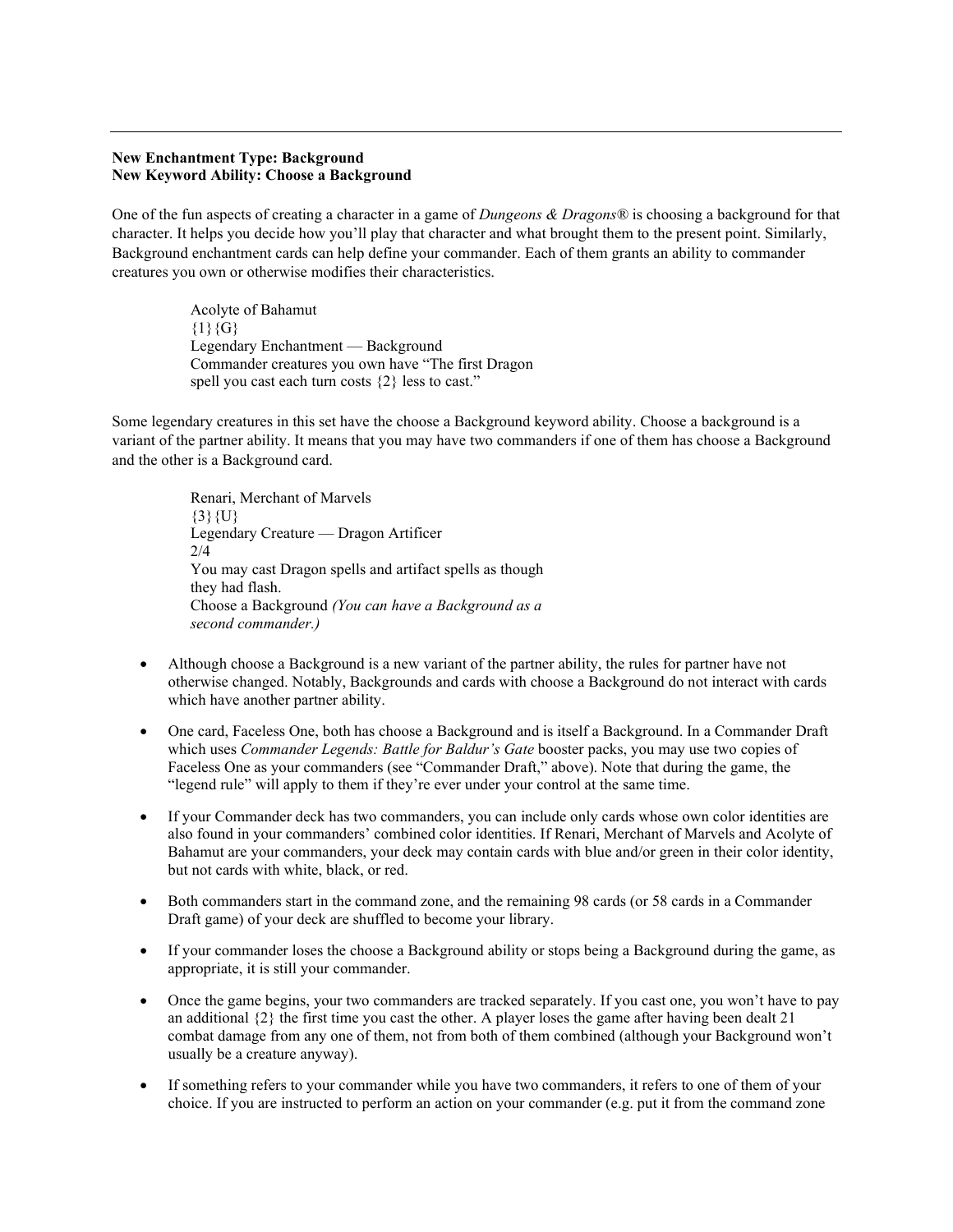---

**New Enchantment Type: Background**
**New Keyword Ability: Choose a Background**

One of the fun aspects of creating a character in a game of *Dungeons & Dragons®* is choosing a background for that character. It helps you decide how you'll play that character and what brought them to the present point. Similarly, Background enchantment cards can help define your commander. Each of them grants an ability to commander creatures you own or otherwise modifies their characteristics.

> Acolyte of Bahamut
> {1}{G}
> Legendary Enchantment — Background
> Commander creatures you own have "The first Dragon spell you cast each turn costs {2} less to cast."

Some legendary creatures in this set have the choose a Background keyword ability. Choose a background is a variant of the partner ability. It means that you may have two commanders if one of them has choose a Background and the other is a Background card.

> Renari, Merchant of Marvels
> {3}{U}
> Legendary Creature — Dragon Artificer
> 2/4
> You may cast Dragon spells and artifact spells as though they had flash.
> Choose a Background *(You can have a Background as a second commander.)*

- Although choose a Background is a new variant of the partner ability, the rules for partner have not otherwise changed. Notably, Backgrounds and cards with choose a Background do not interact with cards which have another partner ability.
- One card, Faceless One, both has choose a Background and is itself a Background. In a Commander Draft which uses *Commander Legends: Battle for Baldur's Gate* booster packs, you may use two copies of Faceless One as your commanders (see "Commander Draft," above). Note that during the game, the "legend rule" will apply to them if they're ever under your control at the same time.
- If your Commander deck has two commanders, you can include only cards whose own color identities are also found in your commanders' combined color identities. If Renari, Merchant of Marvels and Acolyte of Bahamut are your commanders, your deck may contain cards with blue and/or green in their color identity, but not cards with white, black, or red.
- Both commanders start in the command zone, and the remaining 98 cards (or 58 cards in a Commander Draft game) of your deck are shuffled to become your library.
- If your commander loses the choose a Background ability or stops being a Background during the game, as appropriate, it is still your commander.
- Once the game begins, your two commanders are tracked separately. If you cast one, you won't have to pay an additional {2} the first time you cast the other. A player loses the game after having been dealt 21 combat damage from any one of them, not from both of them combined (although your Background won't usually be a creature anyway).
- If something refers to your commander while you have two commanders, it refers to one of them of your choice. If you are instructed to perform an action on your commander (e.g. put it from the command zone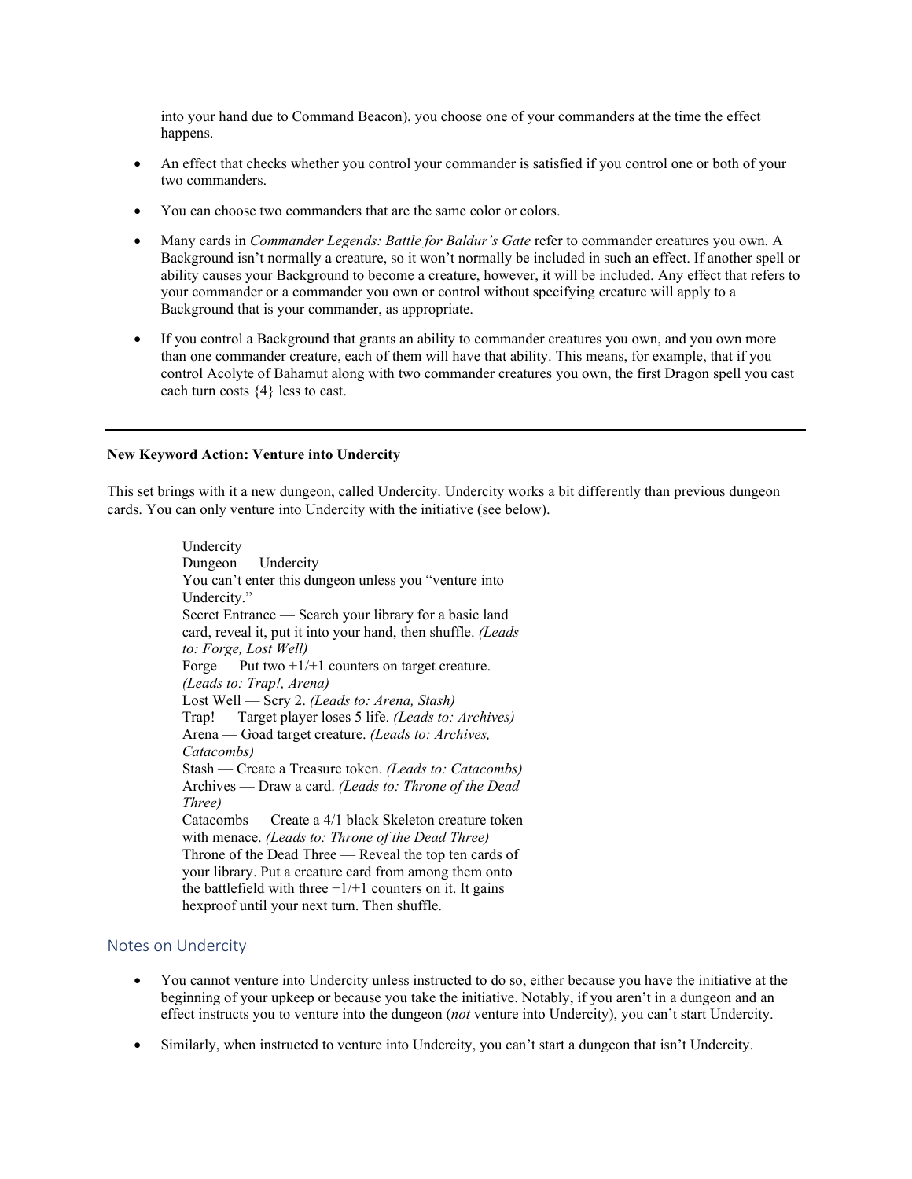into your hand due to Command Beacon), you choose one of your commanders at the time the effect happens.

- An effect that checks whether you control your commander is satisfied if you control one or both of your two commanders.

- You can choose two commanders that are the same color or colors.

- Many cards in *Commander Legends: Battle for Baldur's Gate* refer to commander creatures you own. A Background isn't normally a creature, so it won't normally be included in such an effect. If another spell or ability causes your Background to become a creature, however, it will be included. Any effect that refers to your commander or a commander you own or control without specifying creature will apply to a Background that is your commander, as appropriate.

- If you control a Background that grants an ability to commander creatures you own, and you own more than one commander creature, each of them will have that ability. This means, for example, that if you control Acolyte of Bahamut along with two commander creatures you own, the first Dragon spell you cast each turn costs {4} less to cast.

---

**New Keyword Action: Venture into Undercity**

This set brings with it a new dungeon, called Undercity. Undercity works a bit differently than previous dungeon cards. You can only venture into Undercity with the initiative (see below).

> Undercity
> Dungeon — Undercity
> You can't enter this dungeon unless you "venture into Undercity."
> Secret Entrance — Search your library for a basic land card, reveal it, put it into your hand, then shuffle. *(Leads to: Forge, Lost Well)*
> Forge — Put two +1/+1 counters on target creature. *(Leads to: Trap!, Arena)*
> Lost Well — Scry 2. *(Leads to: Arena, Stash)*
> Trap! — Target player loses 5 life. *(Leads to: Archives)*
> Arena — Goad target creature. *(Leads to: Archives, Catacombs)*
> Stash — Create a Treasure token. *(Leads to: Catacombs)*
> Archives — Draw a card. *(Leads to: Throne of the Dead Three)*
> Catacombs — Create a 4/1 black Skeleton creature token with menace. *(Leads to: Throne of the Dead Three)*
> Throne of the Dead Three — Reveal the top ten cards of your library. Put a creature card from among them onto the battlefield with three +1/+1 counters on it. It gains hexproof until your next turn. Then shuffle.

## Notes on Undercity

- You cannot venture into Undercity unless instructed to do so, either because you have the initiative at the beginning of your upkeep or because you take the initiative. Notably, if you aren't in a dungeon and an effect instructs you to venture into the dungeon (*not* venture into Undercity), you can't start Undercity.

- Similarly, when instructed to venture into Undercity, you can't start a dungeon that isn't Undercity.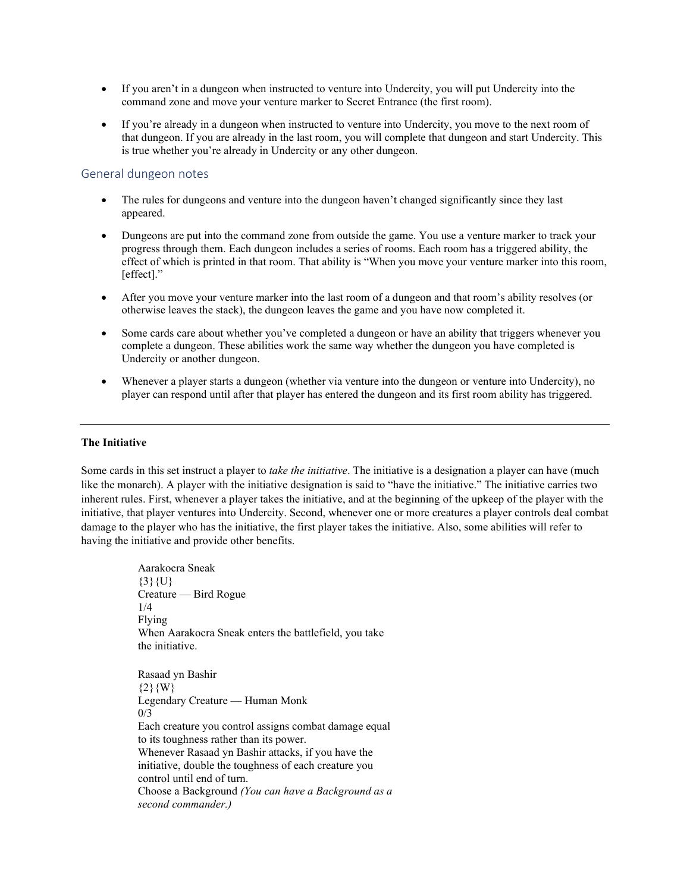- If you aren't in a dungeon when instructed to venture into Undercity, you will put Undercity into the command zone and move your venture marker to Secret Entrance (the first room).
- If you're already in a dungeon when instructed to venture into Undercity, you move to the next room of that dungeon. If you are already in the last room, you will complete that dungeon and start Undercity. This is true whether you're already in Undercity or any other dungeon.

## General dungeon notes

- The rules for dungeons and venture into the dungeon haven't changed significantly since they last appeared.
- Dungeons are put into the command zone from outside the game. You use a venture marker to track your progress through them. Each dungeon includes a series of rooms. Each room has a triggered ability, the effect of which is printed in that room. That ability is "When you move your venture marker into this room, [effect]."
- After you move your venture marker into the last room of a dungeon and that room's ability resolves (or otherwise leaves the stack), the dungeon leaves the game and you have now completed it.
- Some cards care about whether you've completed a dungeon or have an ability that triggers whenever you complete a dungeon. These abilities work the same way whether the dungeon you have completed is Undercity or another dungeon.
- Whenever a player starts a dungeon (whether via venture into the dungeon or venture into Undercity), no player can respond until after that player has entered the dungeon and its first room ability has triggered.

---

**The Initiative**

Some cards in this set instruct a player to *take the initiative*. The initiative is a designation a player can have (much like the monarch). A player with the initiative designation is said to "have the initiative." The initiative carries two inherent rules. First, whenever a player takes the initiative, and at the beginning of the upkeep of the player with the initiative, that player ventures into Undercity. Second, whenever one or more creatures a player controls deal combat damage to the player who has the initiative, the first player takes the initiative. Also, some abilities will refer to having the initiative and provide other benefits.

> Aarakocra Sneak
> {3}{U}
> Creature — Bird Rogue
> 1/4
> Flying
> When Aarakocra Sneak enters the battlefield, you take the initiative.
>
> Rasaad yn Bashir
> {2}{W}
> Legendary Creature — Human Monk
> 0/3
> Each creature you control assigns combat damage equal to its toughness rather than its power.
> Whenever Rasaad yn Bashir attacks, if you have the initiative, double the toughness of each creature you control until end of turn.
> Choose a Background *(You can have a Background as a second commander.)*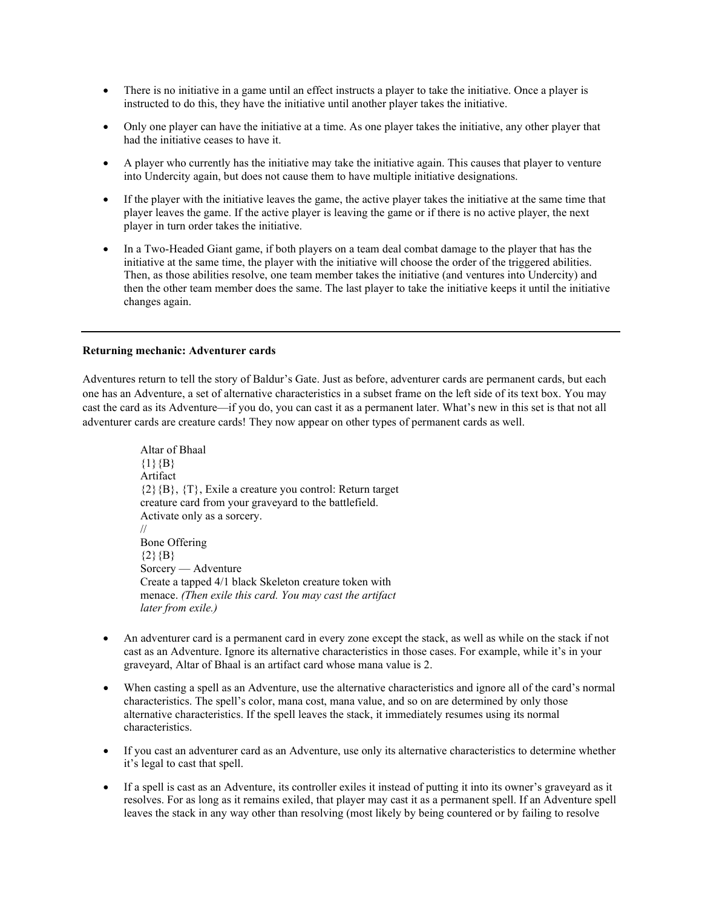- There is no initiative in a game until an effect instructs a player to take the initiative. Once a player is instructed to do this, they have the initiative until another player takes the initiative.

- Only one player can have the initiative at a time. As one player takes the initiative, any other player that had the initiative ceases to have it.

- A player who currently has the initiative may take the initiative again. This causes that player to venture into Undercity again, but does not cause them to have multiple initiative designations.

- If the player with the initiative leaves the game, the active player takes the initiative at the same time that player leaves the game. If the active player is leaving the game or if there is no active player, the next player in turn order takes the initiative.

- In a Two-Headed Giant game, if both players on a team deal combat damage to the player that has the initiative at the same time, the player with the initiative will choose the order of the triggered abilities. Then, as those abilities resolve, one team member takes the initiative (and ventures into Undercity) and then the other team member does the same. The last player to take the initiative keeps it until the initiative changes again.

---

**Returning mechanic: Adventurer cards**

Adventures return to tell the story of Baldur's Gate. Just as before, adventurer cards are permanent cards, but each one has an Adventure, a set of alternative characteristics in a subset frame on the left side of its text box. You may cast the card as its Adventure—if you do, you can cast it as a permanent later. What's new in this set is that not all adventurer cards are creature cards! They now appear on other types of permanent cards as well.

> Altar of Bhaal
> {1}{B}
> Artifact
> {2}{B}, {T}, Exile a creature you control: Return target creature card from your graveyard to the battlefield. Activate only as a sorcery.
> //
> Bone Offering
> {2}{B}
> Sorcery — Adventure
> Create a tapped 4/1 black Skeleton creature token with menace. *(Then exile this card. You may cast the artifact later from exile.)*

- An adventurer card is a permanent card in every zone except the stack, as well as while on the stack if not cast as an Adventure. Ignore its alternative characteristics in those cases. For example, while it's in your graveyard, Altar of Bhaal is an artifact card whose mana value is 2.

- When casting a spell as an Adventure, use the alternative characteristics and ignore all of the card's normal characteristics. The spell's color, mana cost, mana value, and so on are determined by only those alternative characteristics. If the spell leaves the stack, it immediately resumes using its normal characteristics.

- If you cast an adventurer card as an Adventure, use only its alternative characteristics to determine whether it's legal to cast that spell.

- If a spell is cast as an Adventure, its controller exiles it instead of putting it into its owner's graveyard as it resolves. For as long as it remains exiled, that player may cast it as a permanent spell. If an Adventure spell leaves the stack in any way other than resolving (most likely by being countered or by failing to resolve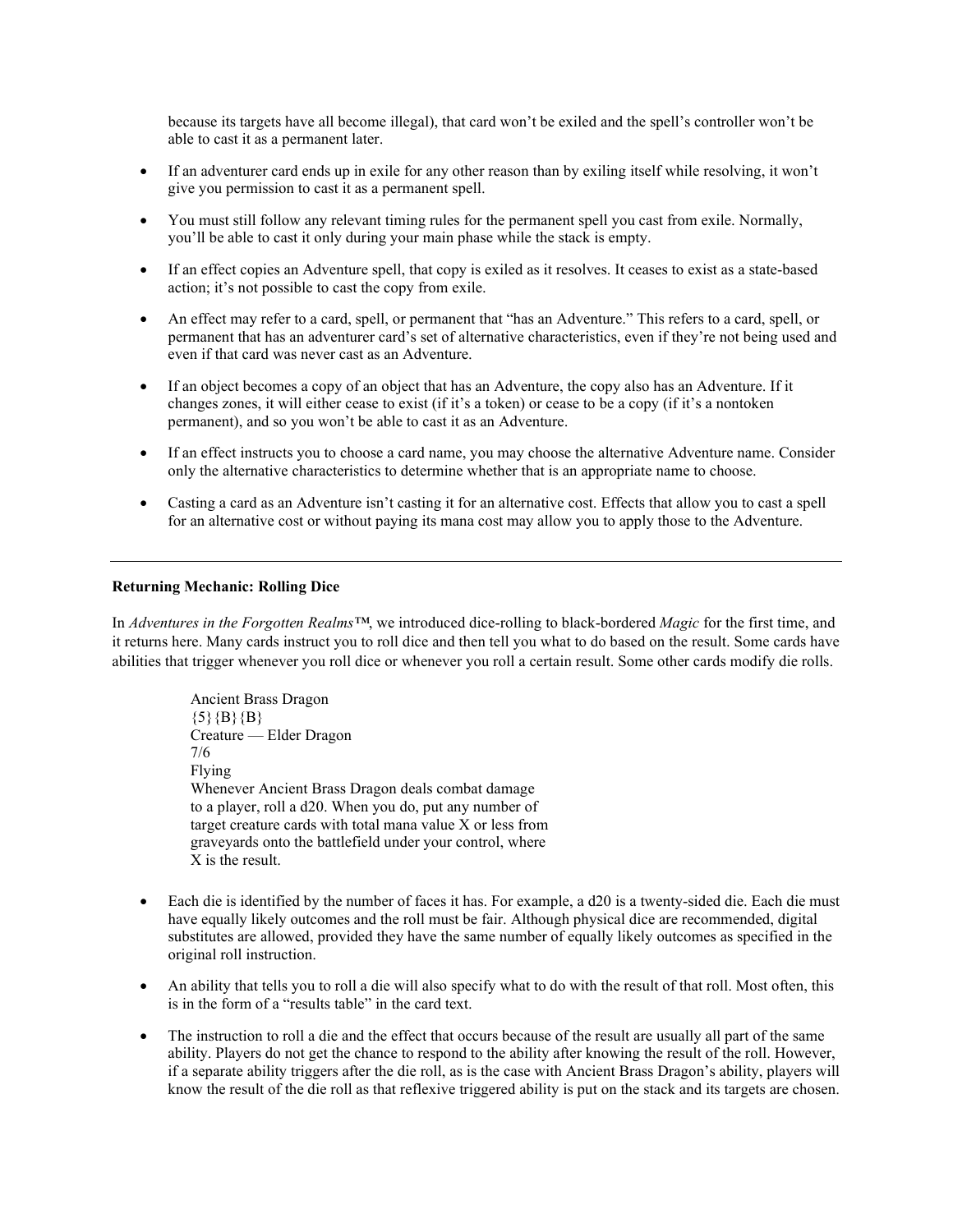because its targets have all become illegal), that card won't be exiled and the spell's controller won't be able to cast it as a permanent later.

- If an adventurer card ends up in exile for any other reason than by exiling itself while resolving, it won't give you permission to cast it as a permanent spell.
- You must still follow any relevant timing rules for the permanent spell you cast from exile. Normally, you'll be able to cast it only during your main phase while the stack is empty.
- If an effect copies an Adventure spell, that copy is exiled as it resolves. It ceases to exist as a state-based action; it's not possible to cast the copy from exile.
- An effect may refer to a card, spell, or permanent that "has an Adventure." This refers to a card, spell, or permanent that has an adventurer card's set of alternative characteristics, even if they're not being used and even if that card was never cast as an Adventure.
- If an object becomes a copy of an object that has an Adventure, the copy also has an Adventure. If it changes zones, it will either cease to exist (if it's a token) or cease to be a copy (if it's a nontoken permanent), and so you won't be able to cast it as an Adventure.
- If an effect instructs you to choose a card name, you may choose the alternative Adventure name. Consider only the alternative characteristics to determine whether that is an appropriate name to choose.
- Casting a card as an Adventure isn't casting it for an alternative cost. Effects that allow you to cast a spell for an alternative cost or without paying its mana cost may allow you to apply those to the Adventure.

---

**Returning Mechanic: Rolling Dice**

In *Adventures in the Forgotten Realms™*, we introduced dice-rolling to black-bordered *Magic* for the first time, and it returns here. Many cards instruct you to roll dice and then tell you what to do based on the result. Some cards have abilities that trigger whenever you roll dice or whenever you roll a certain result. Some other cards modify die rolls.

> Ancient Brass Dragon
> {5}{B}{B}
> Creature — Elder Dragon
> 7/6
> Flying
> Whenever Ancient Brass Dragon deals combat damage to a player, roll a d20. When you do, put any number of target creature cards with total mana value X or less from graveyards onto the battlefield under your control, where X is the result.

- Each die is identified by the number of faces it has. For example, a d20 is a twenty-sided die. Each die must have equally likely outcomes and the roll must be fair. Although physical dice are recommended, digital substitutes are allowed, provided they have the same number of equally likely outcomes as specified in the original roll instruction.
- An ability that tells you to roll a die will also specify what to do with the result of that roll. Most often, this is in the form of a "results table" in the card text.
- The instruction to roll a die and the effect that occurs because of the result are usually all part of the same ability. Players do not get the chance to respond to the ability after knowing the result of the roll. However, if a separate ability triggers after the die roll, as is the case with Ancient Brass Dragon's ability, players will know the result of the die roll as that reflexive triggered ability is put on the stack and its targets are chosen.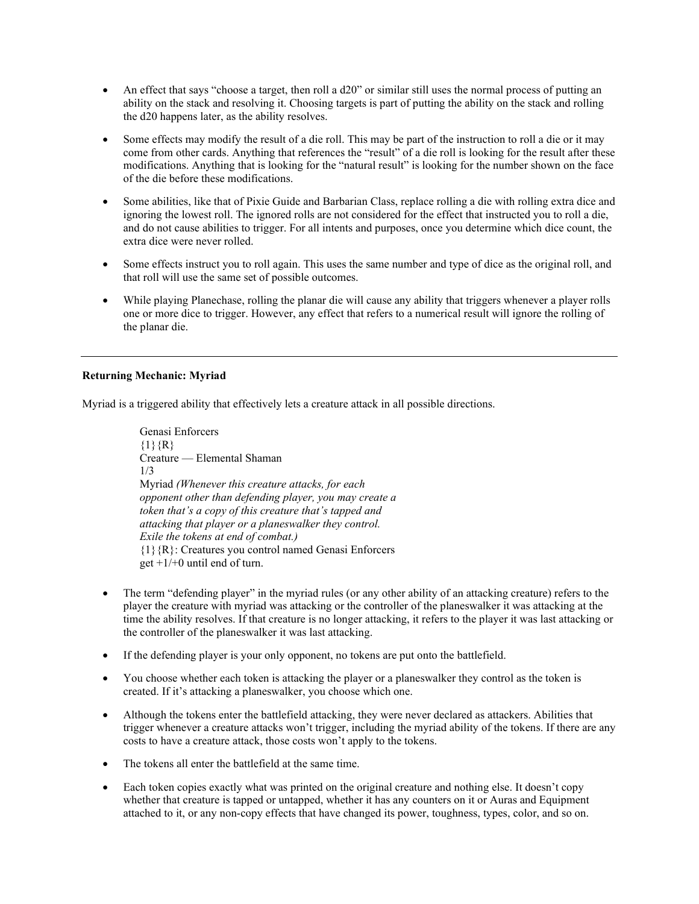- An effect that says "choose a target, then roll a d20" or similar still uses the normal process of putting an ability on the stack and resolving it. Choosing targets is part of putting the ability on the stack and rolling the d20 happens later, as the ability resolves.
- Some effects may modify the result of a die roll. This may be part of the instruction to roll a die or it may come from other cards. Anything that references the "result" of a die roll is looking for the result after these modifications. Anything that is looking for the "natural result" is looking for the number shown on the face of the die before these modifications.
- Some abilities, like that of Pixie Guide and Barbarian Class, replace rolling a die with rolling extra dice and ignoring the lowest roll. The ignored rolls are not considered for the effect that instructed you to roll a die, and do not cause abilities to trigger. For all intents and purposes, once you determine which dice count, the extra dice were never rolled.
- Some effects instruct you to roll again. This uses the same number and type of dice as the original roll, and that roll will use the same set of possible outcomes.
- While playing Planechase, rolling the planar die will cause any ability that triggers whenever a player rolls one or more dice to trigger. However, any effect that refers to a numerical result will ignore the rolling of the planar die.

---

**Returning Mechanic: Myriad**

Myriad is a triggered ability that effectively lets a creature attack in all possible directions.

> Genasi Enforcers
> {1}{R}
> Creature — Elemental Shaman
> 1/3
> Myriad *(Whenever this creature attacks, for each opponent other than defending player, you may create a token that's a copy of this creature that's tapped and attacking that player or a planeswalker they control. Exile the tokens at end of combat.)*
> {1}{R}: Creatures you control named Genasi Enforcers get +1/+0 until end of turn.

- The term "defending player" in the myriad rules (or any other ability of an attacking creature) refers to the player the creature with myriad was attacking or the controller of the planeswalker it was attacking at the time the ability resolves. If that creature is no longer attacking, it refers to the player it was last attacking or the controller of the planeswalker it was last attacking.
- If the defending player is your only opponent, no tokens are put onto the battlefield.
- You choose whether each token is attacking the player or a planeswalker they control as the token is created. If it's attacking a planeswalker, you choose which one.
- Although the tokens enter the battlefield attacking, they were never declared as attackers. Abilities that trigger whenever a creature attacks won't trigger, including the myriad ability of the tokens. If there are any costs to have a creature attack, those costs won't apply to the tokens.
- The tokens all enter the battlefield at the same time.
- Each token copies exactly what was printed on the original creature and nothing else. It doesn't copy whether that creature is tapped or untapped, whether it has any counters on it or Auras and Equipment attached to it, or any non-copy effects that have changed its power, toughness, types, color, and so on.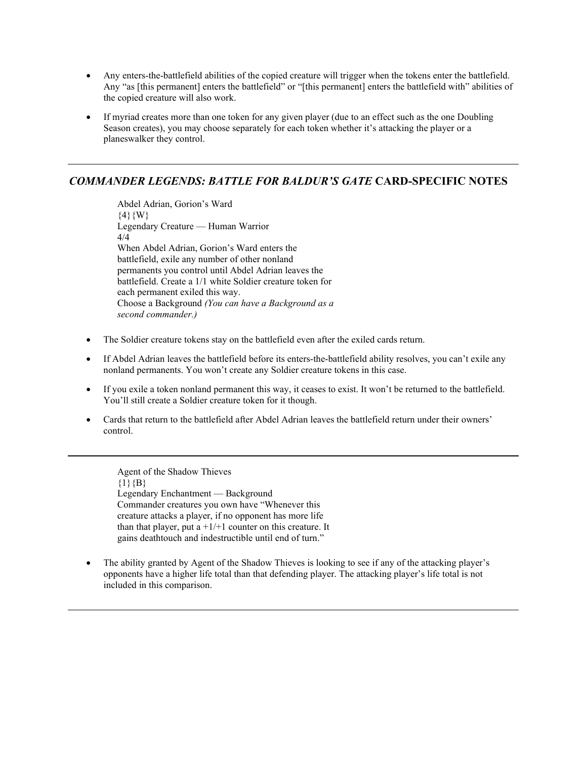- Any enters-the-battlefield abilities of the copied creature will trigger when the tokens enter the battlefield. Any "as [this permanent] enters the battlefield" or "[this permanent] enters the battlefield with" abilities of the copied creature will also work.
- If myriad creates more than one token for any given player (due to an effect such as the one Doubling Season creates), you may choose separately for each token whether it's attacking the player or a planeswalker they control.

---

## *COMMANDER LEGENDS: BATTLE FOR BALDUR'S GATE* CARD-SPECIFIC NOTES

Abdel Adrian, Gorion's Ward
{4}{W}
Legendary Creature — Human Warrior
4/4
When Abdel Adrian, Gorion's Ward enters the battlefield, exile any number of other nonland permanents you control until Abdel Adrian leaves the battlefield. Create a 1/1 white Soldier creature token for each permanent exiled this way.
Choose a Background *(You can have a Background as a second commander.)*

- The Soldier creature tokens stay on the battlefield even after the exiled cards return.
- If Abdel Adrian leaves the battlefield before its enters-the-battlefield ability resolves, you can't exile any nonland permanents. You won't create any Soldier creature tokens in this case.
- If you exile a token nonland permanent this way, it ceases to exist. It won't be returned to the battlefield. You'll still create a Soldier creature token for it though.
- Cards that return to the battlefield after Abdel Adrian leaves the battlefield return under their owners' control.

---

Agent of the Shadow Thieves
{1}{B}
Legendary Enchantment — Background
Commander creatures you own have "Whenever this creature attacks a player, if no opponent has more life than that player, put a +1/+1 counter on this creature. It gains deathtouch and indestructible until end of turn."

- The ability granted by Agent of the Shadow Thieves is looking to see if any of the attacking player's opponents have a higher life total than that defending player. The attacking player's life total is not included in this comparison.

---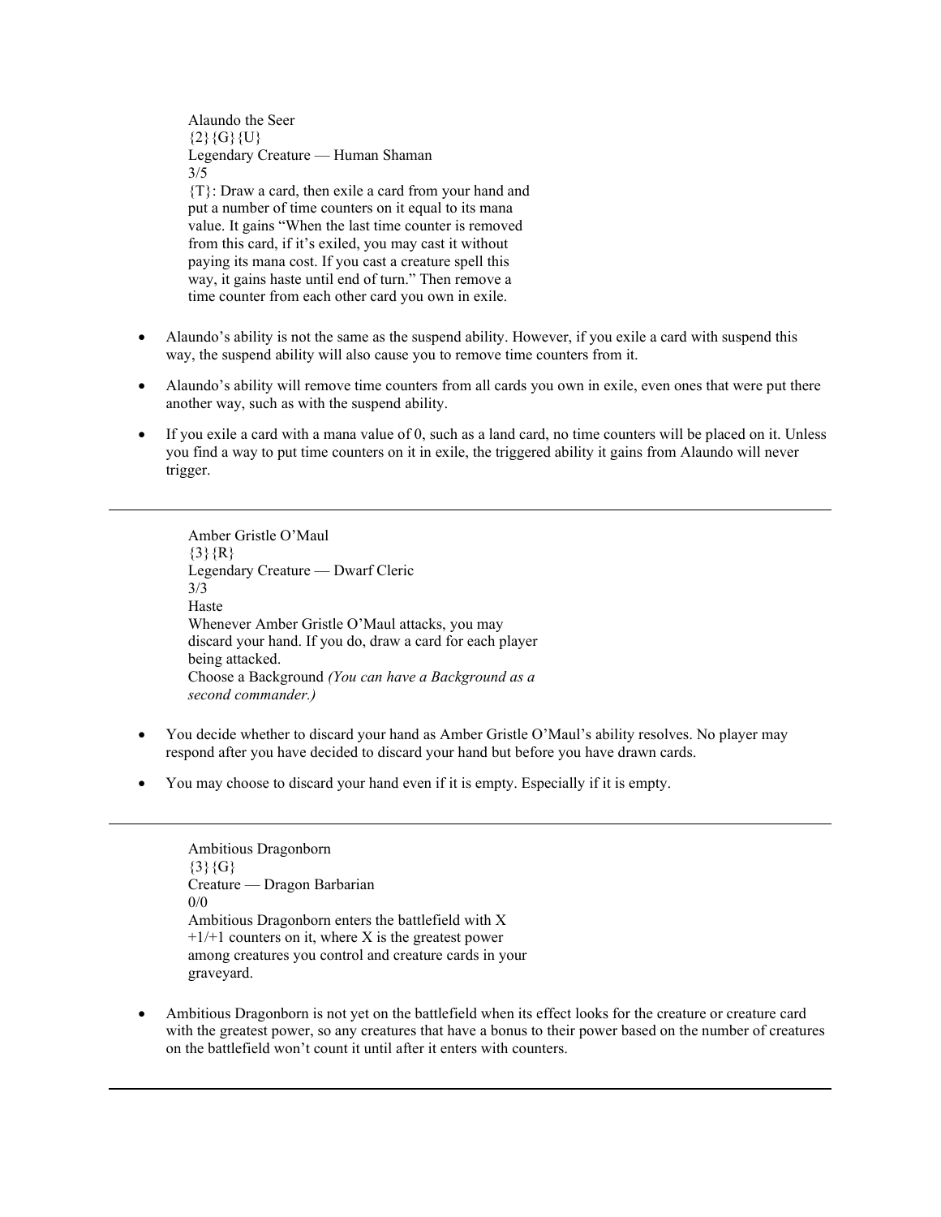Alaundo the Seer
{2}{G}{U}
Legendary Creature — Human Shaman
3/5
{T}: Draw a card, then exile a card from your hand and put a number of time counters on it equal to its mana value. It gains "When the last time counter is removed from this card, if it's exiled, you may cast it without paying its mana cost. If you cast a creature spell this way, it gains haste until end of turn." Then remove a time counter from each other card you own in exile.

- Alaundo's ability is not the same as the suspend ability. However, if you exile a card with suspend this way, the suspend ability will also cause you to remove time counters from it.
- Alaundo's ability will remove time counters from all cards you own in exile, even ones that were put there another way, such as with the suspend ability.
- If you exile a card with a mana value of 0, such as a land card, no time counters will be placed on it. Unless you find a way to put time counters on it in exile, the triggered ability it gains from Alaundo will never trigger.

---

Amber Gristle O'Maul
{3}{R}
Legendary Creature — Dwarf Cleric
3/3
Haste
Whenever Amber Gristle O'Maul attacks, you may discard your hand. If you do, draw a card for each player being attacked.
Choose a Background *(You can have a Background as a second commander.)*

- You decide whether to discard your hand as Amber Gristle O'Maul's ability resolves. No player may respond after you have decided to discard your hand but before you have drawn cards.
- You may choose to discard your hand even if it is empty. Especially if it is empty.

---

Ambitious Dragonborn
{3}{G}
Creature — Dragon Barbarian
0/0
Ambitious Dragonborn enters the battlefield with X +1/+1 counters on it, where X is the greatest power among creatures you control and creature cards in your graveyard.

- Ambitious Dragonborn is not yet on the battlefield when its effect looks for the creature or creature card with the greatest power, so any creatures that have a bonus to their power based on the number of creatures on the battlefield won't count it until after it enters with counters.

---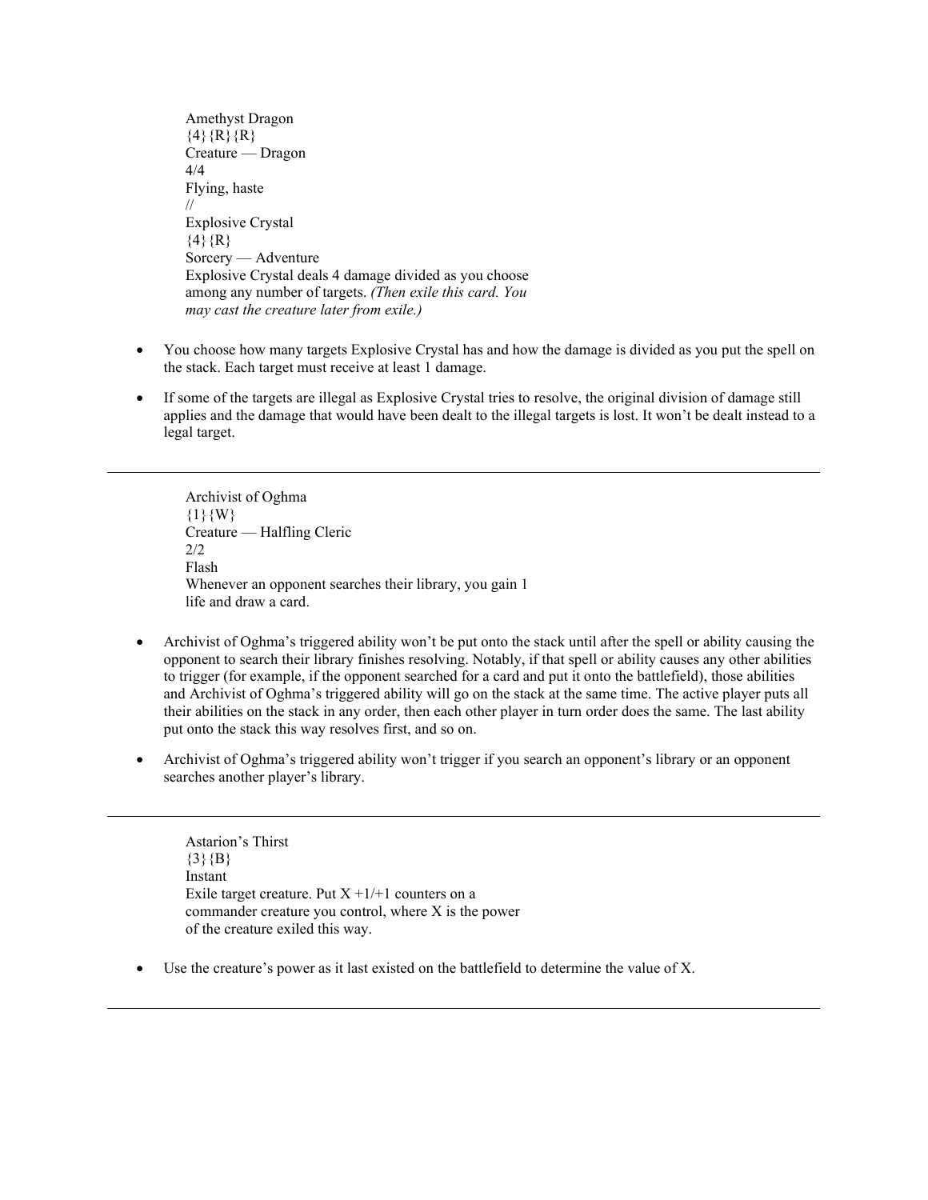Amethyst Dragon
{4}{R}{R}
Creature — Dragon
4/4
Flying, haste
//
Explosive Crystal
{4}{R}
Sorcery — Adventure
Explosive Crystal deals 4 damage divided as you choose among any number of targets. *(Then exile this card. You may cast the creature later from exile.)*

- You choose how many targets Explosive Crystal has and how the damage is divided as you put the spell on the stack. Each target must receive at least 1 damage.
- If some of the targets are illegal as Explosive Crystal tries to resolve, the original division of damage still applies and the damage that would have been dealt to the illegal targets is lost. It won't be dealt instead to a legal target.

---

Archivist of Oghma
{1}{W}
Creature — Halfling Cleric
2/2
Flash
Whenever an opponent searches their library, you gain 1 life and draw a card.

- Archivist of Oghma's triggered ability won't be put onto the stack until after the spell or ability causing the opponent to search their library finishes resolving. Notably, if that spell or ability causes any other abilities to trigger (for example, if the opponent searched for a card and put it onto the battlefield), those abilities and Archivist of Oghma's triggered ability will go on the stack at the same time. The active player puts all their abilities on the stack in any order, then each other player in turn order does the same. The last ability put onto the stack this way resolves first, and so on.
- Archivist of Oghma's triggered ability won't trigger if you search an opponent's library or an opponent searches another player's library.

---

Astarion's Thirst
{3}{B}
Instant
Exile target creature. Put X +1/+1 counters on a commander creature you control, where X is the power of the creature exiled this way.

- Use the creature's power as it last existed on the battlefield to determine the value of X.

---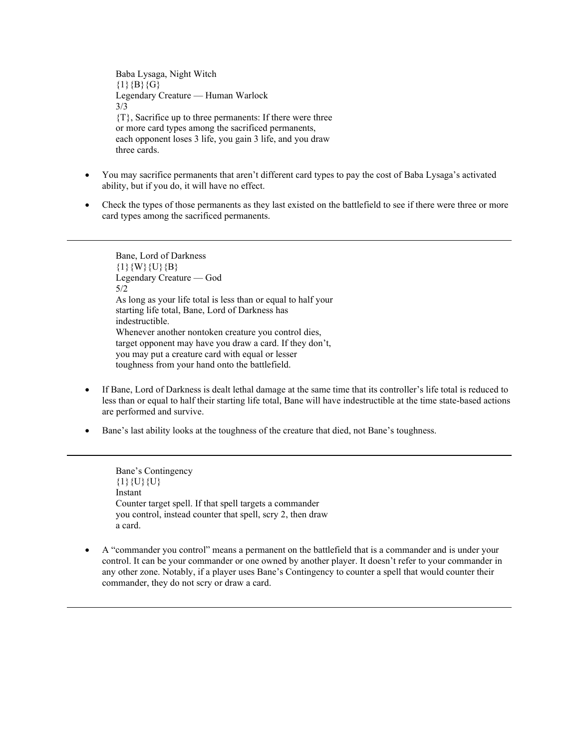Baba Lysaga, Night Witch
{1}{B}{G}
Legendary Creature — Human Warlock
3/3
{T}, Sacrifice up to three permanents: If there were three or more card types among the sacrificed permanents, each opponent loses 3 life, you gain 3 life, and you draw three cards.

- You may sacrifice permanents that aren't different card types to pay the cost of Baba Lysaga's activated ability, but if you do, it will have no effect.
- Check the types of those permanents as they last existed on the battlefield to see if there were three or more card types among the sacrificed permanents.

---

Bane, Lord of Darkness
{1}{W}{U}{B}
Legendary Creature — God
5/2
As long as your life total is less than or equal to half your starting life total, Bane, Lord of Darkness has indestructible.
Whenever another nontoken creature you control dies, target opponent may have you draw a card. If they don't, you may put a creature card with equal or lesser toughness from your hand onto the battlefield.

- If Bane, Lord of Darkness is dealt lethal damage at the same time that its controller's life total is reduced to less than or equal to half their starting life total, Bane will have indestructible at the time state-based actions are performed and survive.
- Bane's last ability looks at the toughness of the creature that died, not Bane's toughness.

---

Bane's Contingency
{1}{U}{U}
Instant
Counter target spell. If that spell targets a commander you control, instead counter that spell, scry 2, then draw a card.

- A "commander you control" means a permanent on the battlefield that is a commander and is under your control. It can be your commander or one owned by another player. It doesn't refer to your commander in any other zone. Notably, if a player uses Bane's Contingency to counter a spell that would counter their commander, they do not scry or draw a card.

---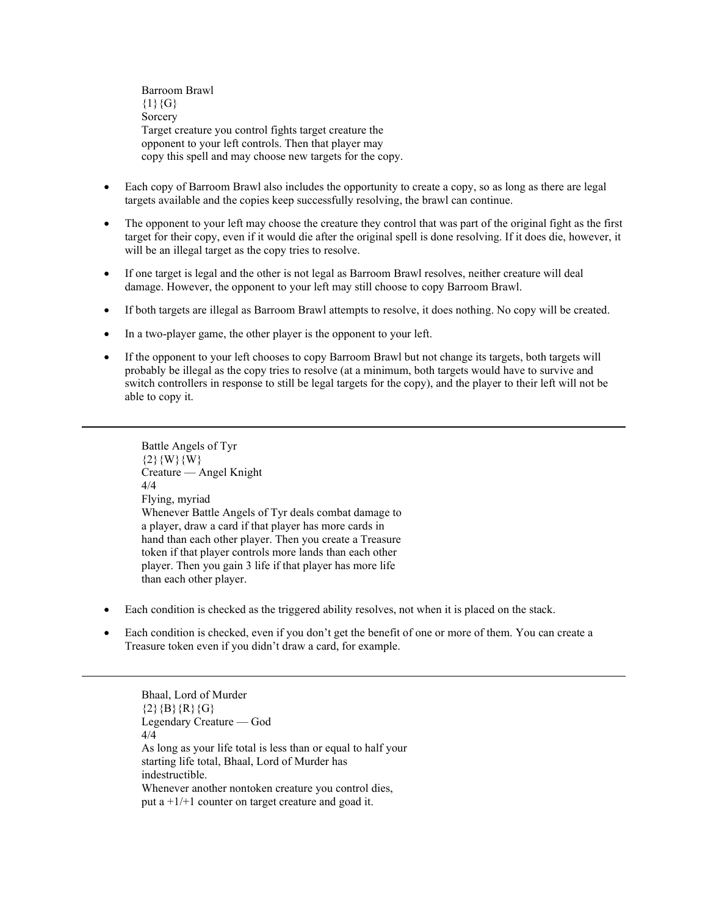Barroom Brawl
{1}{G}
Sorcery
Target creature you control fights target creature the opponent to your left controls. Then that player may copy this spell and may choose new targets for the copy.

- Each copy of Barroom Brawl also includes the opportunity to create a copy, so as long as there are legal targets available and the copies keep successfully resolving, the brawl can continue.
- The opponent to your left may choose the creature they control that was part of the original fight as the first target for their copy, even if it would die after the original spell is done resolving. If it does die, however, it will be an illegal target as the copy tries to resolve.
- If one target is legal and the other is not legal as Barroom Brawl resolves, neither creature will deal damage. However, the opponent to your left may still choose to copy Barroom Brawl.
- If both targets are illegal as Barroom Brawl attempts to resolve, it does nothing. No copy will be created.
- In a two-player game, the other player is the opponent to your left.
- If the opponent to your left chooses to copy Barroom Brawl but not change its targets, both targets will probably be illegal as the copy tries to resolve (at a minimum, both targets would have to survive and switch controllers in response to still be legal targets for the copy), and the player to their left will not be able to copy it.

---

Battle Angels of Tyr
{2}{W}{W}
Creature — Angel Knight
4/4
Flying, myriad
Whenever Battle Angels of Tyr deals combat damage to a player, draw a card if that player has more cards in hand than each other player. Then you create a Treasure token if that player controls more lands than each other player. Then you gain 3 life if that player has more life than each other player.

- Each condition is checked as the triggered ability resolves, not when it is placed on the stack.
- Each condition is checked, even if you don't get the benefit of one or more of them. You can create a Treasure token even if you didn't draw a card, for example.

---

Bhaal, Lord of Murder
{2}{B}{R}{G}
Legendary Creature — God
4/4
As long as your life total is less than or equal to half your starting life total, Bhaal, Lord of Murder has indestructible.
Whenever another nontoken creature you control dies, put a +1/+1 counter on target creature and goad it.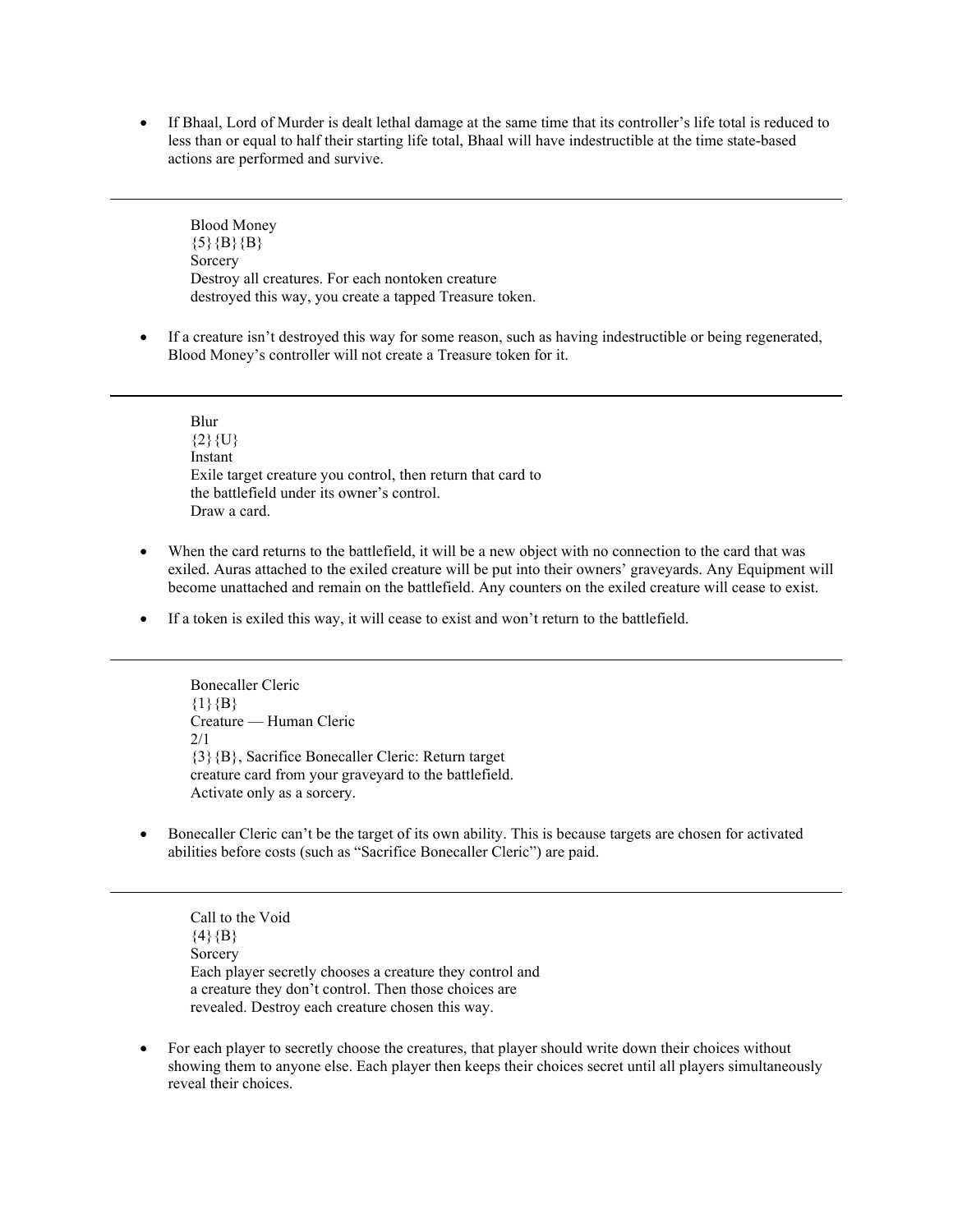- If Bhaal, Lord of Murder is dealt lethal damage at the same time that its controller's life total is reduced to less than or equal to half their starting life total, Bhaal will have indestructible at the time state-based actions are performed and survive.

---

Blood Money
{5}{B}{B}
Sorcery
Destroy all creatures. For each nontoken creature destroyed this way, you create a tapped Treasure token.

- If a creature isn't destroyed this way for some reason, such as having indestructible or being regenerated, Blood Money's controller will not create a Treasure token for it.

---

Blur
{2}{U}
Instant
Exile target creature you control, then return that card to the battlefield under its owner's control.
Draw a card.

- When the card returns to the battlefield, it will be a new object with no connection to the card that was exiled. Auras attached to the exiled creature will be put into their owners' graveyards. Any Equipment will become unattached and remain on the battlefield. Any counters on the exiled creature will cease to exist.
- If a token is exiled this way, it will cease to exist and won't return to the battlefield.

---

Bonecaller Cleric
{1}{B}
Creature — Human Cleric
2/1
{3}{B}, Sacrifice Bonecaller Cleric: Return target creature card from your graveyard to the battlefield.
Activate only as a sorcery.

- Bonecaller Cleric can't be the target of its own ability. This is because targets are chosen for activated abilities before costs (such as "Sacrifice Bonecaller Cleric") are paid.

---

Call to the Void
{4}{B}
Sorcery
Each player secretly chooses a creature they control and a creature they don't control. Then those choices are revealed. Destroy each creature chosen this way.

- For each player to secretly choose the creatures, that player should write down their choices without showing them to anyone else. Each player then keeps their choices secret until all players simultaneously reveal their choices.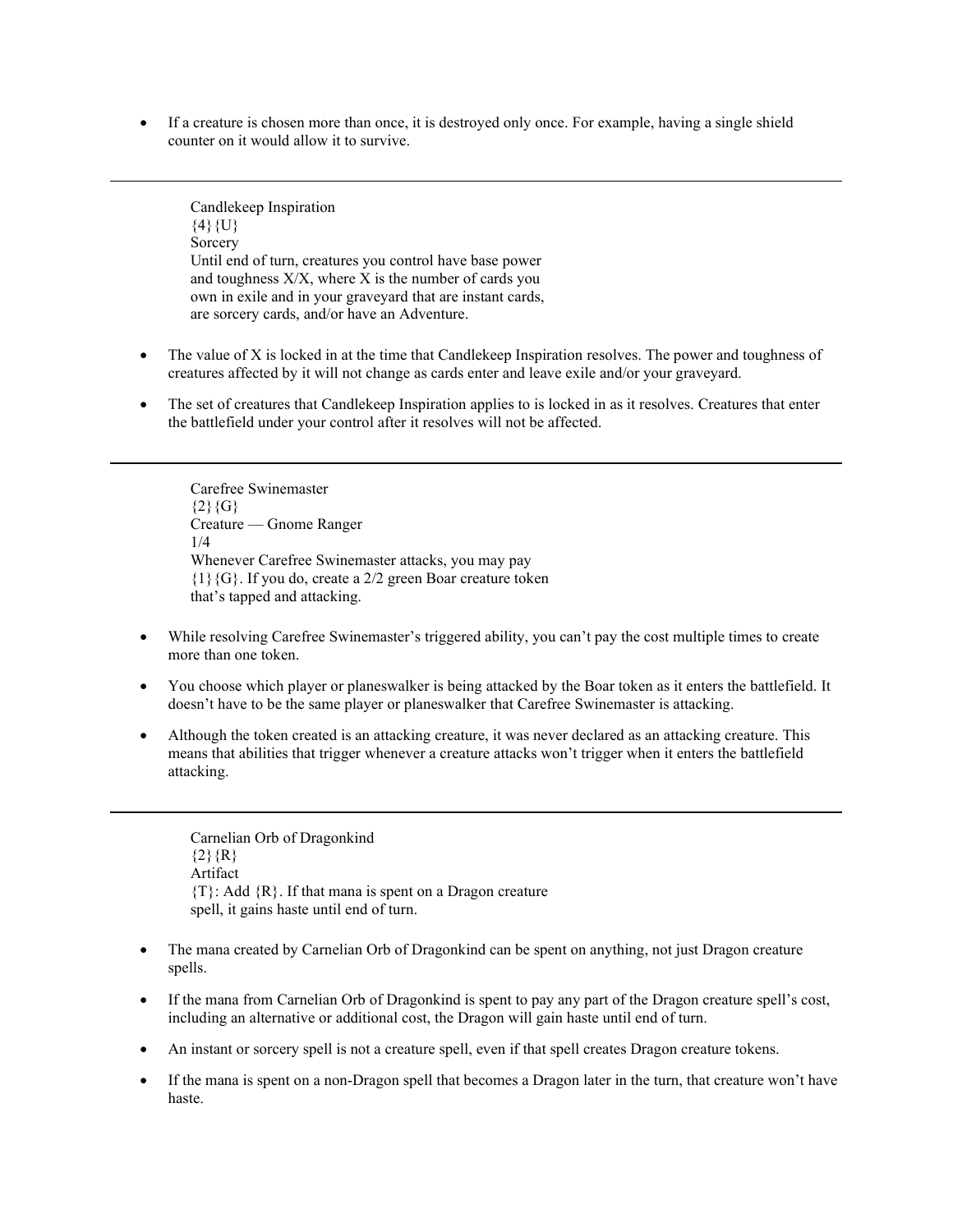- If a creature is chosen more than once, it is destroyed only once. For example, having a single shield counter on it would allow it to survive.

---

Candlekeep Inspiration
{4}{U}
Sorcery
Until end of turn, creatures you control have base power and toughness X/X, where X is the number of cards you own in exile and in your graveyard that are instant cards, are sorcery cards, and/or have an Adventure.

- The value of X is locked in at the time that Candlekeep Inspiration resolves. The power and toughness of creatures affected by it will not change as cards enter and leave exile and/or your graveyard.
- The set of creatures that Candlekeep Inspiration applies to is locked in as it resolves. Creatures that enter the battlefield under your control after it resolves will not be affected.

---

Carefree Swinemaster
{2}{G}
Creature — Gnome Ranger
1/4
Whenever Carefree Swinemaster attacks, you may pay {1}{G}. If you do, create a 2/2 green Boar creature token that's tapped and attacking.

- While resolving Carefree Swinemaster's triggered ability, you can't pay the cost multiple times to create more than one token.
- You choose which player or planeswalker is being attacked by the Boar token as it enters the battlefield. It doesn't have to be the same player or planeswalker that Carefree Swinemaster is attacking.
- Although the token created is an attacking creature, it was never declared as an attacking creature. This means that abilities that trigger whenever a creature attacks won't trigger when it enters the battlefield attacking.

---

Carnelian Orb of Dragonkind
{2}{R}
Artifact
{T}: Add {R}. If that mana is spent on a Dragon creature spell, it gains haste until end of turn.

- The mana created by Carnelian Orb of Dragonkind can be spent on anything, not just Dragon creature spells.
- If the mana from Carnelian Orb of Dragonkind is spent to pay any part of the Dragon creature spell's cost, including an alternative or additional cost, the Dragon will gain haste until end of turn.
- An instant or sorcery spell is not a creature spell, even if that spell creates Dragon creature tokens.
- If the mana is spent on a non-Dragon spell that becomes a Dragon later in the turn, that creature won't have haste.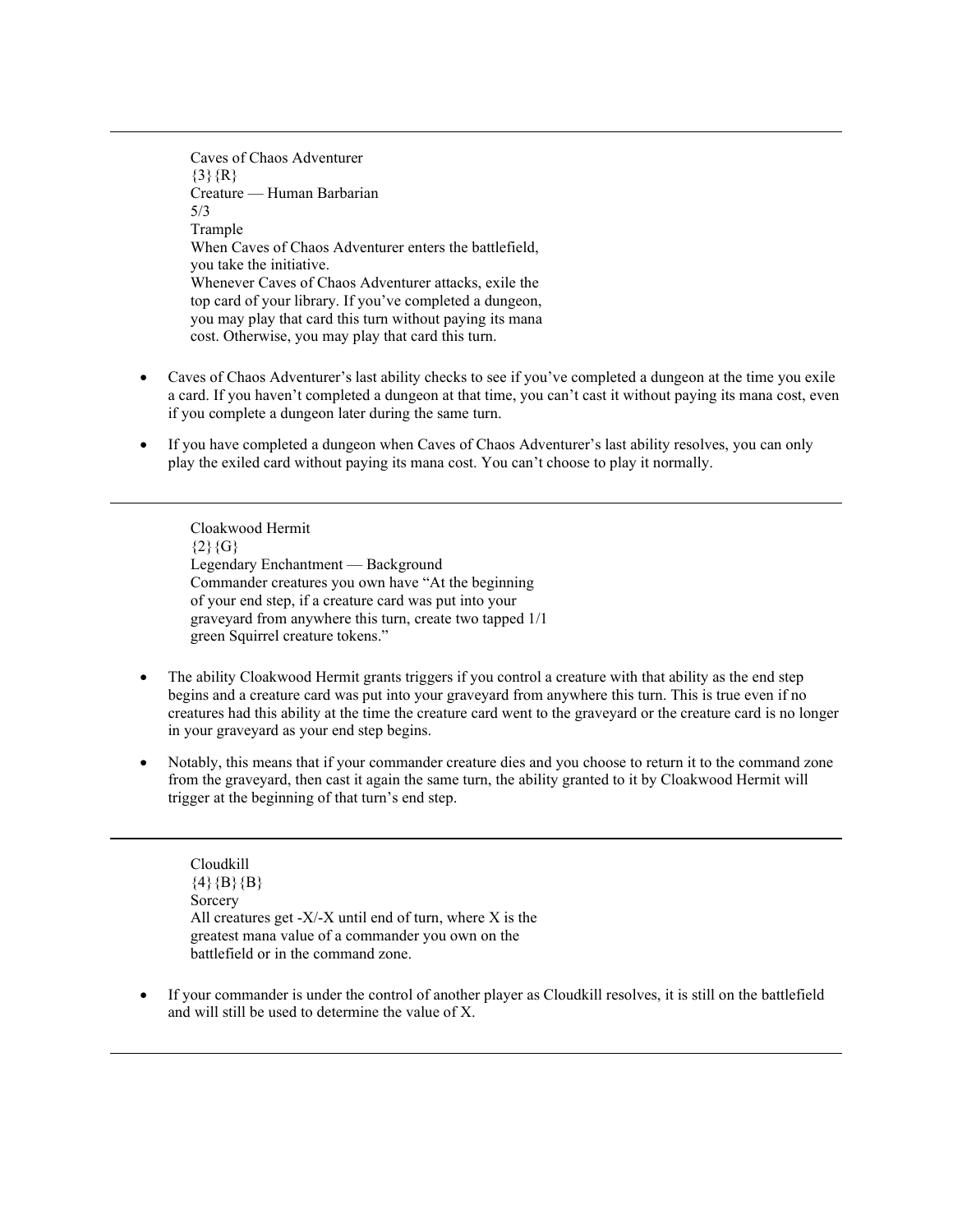---

Caves of Chaos Adventurer
{3}{R}
Creature — Human Barbarian
5/3
Trample
When Caves of Chaos Adventurer enters the battlefield, you take the initiative.
Whenever Caves of Chaos Adventurer attacks, exile the top card of your library. If you've completed a dungeon, you may play that card this turn without paying its mana cost. Otherwise, you may play that card this turn.

- Caves of Chaos Adventurer's last ability checks to see if you've completed a dungeon at the time you exile a card. If you haven't completed a dungeon at that time, you can't cast it without paying its mana cost, even if you complete a dungeon later during the same turn.
- If you have completed a dungeon when Caves of Chaos Adventurer's last ability resolves, you can only play the exiled card without paying its mana cost. You can't choose to play it normally.

---

Cloakwood Hermit
{2}{G}
Legendary Enchantment — Background
Commander creatures you own have "At the beginning of your end step, if a creature card was put into your graveyard from anywhere this turn, create two tapped 1/1 green Squirrel creature tokens."

- The ability Cloakwood Hermit grants triggers if you control a creature with that ability as the end step begins and a creature card was put into your graveyard from anywhere this turn. This is true even if no creatures had this ability at the time the creature card went to the graveyard or the creature card is no longer in your graveyard as your end step begins.
- Notably, this means that if your commander creature dies and you choose to return it to the command zone from the graveyard, then cast it again the same turn, the ability granted to it by Cloakwood Hermit will trigger at the beginning of that turn's end step.

---

Cloudkill
{4}{B}{B}
Sorcery
All creatures get -X/-X until end of turn, where X is the greatest mana value of a commander you own on the battlefield or in the command zone.

- If your commander is under the control of another player as Cloudkill resolves, it is still on the battlefield and will still be used to determine the value of X.

---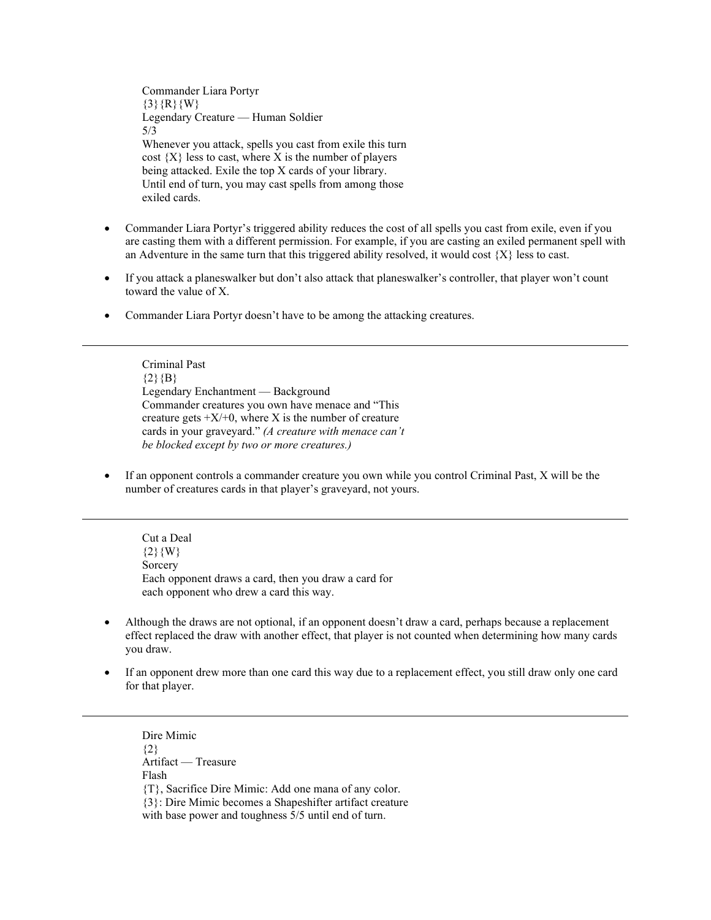Commander Liara Portyr
{3}{R}{W}
Legendary Creature — Human Soldier
5/3
Whenever you attack, spells you cast from exile this turn cost {X} less to cast, where X is the number of players being attacked. Exile the top X cards of your library. Until end of turn, you may cast spells from among those exiled cards.

- Commander Liara Portyr's triggered ability reduces the cost of all spells you cast from exile, even if you are casting them with a different permission. For example, if you are casting an exiled permanent spell with an Adventure in the same turn that this triggered ability resolved, it would cost {X} less to cast.
- If you attack a planeswalker but don't also attack that planeswalker's controller, that player won't count toward the value of X.
- Commander Liara Portyr doesn't have to be among the attacking creatures.

---

Criminal Past
{2}{B}
Legendary Enchantment — Background
Commander creatures you own have menace and "This creature gets +X/+0, where X is the number of creature cards in your graveyard." *(A creature with menace can't be blocked except by two or more creatures.)*

- If an opponent controls a commander creature you own while you control Criminal Past, X will be the number of creatures cards in that player's graveyard, not yours.

---

Cut a Deal
{2}{W}
Sorcery
Each opponent draws a card, then you draw a card for each opponent who drew a card this way.

- Although the draws are not optional, if an opponent doesn't draw a card, perhaps because a replacement effect replaced the draw with another effect, that player is not counted when determining how many cards you draw.
- If an opponent drew more than one card this way due to a replacement effect, you still draw only one card for that player.

---

Dire Mimic
{2}
Artifact — Treasure
Flash
{T}, Sacrifice Dire Mimic: Add one mana of any color.
{3}: Dire Mimic becomes a Shapeshifter artifact creature with base power and toughness 5/5 until end of turn.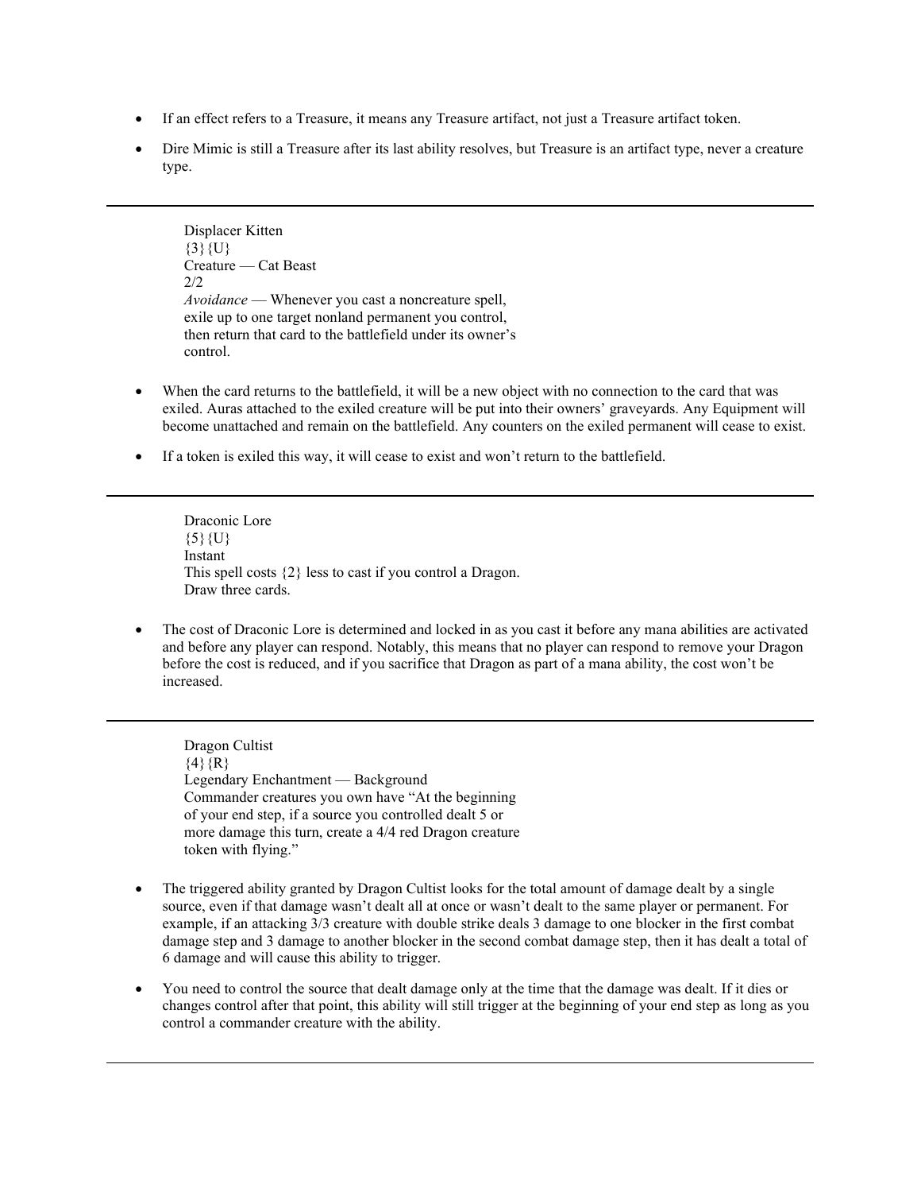- If an effect refers to a Treasure, it means any Treasure artifact, not just a Treasure artifact token.
- Dire Mimic is still a Treasure after its last ability resolves, but Treasure is an artifact type, never a creature type.

---

Displacer Kitten
{3}{U}
Creature — Cat Beast
2/2
*Avoidance* — Whenever you cast a noncreature spell, exile up to one target nonland permanent you control, then return that card to the battlefield under its owner's control.

- When the card returns to the battlefield, it will be a new object with no connection to the card that was exiled. Auras attached to the exiled creature will be put into their owners' graveyards. Any Equipment will become unattached and remain on the battlefield. Any counters on the exiled permanent will cease to exist.
- If a token is exiled this way, it will cease to exist and won't return to the battlefield.

---

Draconic Lore
{5}{U}
Instant
This spell costs {2} less to cast if you control a Dragon.
Draw three cards.

- The cost of Draconic Lore is determined and locked in as you cast it before any mana abilities are activated and before any player can respond. Notably, this means that no player can respond to remove your Dragon before the cost is reduced, and if you sacrifice that Dragon as part of a mana ability, the cost won't be increased.

---

Dragon Cultist
{4}{R}
Legendary Enchantment — Background
Commander creatures you own have "At the beginning of your end step, if a source you controlled dealt 5 or more damage this turn, create a 4/4 red Dragon creature token with flying."

- The triggered ability granted by Dragon Cultist looks for the total amount of damage dealt by a single source, even if that damage wasn't dealt all at once or wasn't dealt to the same player or permanent. For example, if an attacking 3/3 creature with double strike deals 3 damage to one blocker in the first combat damage step and 3 damage to another blocker in the second combat damage step, then it has dealt a total of 6 damage and will cause this ability to trigger.
- You need to control the source that dealt damage only at the time that the damage was dealt. If it dies or changes control after that point, this ability will still trigger at the beginning of your end step as long as you control a commander creature with the ability.

---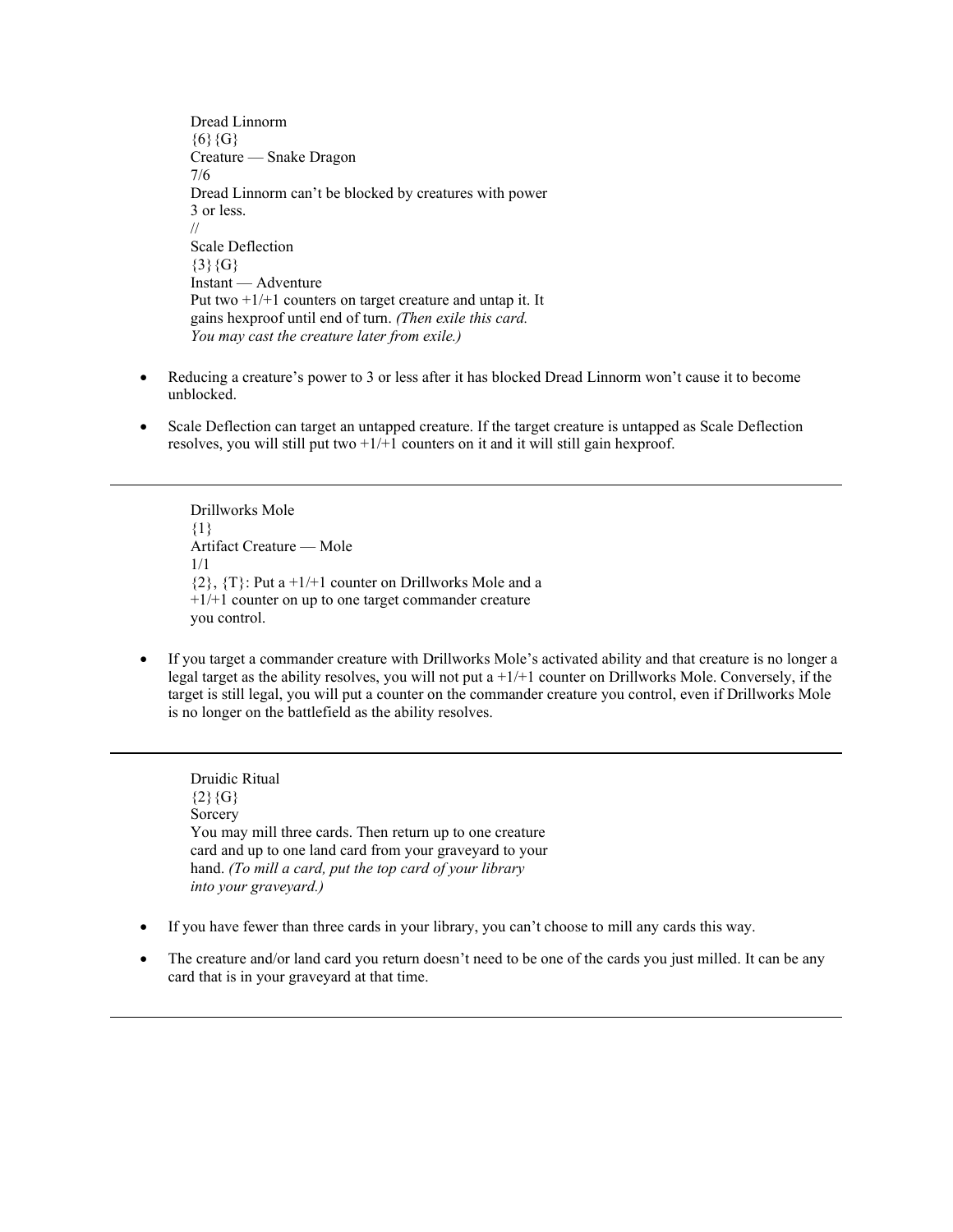Dread Linnorm  
{6}{G}  
Creature — Snake Dragon  
7/6  
Dread Linnorm can't be blocked by creatures with power 3 or less.  
//  
Scale Deflection  
{3}{G}  
Instant — Adventure  
Put two +1/+1 counters on target creature and untap it. It gains hexproof until end of turn. *(Then exile this card. You may cast the creature later from exile.)*

- Reducing a creature's power to 3 or less after it has blocked Dread Linnorm won't cause it to become unblocked.
- Scale Deflection can target an untapped creature. If the target creature is untapped as Scale Deflection resolves, you will still put two +1/+1 counters on it and it will still gain hexproof.

---

Drillworks Mole  
{1}  
Artifact Creature — Mole  
1/1  
{2}, {T}: Put a +1/+1 counter on Drillworks Mole and a +1/+1 counter on up to one target commander creature you control.

- If you target a commander creature with Drillworks Mole's activated ability and that creature is no longer a legal target as the ability resolves, you will not put a +1/+1 counter on Drillworks Mole. Conversely, if the target is still legal, you will put a counter on the commander creature you control, even if Drillworks Mole is no longer on the battlefield as the ability resolves.

---

Druidic Ritual  
{2}{G}  
Sorcery  
You may mill three cards. Then return up to one creature card and up to one land card from your graveyard to your hand. *(To mill a card, put the top card of your library into your graveyard.)*

- If you have fewer than three cards in your library, you can't choose to mill any cards this way.
- The creature and/or land card you return doesn't need to be one of the cards you just milled. It can be any card that is in your graveyard at that time.

---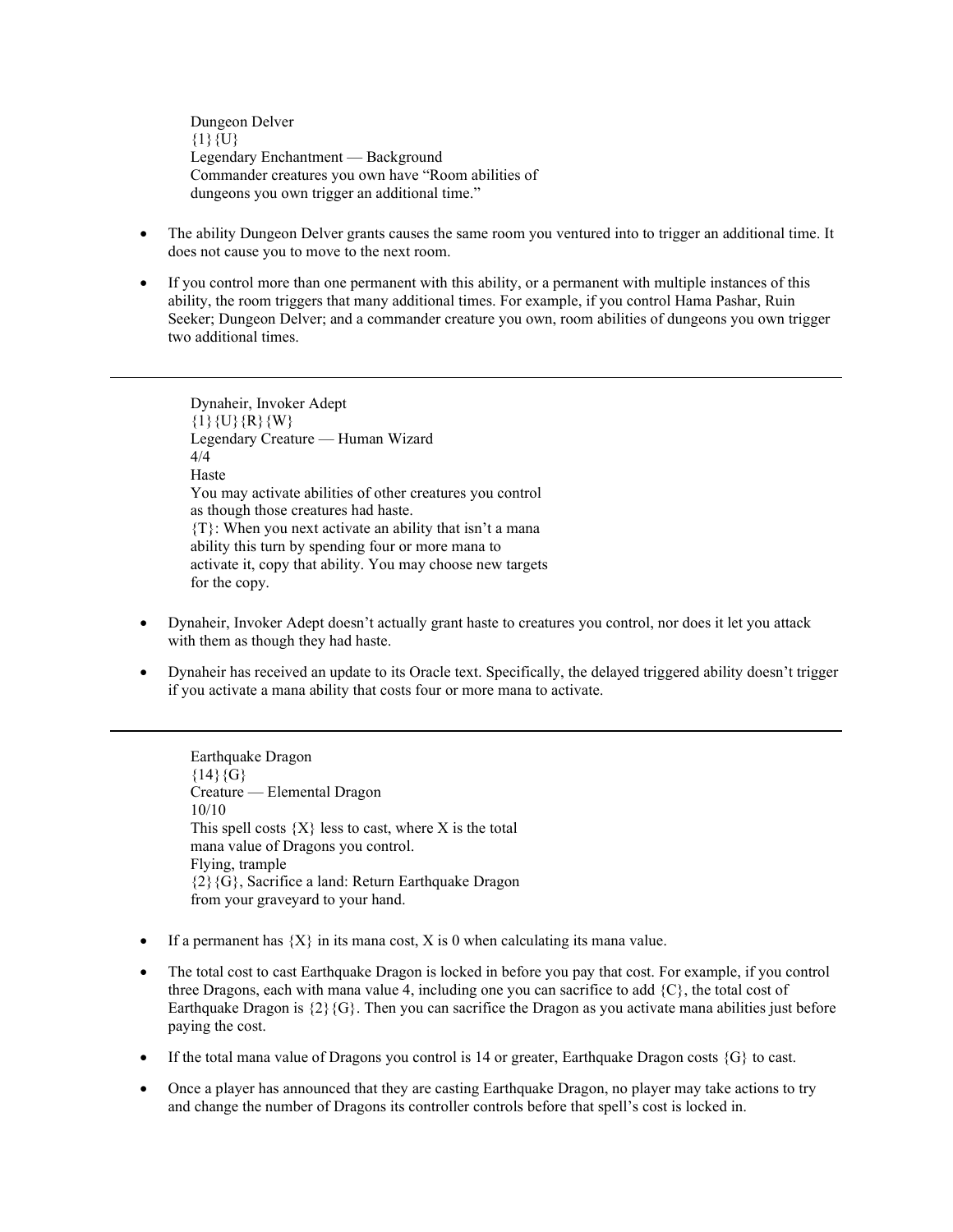Dungeon Delver
{1}{U}
Legendary Enchantment — Background
Commander creatures you own have "Room abilities of dungeons you own trigger an additional time."

- The ability Dungeon Delver grants causes the same room you ventured into to trigger an additional time. It does not cause you to move to the next room.
- If you control more than one permanent with this ability, or a permanent with multiple instances of this ability, the room triggers that many additional times. For example, if you control Hama Pashar, Ruin Seeker; Dungeon Delver; and a commander creature you own, room abilities of dungeons you own trigger two additional times.

---

Dynaheir, Invoker Adept
{1}{U}{R}{W}
Legendary Creature — Human Wizard
4/4
Haste
You may activate abilities of other creatures you control as though those creatures had haste.
{T}: When you next activate an ability that isn't a mana ability this turn by spending four or more mana to activate it, copy that ability. You may choose new targets for the copy.

- Dynaheir, Invoker Adept doesn't actually grant haste to creatures you control, nor does it let you attack with them as though they had haste.
- Dynaheir has received an update to its Oracle text. Specifically, the delayed triggered ability doesn't trigger if you activate a mana ability that costs four or more mana to activate.

---

Earthquake Dragon
{14}{G}
Creature — Elemental Dragon
10/10
This spell costs {X} less to cast, where X is the total mana value of Dragons you control.
Flying, trample
{2}{G}, Sacrifice a land: Return Earthquake Dragon from your graveyard to your hand.

- If a permanent has {X} in its mana cost, X is 0 when calculating its mana value.
- The total cost to cast Earthquake Dragon is locked in before you pay that cost. For example, if you control three Dragons, each with mana value 4, including one you can sacrifice to add {C}, the total cost of Earthquake Dragon is {2}{G}. Then you can sacrifice the Dragon as you activate mana abilities just before paying the cost.
- If the total mana value of Dragons you control is 14 or greater, Earthquake Dragon costs {G} to cast.
- Once a player has announced that they are casting Earthquake Dragon, no player may take actions to try and change the number of Dragons its controller controls before that spell's cost is locked in.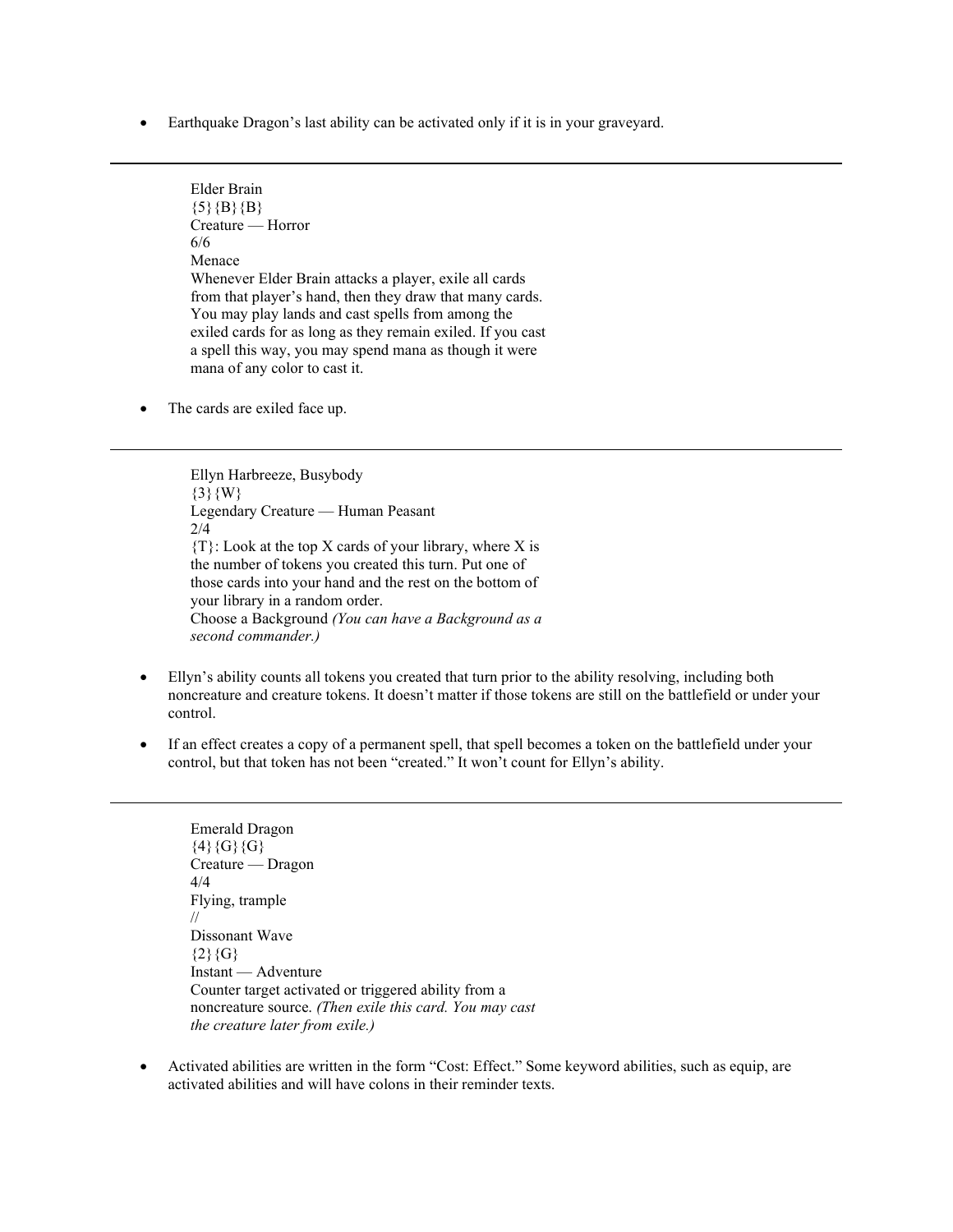- Earthquake Dragon’s last ability can be activated only if it is in your graveyard.

---

Elder Brain
{5}{B}{B}
Creature — Horror
6/6
Menace
Whenever Elder Brain attacks a player, exile all cards from that player’s hand, then they draw that many cards. You may play lands and cast spells from among the exiled cards for as long as they remain exiled. If you cast a spell this way, you may spend mana as though it were mana of any color to cast it.

- The cards are exiled face up.

---

Ellyn Harbreeze, Busybody
{3}{W}
Legendary Creature — Human Peasant
2/4
{T}: Look at the top X cards of your library, where X is the number of tokens you created this turn. Put one of those cards into your hand and the rest on the bottom of your library in a random order.
Choose a Background *(You can have a Background as a second commander.)*

- Ellyn’s ability counts all tokens you created that turn prior to the ability resolving, including both noncreature and creature tokens. It doesn’t matter if those tokens are still on the battlefield or under your control.
- If an effect creates a copy of a permanent spell, that spell becomes a token on the battlefield under your control, but that token has not been “created.” It won’t count for Ellyn’s ability.

---

Emerald Dragon
{4}{G}{G}
Creature — Dragon
4/4
Flying, trample
//
Dissonant Wave
{2}{G}
Instant — Adventure
Counter target activated or triggered ability from a noncreature source. *(Then exile this card. You may cast the creature later from exile.)*

- Activated abilities are written in the form “Cost: Effect.” Some keyword abilities, such as equip, are activated abilities and will have colons in their reminder texts.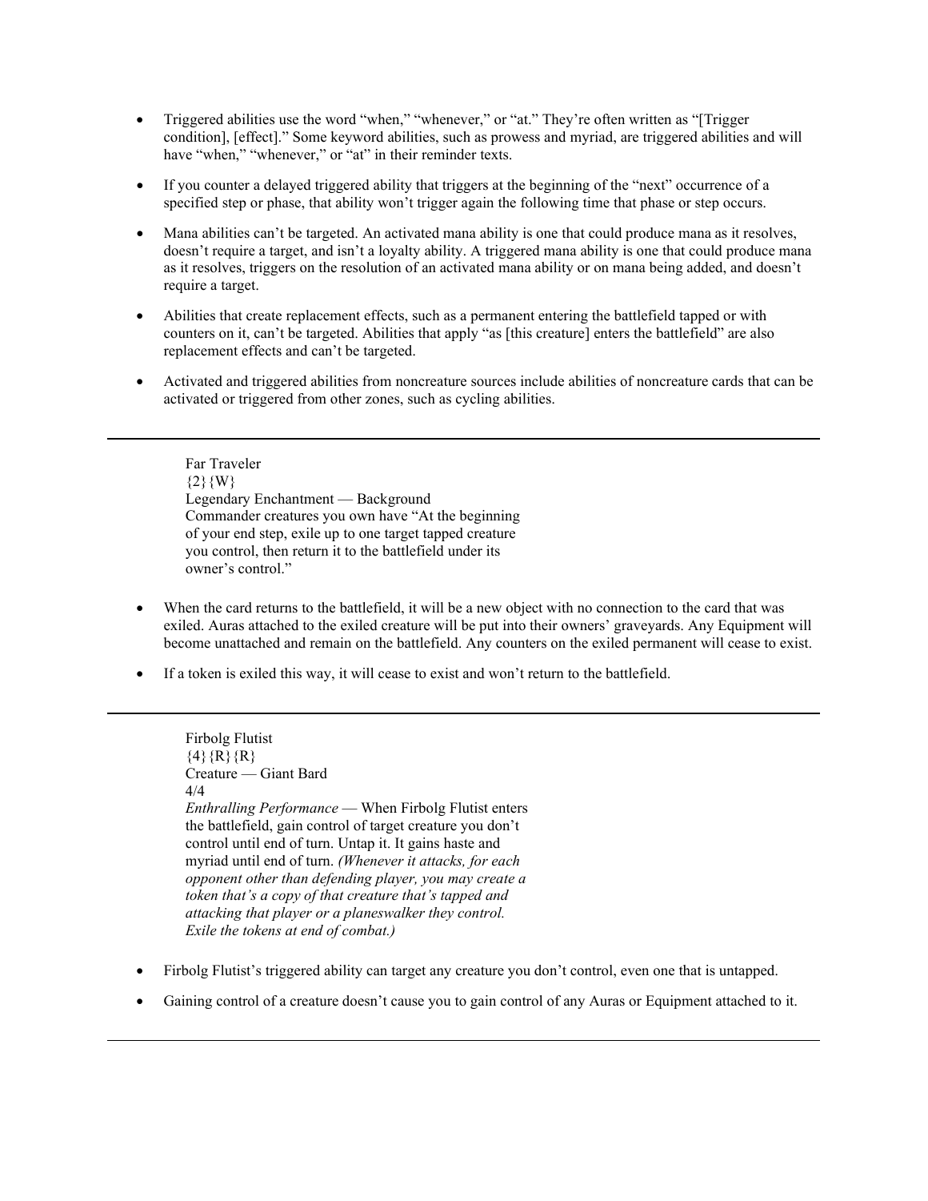- Triggered abilities use the word "when," "whenever," or "at." They're often written as "[Trigger condition], [effect]." Some keyword abilities, such as prowess and myriad, are triggered abilities and will have "when," "whenever," or "at" in their reminder texts.

- If you counter a delayed triggered ability that triggers at the beginning of the "next" occurrence of a specified step or phase, that ability won't trigger again the following time that phase or step occurs.

- Mana abilities can't be targeted. An activated mana ability is one that could produce mana as it resolves, doesn't require a target, and isn't a loyalty ability. A triggered mana ability is one that could produce mana as it resolves, triggers on the resolution of an activated mana ability or on mana being added, and doesn't require a target.

- Abilities that create replacement effects, such as a permanent entering the battlefield tapped or with counters on it, can't be targeted. Abilities that apply "as [this creature] enters the battlefield" are also replacement effects and can't be targeted.

- Activated and triggered abilities from noncreature sources include abilities of noncreature cards that can be activated or triggered from other zones, such as cycling abilities.

---

Far Traveler
{2}{W}
Legendary Enchantment — Background
Commander creatures you own have "At the beginning of your end step, exile up to one target tapped creature you control, then return it to the battlefield under its owner's control."

- When the card returns to the battlefield, it will be a new object with no connection to the card that was exiled. Auras attached to the exiled creature will be put into their owners' graveyards. Any Equipment will become unattached and remain on the battlefield. Any counters on the exiled permanent will cease to exist.

- If a token is exiled this way, it will cease to exist and won't return to the battlefield.

---

Firbolg Flutist
{4}{R}{R}
Creature — Giant Bard
4/4
*Enthralling Performance* — When Firbolg Flutist enters the battlefield, gain control of target creature you don't control until end of turn. Untap it. It gains haste and myriad until end of turn. *(Whenever it attacks, for each opponent other than defending player, you may create a token that's a copy of that creature that's tapped and attacking that player or a planeswalker they control. Exile the tokens at end of combat.)*

- Firbolg Flutist's triggered ability can target any creature you don't control, even one that is untapped.

- Gaining control of a creature doesn't cause you to gain control of any Auras or Equipment attached to it.

---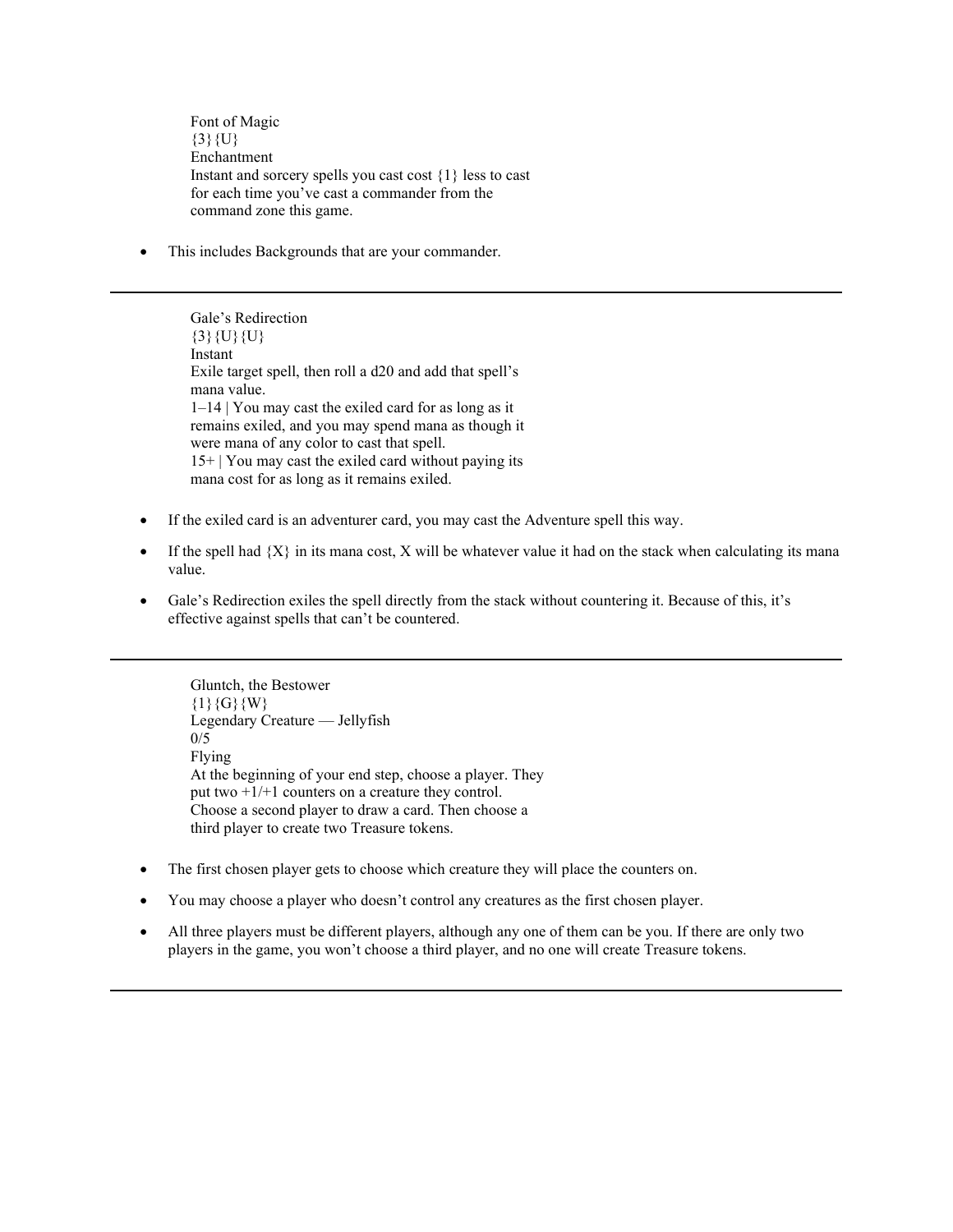Font of Magic
{3}{U}
Enchantment
Instant and sorcery spells you cast cost {1} less to cast for each time you've cast a commander from the command zone this game.

- This includes Backgrounds that are your commander.

---

Gale's Redirection
{3}{U}{U}
Instant
Exile target spell, then roll a d20 and add that spell's mana value.
1–14 | You may cast the exiled card for as long as it remains exiled, and you may spend mana as though it were mana of any color to cast that spell.
15+ | You may cast the exiled card without paying its mana cost for as long as it remains exiled.

- If the exiled card is an adventurer card, you may cast the Adventure spell this way.
- If the spell had {X} in its mana cost, X will be whatever value it had on the stack when calculating its mana value.
- Gale's Redirection exiles the spell directly from the stack without countering it. Because of this, it's effective against spells that can't be countered.

---

Gluntch, the Bestower
{1}{G}{W}
Legendary Creature — Jellyfish
0/5
Flying
At the beginning of your end step, choose a player. They put two +1/+1 counters on a creature they control. Choose a second player to draw a card. Then choose a third player to create two Treasure tokens.

- The first chosen player gets to choose which creature they will place the counters on.
- You may choose a player who doesn't control any creatures as the first chosen player.
- All three players must be different players, although any one of them can be you. If there are only two players in the game, you won't choose a third player, and no one will create Treasure tokens.

---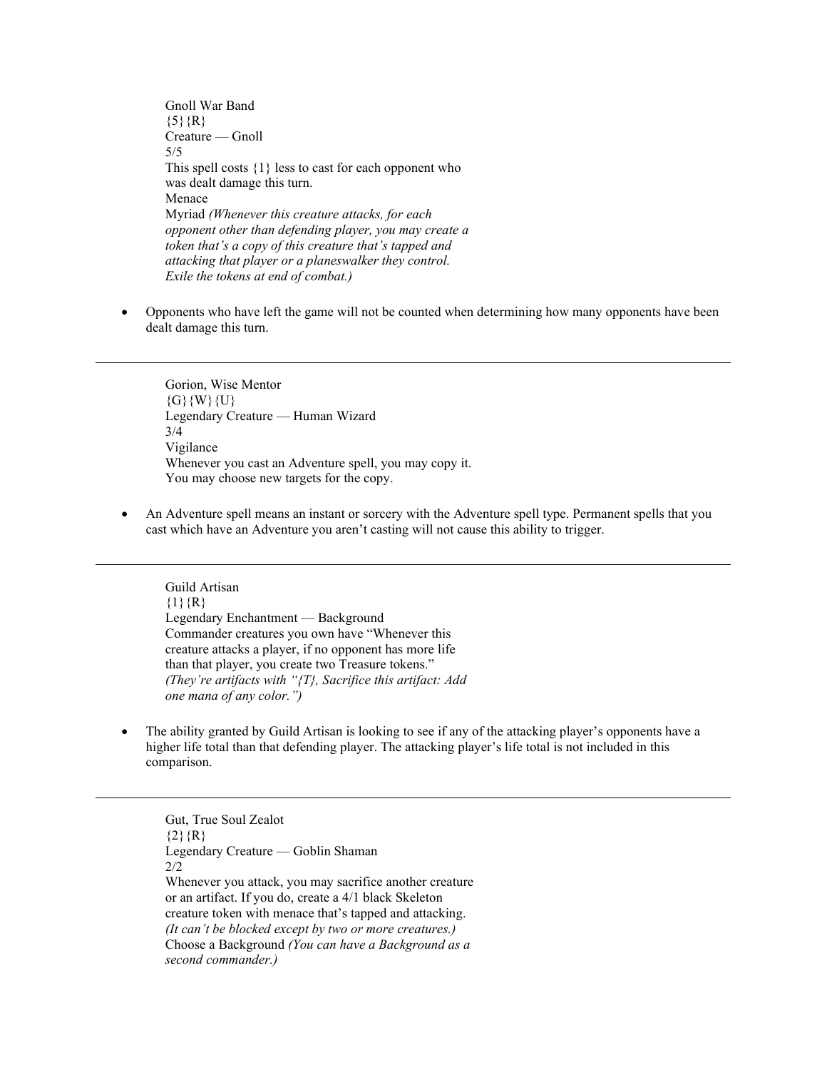Gnoll War Band
{5}{R}
Creature — Gnoll
5/5
This spell costs {1} less to cast for each opponent who was dealt damage this turn.
Menace
Myriad *(Whenever this creature attacks, for each opponent other than defending player, you may create a token that's a copy of this creature that's tapped and attacking that player or a planeswalker they control. Exile the tokens at end of combat.)*

- Opponents who have left the game will not be counted when determining how many opponents have been dealt damage this turn.

---

Gorion, Wise Mentor
{G}{W}{U}
Legendary Creature — Human Wizard
3/4
Vigilance
Whenever you cast an Adventure spell, you may copy it. You may choose new targets for the copy.

- An Adventure spell means an instant or sorcery with the Adventure spell type. Permanent spells that you cast which have an Adventure you aren't casting will not cause this ability to trigger.

---

Guild Artisan
{1}{R}
Legendary Enchantment — Background
Commander creatures you own have "Whenever this creature attacks a player, if no opponent has more life than that player, you create two Treasure tokens." *(They're artifacts with "{T}, Sacrifice this artifact: Add one mana of any color.")*

- The ability granted by Guild Artisan is looking to see if any of the attacking player's opponents have a higher life total than that defending player. The attacking player's life total is not included in this comparison.

---

Gut, True Soul Zealot
{2}{R}
Legendary Creature — Goblin Shaman
2/2
Whenever you attack, you may sacrifice another creature or an artifact. If you do, create a 4/1 black Skeleton creature token with menace that's tapped and attacking. *(It can't be blocked except by two or more creatures.)*
Choose a Background *(You can have a Background as a second commander.)*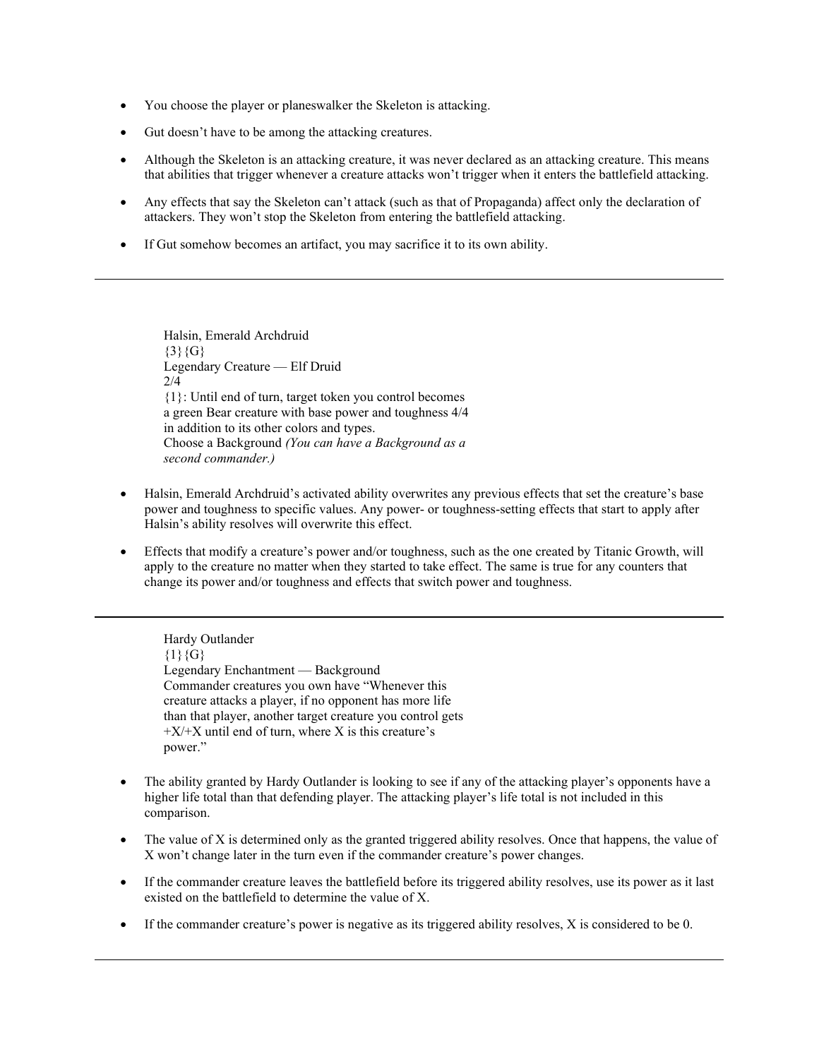- You choose the player or planeswalker the Skeleton is attacking.
- Gut doesn't have to be among the attacking creatures.
- Although the Skeleton is an attacking creature, it was never declared as an attacking creature. This means that abilities that trigger whenever a creature attacks won't trigger when it enters the battlefield attacking.
- Any effects that say the Skeleton can't attack (such as that of Propaganda) affect only the declaration of attackers. They won't stop the Skeleton from entering the battlefield attacking.
- If Gut somehow becomes an artifact, you may sacrifice it to its own ability.

---

Halsin, Emerald Archdruid
{3}{G}
Legendary Creature — Elf Druid
2/4
{1}: Until end of turn, target token you control becomes a green Bear creature with base power and toughness 4/4 in addition to its other colors and types.
Choose a Background *(You can have a Background as a second commander.)*

- Halsin, Emerald Archdruid's activated ability overwrites any previous effects that set the creature's base power and toughness to specific values. Any power- or toughness-setting effects that start to apply after Halsin's ability resolves will overwrite this effect.
- Effects that modify a creature's power and/or toughness, such as the one created by Titanic Growth, will apply to the creature no matter when they started to take effect. The same is true for any counters that change its power and/or toughness and effects that switch power and toughness.

---

Hardy Outlander
{1}{G}
Legendary Enchantment — Background
Commander creatures you own have "Whenever this creature attacks a player, if no opponent has more life than that player, another target creature you control gets +X/+X until end of turn, where X is this creature's power."

- The ability granted by Hardy Outlander is looking to see if any of the attacking player's opponents have a higher life total than that defending player. The attacking player's life total is not included in this comparison.
- The value of X is determined only as the granted triggered ability resolves. Once that happens, the value of X won't change later in the turn even if the commander creature's power changes.
- If the commander creature leaves the battlefield before its triggered ability resolves, use its power as it last existed on the battlefield to determine the value of X.
- If the commander creature's power is negative as its triggered ability resolves, X is considered to be 0.

---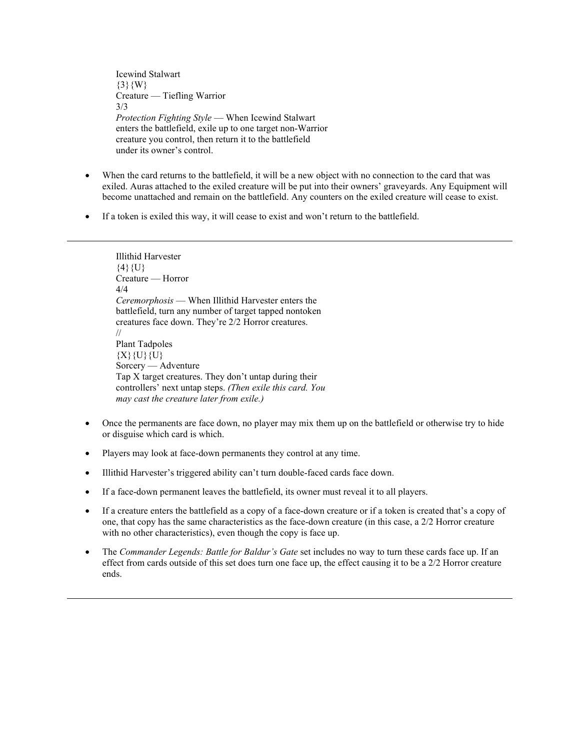Icewind Stalwart
{3}{W}
Creature — Tiefling Warrior
3/3
*Protection Fighting Style* — When Icewind Stalwart enters the battlefield, exile up to one target non-Warrior creature you control, then return it to the battlefield under its owner's control.

- When the card returns to the battlefield, it will be a new object with no connection to the card that was exiled. Auras attached to the exiled creature will be put into their owners' graveyards. Any Equipment will become unattached and remain on the battlefield. Any counters on the exiled creature will cease to exist.
- If a token is exiled this way, it will cease to exist and won't return to the battlefield.

---

Illithid Harvester
{4}{U}
Creature — Horror
4/4
*Ceremorphosis* — When Illithid Harvester enters the battlefield, turn any number of target tapped nontoken creatures face down. They're 2/2 Horror creatures.
//
Plant Tadpoles
{X}{U}{U}
Sorcery — Adventure
Tap X target creatures. They don't untap during their controllers' next untap steps. *(Then exile this card. You may cast the creature later from exile.)*

- Once the permanents are face down, no player may mix them up on the battlefield or otherwise try to hide or disguise which card is which.
- Players may look at face-down permanents they control at any time.
- Illithid Harvester's triggered ability can't turn double-faced cards face down.
- If a face-down permanent leaves the battlefield, its owner must reveal it to all players.
- If a creature enters the battlefield as a copy of a face-down creature or if a token is created that's a copy of one, that copy has the same characteristics as the face-down creature (in this case, a 2/2 Horror creature with no other characteristics), even though the copy is face up.
- The *Commander Legends: Battle for Baldur's Gate* set includes no way to turn these cards face up. If an effect from cards outside of this set does turn one face up, the effect causing it to be a 2/2 Horror creature ends.

---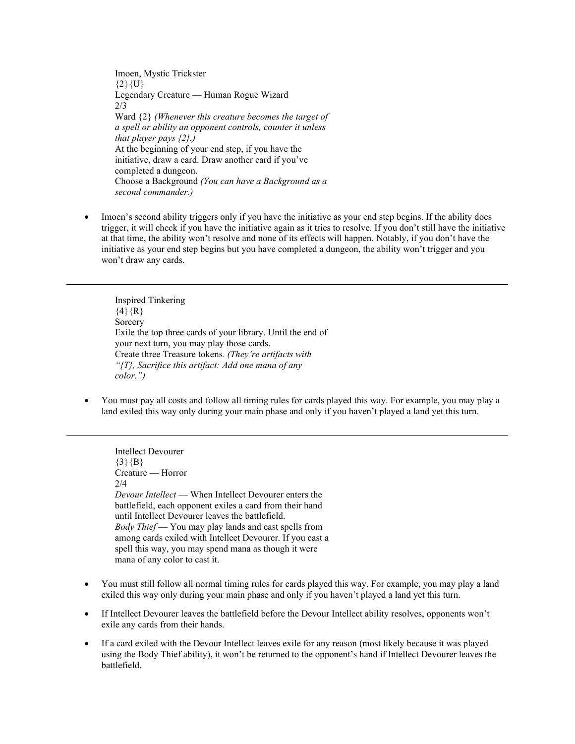Imoen, Mystic Trickster
{2}{U}
Legendary Creature — Human Rogue Wizard
2/3
Ward {2} *(Whenever this creature becomes the target of a spell or ability an opponent controls, counter it unless that player pays {2}.)*
At the beginning of your end step, if you have the initiative, draw a card. Draw another card if you've completed a dungeon.
Choose a Background *(You can have a Background as a second commander.)*

- Imoen's second ability triggers only if you have the initiative as your end step begins. If the ability does trigger, it will check if you have the initiative again as it tries to resolve. If you don't still have the initiative at that time, the ability won't resolve and none of its effects will happen. Notably, if you don't have the initiative as your end step begins but you have completed a dungeon, the ability won't trigger and you won't draw any cards.

---

Inspired Tinkering
{4}{R}
Sorcery
Exile the top three cards of your library. Until the end of your next turn, you may play those cards.
Create three Treasure tokens. *(They're artifacts with "{T}, Sacrifice this artifact: Add one mana of any color.")*

- You must pay all costs and follow all timing rules for cards played this way. For example, you may play a land exiled this way only during your main phase and only if you haven't played a land yet this turn.

---

Intellect Devourer
{3}{B}
Creature — Horror
2/4
*Devour Intellect* — When Intellect Devourer enters the battlefield, each opponent exiles a card from their hand until Intellect Devourer leaves the battlefield.
*Body Thief* — You may play lands and cast spells from among cards exiled with Intellect Devourer. If you cast a spell this way, you may spend mana as though it were mana of any color to cast it.

- You must still follow all normal timing rules for cards played this way. For example, you may play a land exiled this way only during your main phase and only if you haven't played a land yet this turn.
- If Intellect Devourer leaves the battlefield before the Devour Intellect ability resolves, opponents won't exile any cards from their hands.
- If a card exiled with the Devour Intellect leaves exile for any reason (most likely because it was played using the Body Thief ability), it won't be returned to the opponent's hand if Intellect Devourer leaves the battlefield.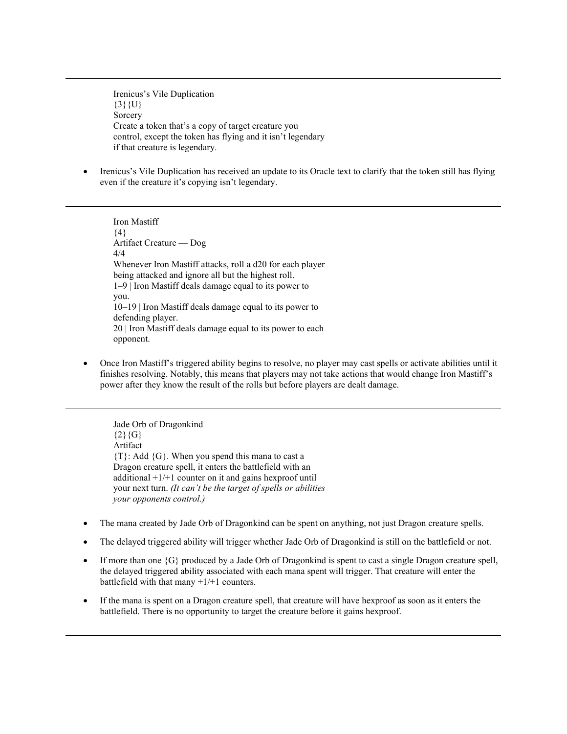---

Irenicus's Vile Duplication
{3}{U}
Sorcery
Create a token that's a copy of target creature you control, except the token has flying and it isn't legendary if that creature is legendary.

- Irenicus's Vile Duplication has received an update to its Oracle text to clarify that the token still has flying even if the creature it's copying isn't legendary.

---

Iron Mastiff
{4}
Artifact Creature — Dog
4/4
Whenever Iron Mastiff attacks, roll a d20 for each player being attacked and ignore all but the highest roll.
1–9 | Iron Mastiff deals damage equal to its power to you.
10–19 | Iron Mastiff deals damage equal to its power to defending player.
20 | Iron Mastiff deals damage equal to its power to each opponent.

- Once Iron Mastiff's triggered ability begins to resolve, no player may cast spells or activate abilities until it finishes resolving. Notably, this means that players may not take actions that would change Iron Mastiff's power after they know the result of the rolls but before players are dealt damage.

---

Jade Orb of Dragonkind
{2}{G}
Artifact
{T}: Add {G}. When you spend this mana to cast a Dragon creature spell, it enters the battlefield with an additional +1/+1 counter on it and gains hexproof until your next turn. *(It can't be the target of spells or abilities your opponents control.)*

- The mana created by Jade Orb of Dragonkind can be spent on anything, not just Dragon creature spells.
- The delayed triggered ability will trigger whether Jade Orb of Dragonkind is still on the battlefield or not.
- If more than one {G} produced by a Jade Orb of Dragonkind is spent to cast a single Dragon creature spell, the delayed triggered ability associated with each mana spent will trigger. That creature will enter the battlefield with that many +1/+1 counters.
- If the mana is spent on a Dragon creature spell, that creature will have hexproof as soon as it enters the battlefield. There is no opportunity to target the creature before it gains hexproof.

---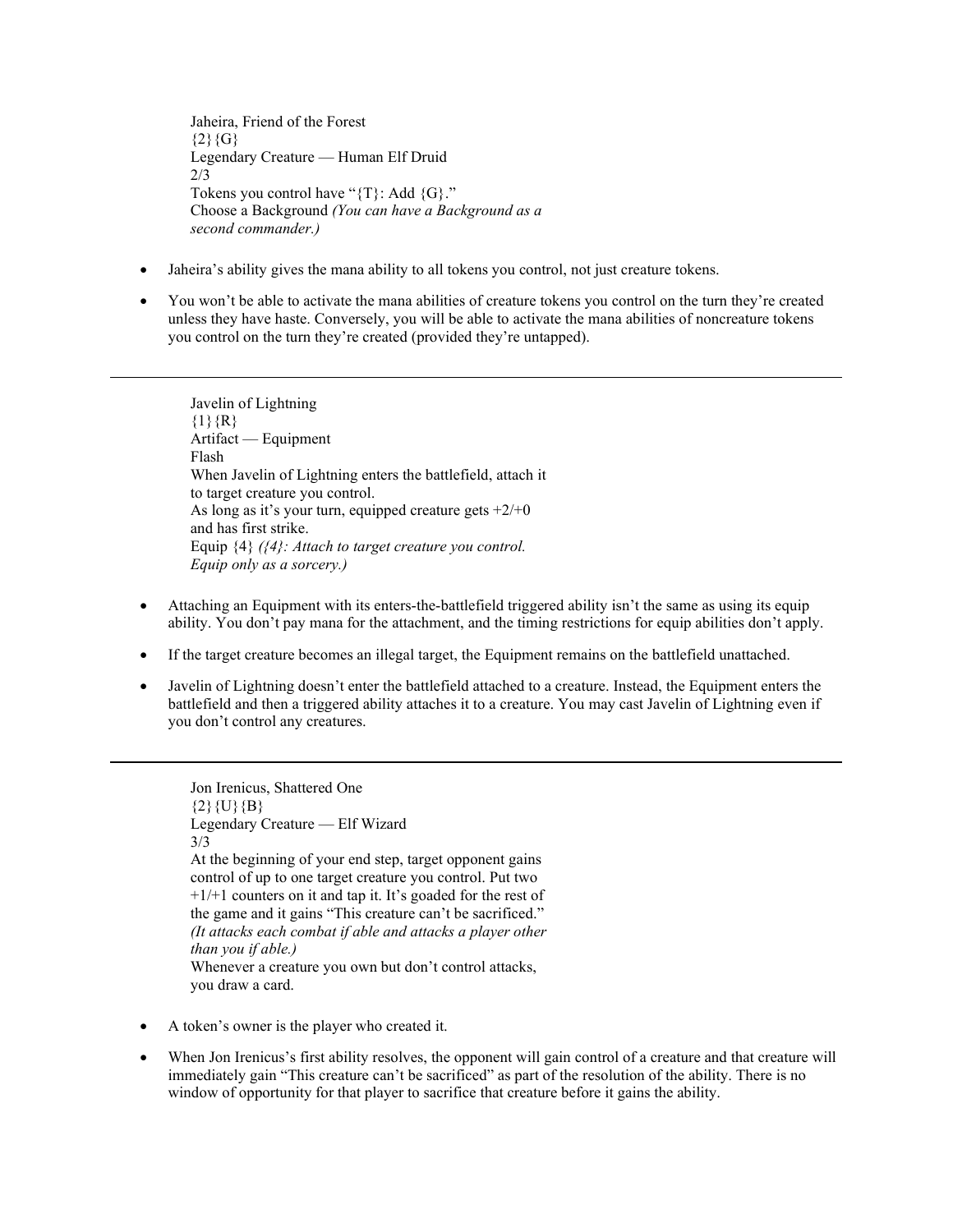Jaheira, Friend of the Forest
{2}{G}
Legendary Creature — Human Elf Druid
2/3
Tokens you control have "{T}: Add {G}."
Choose a Background *(You can have a Background as a second commander.)*

- Jaheira's ability gives the mana ability to all tokens you control, not just creature tokens.
- You won't be able to activate the mana abilities of creature tokens you control on the turn they're created unless they have haste. Conversely, you will be able to activate the mana abilities of noncreature tokens you control on the turn they're created (provided they're untapped).

---

Javelin of Lightning
{1}{R}
Artifact — Equipment
Flash
When Javelin of Lightning enters the battlefield, attach it to target creature you control.
As long as it's your turn, equipped creature gets +2/+0 and has first strike.
Equip {4} *({4}: Attach to target creature you control. Equip only as a sorcery.)*

- Attaching an Equipment with its enters-the-battlefield triggered ability isn't the same as using its equip ability. You don't pay mana for the attachment, and the timing restrictions for equip abilities don't apply.
- If the target creature becomes an illegal target, the Equipment remains on the battlefield unattached.
- Javelin of Lightning doesn't enter the battlefield attached to a creature. Instead, the Equipment enters the battlefield and then a triggered ability attaches it to a creature. You may cast Javelin of Lightning even if you don't control any creatures.

---

Jon Irenicus, Shattered One
{2}{U}{B}
Legendary Creature — Elf Wizard
3/3
At the beginning of your end step, target opponent gains control of up to one target creature you control. Put two +1/+1 counters on it and tap it. It's goaded for the rest of the game and it gains "This creature can't be sacrificed." *(It attacks each combat if able and attacks a player other than you if able.)*
Whenever a creature you own but don't control attacks, you draw a card.

- A token's owner is the player who created it.
- When Jon Irenicus's first ability resolves, the opponent will gain control of a creature and that creature will immediately gain "This creature can't be sacrificed" as part of the resolution of the ability. There is no window of opportunity for that player to sacrifice that creature before it gains the ability.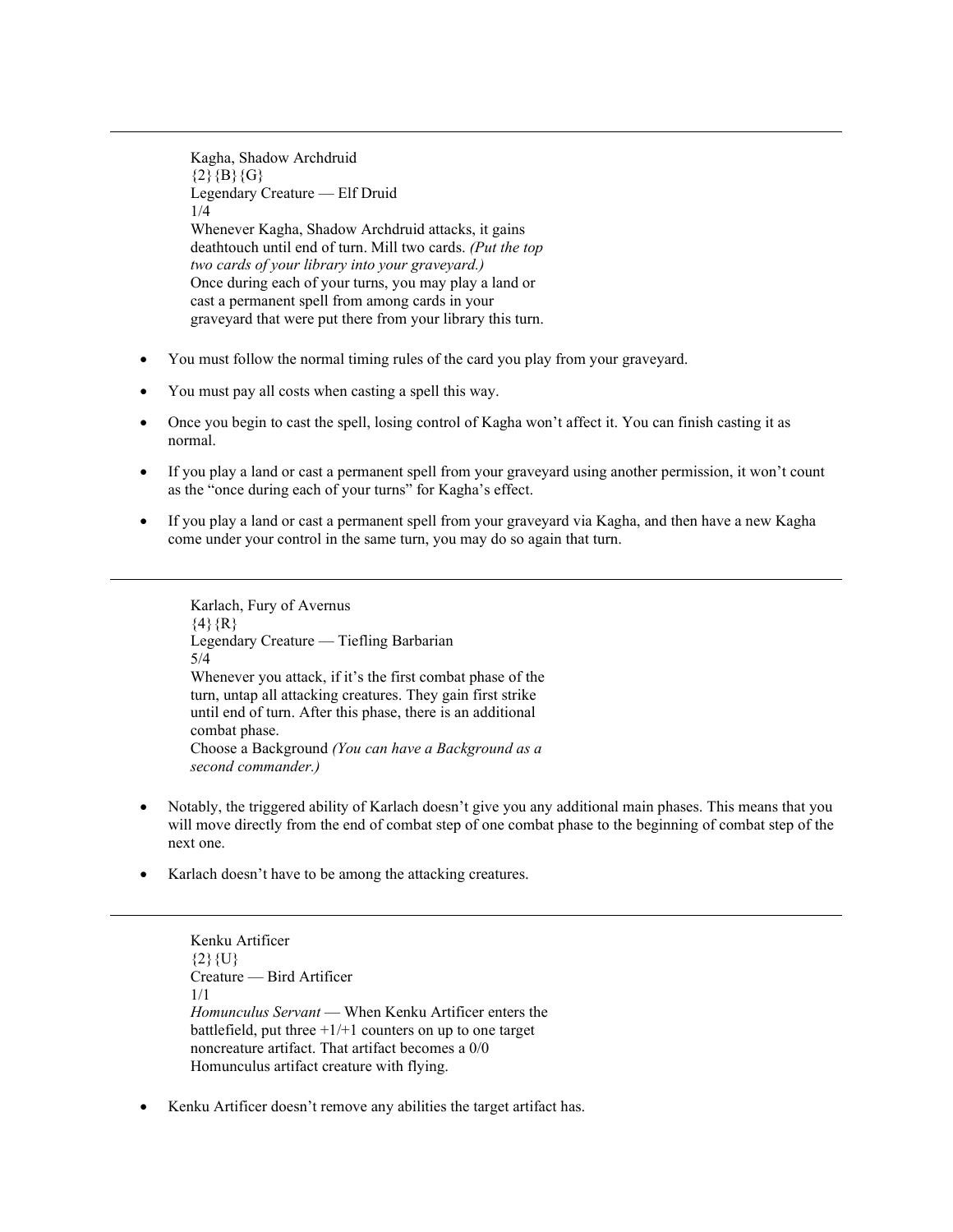---

Kagha, Shadow Archdruid
{2}{B}{G}
Legendary Creature — Elf Druid
1/4
Whenever Kagha, Shadow Archdruid attacks, it gains deathtouch until end of turn. Mill two cards. *(Put the top two cards of your library into your graveyard.)*
Once during each of your turns, you may play a land or cast a permanent spell from among cards in your graveyard that were put there from your library this turn.

- You must follow the normal timing rules of the card you play from your graveyard.
- You must pay all costs when casting a spell this way.
- Once you begin to cast the spell, losing control of Kagha won't affect it. You can finish casting it as normal.
- If you play a land or cast a permanent spell from your graveyard using another permission, it won't count as the "once during each of your turns" for Kagha's effect.
- If you play a land or cast a permanent spell from your graveyard via Kagha, and then have a new Kagha come under your control in the same turn, you may do so again that turn.

---

Karlach, Fury of Avernus
{4}{R}
Legendary Creature — Tiefling Barbarian
5/4
Whenever you attack, if it's the first combat phase of the turn, untap all attacking creatures. They gain first strike until end of turn. After this phase, there is an additional combat phase.
Choose a Background *(You can have a Background as a second commander.)*

- Notably, the triggered ability of Karlach doesn't give you any additional main phases. This means that you will move directly from the end of combat step of one combat phase to the beginning of combat step of the next one.
- Karlach doesn't have to be among the attacking creatures.

---

Kenku Artificer
{2}{U}
Creature — Bird Artificer
1/1
*Homunculus Servant* — When Kenku Artificer enters the battlefield, put three +1/+1 counters on up to one target noncreature artifact. That artifact becomes a 0/0 Homunculus artifact creature with flying.

- Kenku Artificer doesn't remove any abilities the target artifact has.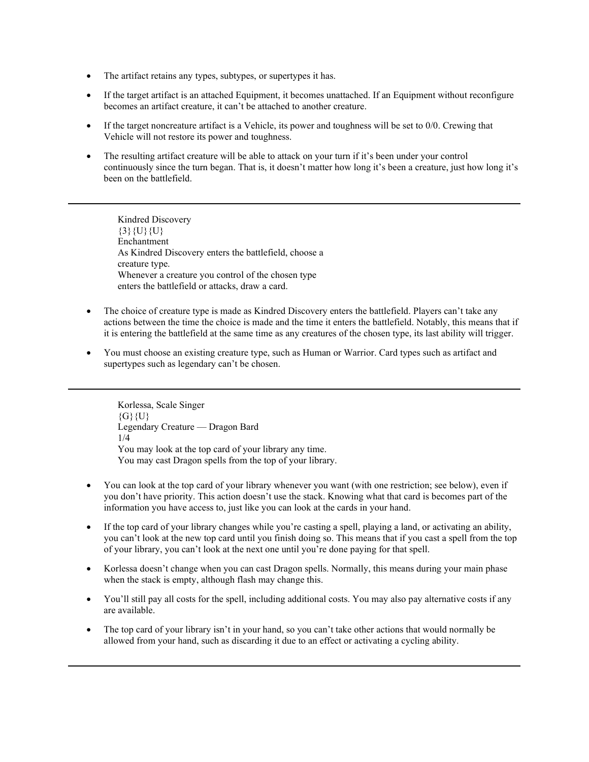- The artifact retains any types, subtypes, or supertypes it has.
- If the target artifact is an attached Equipment, it becomes unattached. If an Equipment without reconfigure becomes an artifact creature, it can't be attached to another creature.
- If the target noncreature artifact is a Vehicle, its power and toughness will be set to 0/0. Crewing that Vehicle will not restore its power and toughness.
- The resulting artifact creature will be able to attack on your turn if it's been under your control continuously since the turn began. That is, it doesn't matter how long it's been a creature, just how long it's been on the battlefield.

---

Kindred Discovery
{3}{U}{U}
Enchantment
As Kindred Discovery enters the battlefield, choose a creature type.
Whenever a creature you control of the chosen type enters the battlefield or attacks, draw a card.

- The choice of creature type is made as Kindred Discovery enters the battlefield. Players can't take any actions between the time the choice is made and the time it enters the battlefield. Notably, this means that if it is entering the battlefield at the same time as any creatures of the chosen type, its last ability will trigger.
- You must choose an existing creature type, such as Human or Warrior. Card types such as artifact and supertypes such as legendary can't be chosen.

---

Korlessa, Scale Singer
{G}{U}
Legendary Creature — Dragon Bard
1/4
You may look at the top card of your library any time.
You may cast Dragon spells from the top of your library.

- You can look at the top card of your library whenever you want (with one restriction; see below), even if you don't have priority. This action doesn't use the stack. Knowing what that card is becomes part of the information you have access to, just like you can look at the cards in your hand.
- If the top card of your library changes while you're casting a spell, playing a land, or activating an ability, you can't look at the new top card until you finish doing so. This means that if you cast a spell from the top of your library, you can't look at the next one until you're done paying for that spell.
- Korlessa doesn't change when you can cast Dragon spells. Normally, this means during your main phase when the stack is empty, although flash may change this.
- You'll still pay all costs for the spell, including additional costs. You may also pay alternative costs if any are available.
- The top card of your library isn't in your hand, so you can't take other actions that would normally be allowed from your hand, such as discarding it due to an effect or activating a cycling ability.

---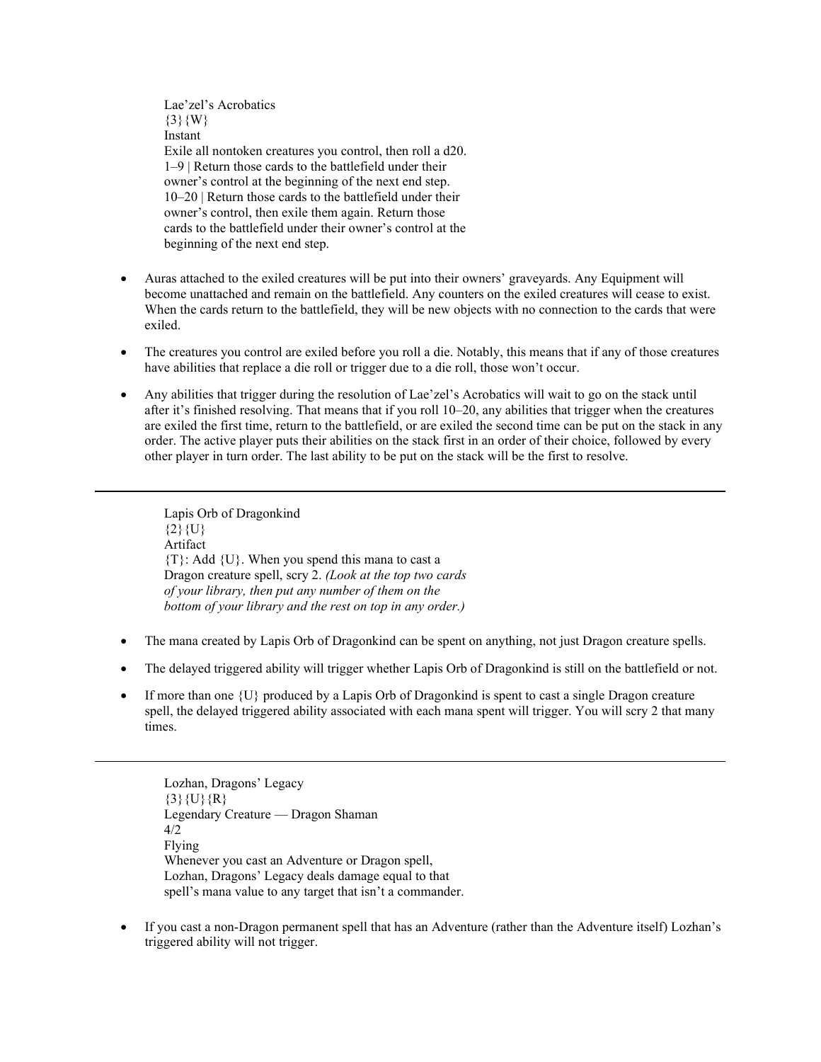Lae'zel's Acrobatics
{3}{W}
Instant
Exile all nontoken creatures you control, then roll a d20.
1–9 | Return those cards to the battlefield under their owner's control at the beginning of the next end step.
10–20 | Return those cards to the battlefield under their owner's control, then exile them again. Return those cards to the battlefield under their owner's control at the beginning of the next end step.

- Auras attached to the exiled creatures will be put into their owners' graveyards. Any Equipment will become unattached and remain on the battlefield. Any counters on the exiled creatures will cease to exist. When the cards return to the battlefield, they will be new objects with no connection to the cards that were exiled.
- The creatures you control are exiled before you roll a die. Notably, this means that if any of those creatures have abilities that replace a die roll or trigger due to a die roll, those won't occur.
- Any abilities that trigger during the resolution of Lae'zel's Acrobatics will wait to go on the stack until after it's finished resolving. That means that if you roll 10–20, any abilities that trigger when the creatures are exiled the first time, return to the battlefield, or are exiled the second time can be put on the stack in any order. The active player puts their abilities on the stack first in an order of their choice, followed by every other player in turn order. The last ability to be put on the stack will be the first to resolve.

---

Lapis Orb of Dragonkind
{2}{U}
Artifact
{T}: Add {U}. When you spend this mana to cast a Dragon creature spell, scry 2. *(Look at the top two cards of your library, then put any number of them on the bottom of your library and the rest on top in any order.)*

- The mana created by Lapis Orb of Dragonkind can be spent on anything, not just Dragon creature spells.
- The delayed triggered ability will trigger whether Lapis Orb of Dragonkind is still on the battlefield or not.
- If more than one {U} produced by a Lapis Orb of Dragonkind is spent to cast a single Dragon creature spell, the delayed triggered ability associated with each mana spent will trigger. You will scry 2 that many times.

---

Lozhan, Dragons' Legacy
{3}{U}{R}
Legendary Creature — Dragon Shaman
4/2
Flying
Whenever you cast an Adventure or Dragon spell, Lozhan, Dragons' Legacy deals damage equal to that spell's mana value to any target that isn't a commander.

- If you cast a non-Dragon permanent spell that has an Adventure (rather than the Adventure itself) Lozhan's triggered ability will not trigger.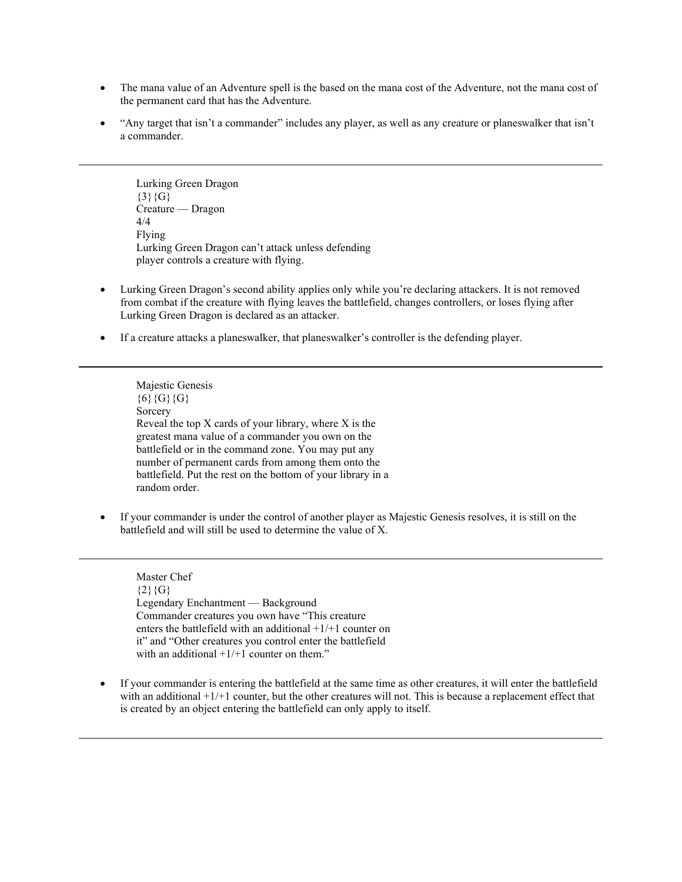- The mana value of an Adventure spell is the based on the mana cost of the Adventure, not the mana cost of the permanent card that has the Adventure.
- "Any target that isn't a commander" includes any player, as well as any creature or planeswalker that isn't a commander.

---

Lurking Green Dragon
{3}{G}
Creature — Dragon
4/4
Flying
Lurking Green Dragon can't attack unless defending player controls a creature with flying.

- Lurking Green Dragon's second ability applies only while you're declaring attackers. It is not removed from combat if the creature with flying leaves the battlefield, changes controllers, or loses flying after Lurking Green Dragon is declared as an attacker.
- If a creature attacks a planeswalker, that planeswalker's controller is the defending player.

---

Majestic Genesis
{6}{G}{G}
Sorcery
Reveal the top X cards of your library, where X is the greatest mana value of a commander you own on the battlefield or in the command zone. You may put any number of permanent cards from among them onto the battlefield. Put the rest on the bottom of your library in a random order.

- If your commander is under the control of another player as Majestic Genesis resolves, it is still on the battlefield and will still be used to determine the value of X.

---

Master Chef
{2}{G}
Legendary Enchantment — Background
Commander creatures you own have "This creature enters the battlefield with an additional +1/+1 counter on it" and "Other creatures you control enter the battlefield with an additional +1/+1 counter on them."

- If your commander is entering the battlefield at the same time as other creatures, it will enter the battlefield with an additional +1/+1 counter, but the other creatures will not. This is because a replacement effect that is created by an object entering the battlefield can only apply to itself.

---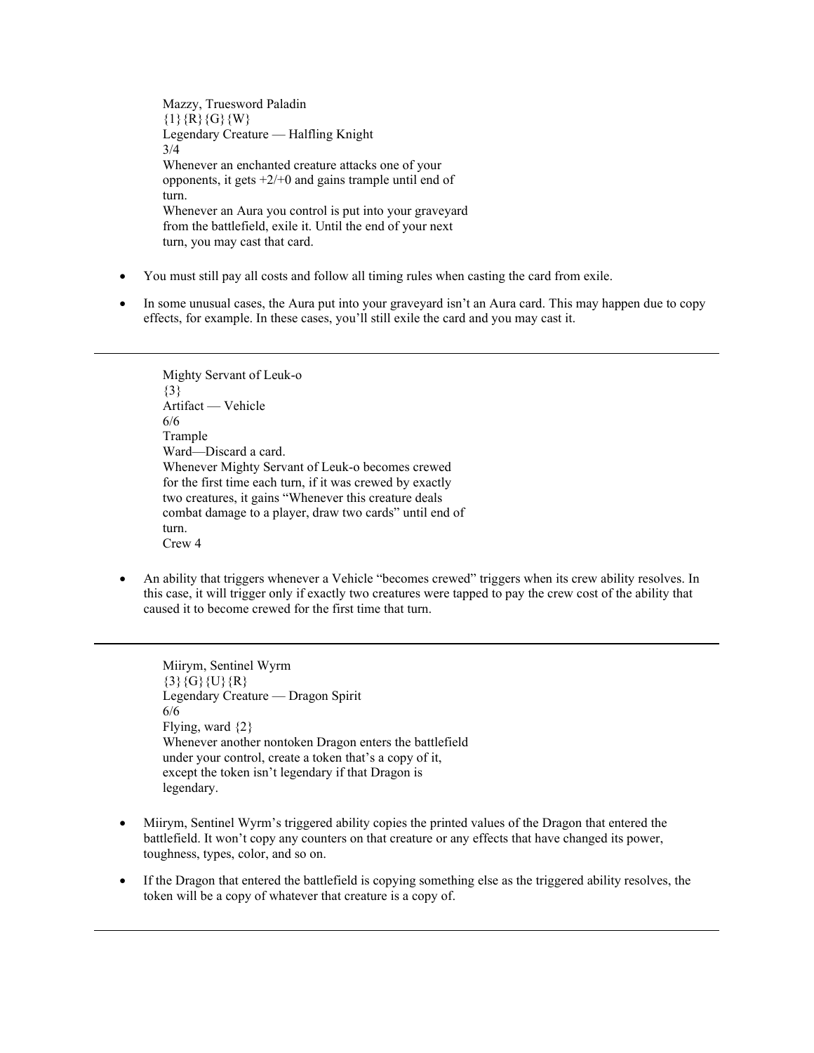Mazzy, Truesword Paladin
{1}{R}{G}{W}
Legendary Creature — Halfling Knight
3/4
Whenever an enchanted creature attacks one of your opponents, it gets +2/+0 and gains trample until end of turn.
Whenever an Aura you control is put into your graveyard from the battlefield, exile it. Until the end of your next turn, you may cast that card.

- You must still pay all costs and follow all timing rules when casting the card from exile.
- In some unusual cases, the Aura put into your graveyard isn't an Aura card. This may happen due to copy effects, for example. In these cases, you'll still exile the card and you may cast it.

---

Mighty Servant of Leuk-o
{3}
Artifact — Vehicle
6/6
Trample
Ward—Discard a card.
Whenever Mighty Servant of Leuk-o becomes crewed for the first time each turn, if it was crewed by exactly two creatures, it gains "Whenever this creature deals combat damage to a player, draw two cards" until end of turn.
Crew 4

- An ability that triggers whenever a Vehicle "becomes crewed" triggers when its crew ability resolves. In this case, it will trigger only if exactly two creatures were tapped to pay the crew cost of the ability that caused it to become crewed for the first time that turn.

---

Miirym, Sentinel Wyrm
{3}{G}{U}{R}
Legendary Creature — Dragon Spirit
6/6
Flying, ward {2}
Whenever another nontoken Dragon enters the battlefield under your control, create a token that's a copy of it, except the token isn't legendary if that Dragon is legendary.

- Miirym, Sentinel Wyrm's triggered ability copies the printed values of the Dragon that entered the battlefield. It won't copy any counters on that creature or any effects that have changed its power, toughness, types, color, and so on.
- If the Dragon that entered the battlefield is copying something else as the triggered ability resolves, the token will be a copy of whatever that creature is a copy of.

---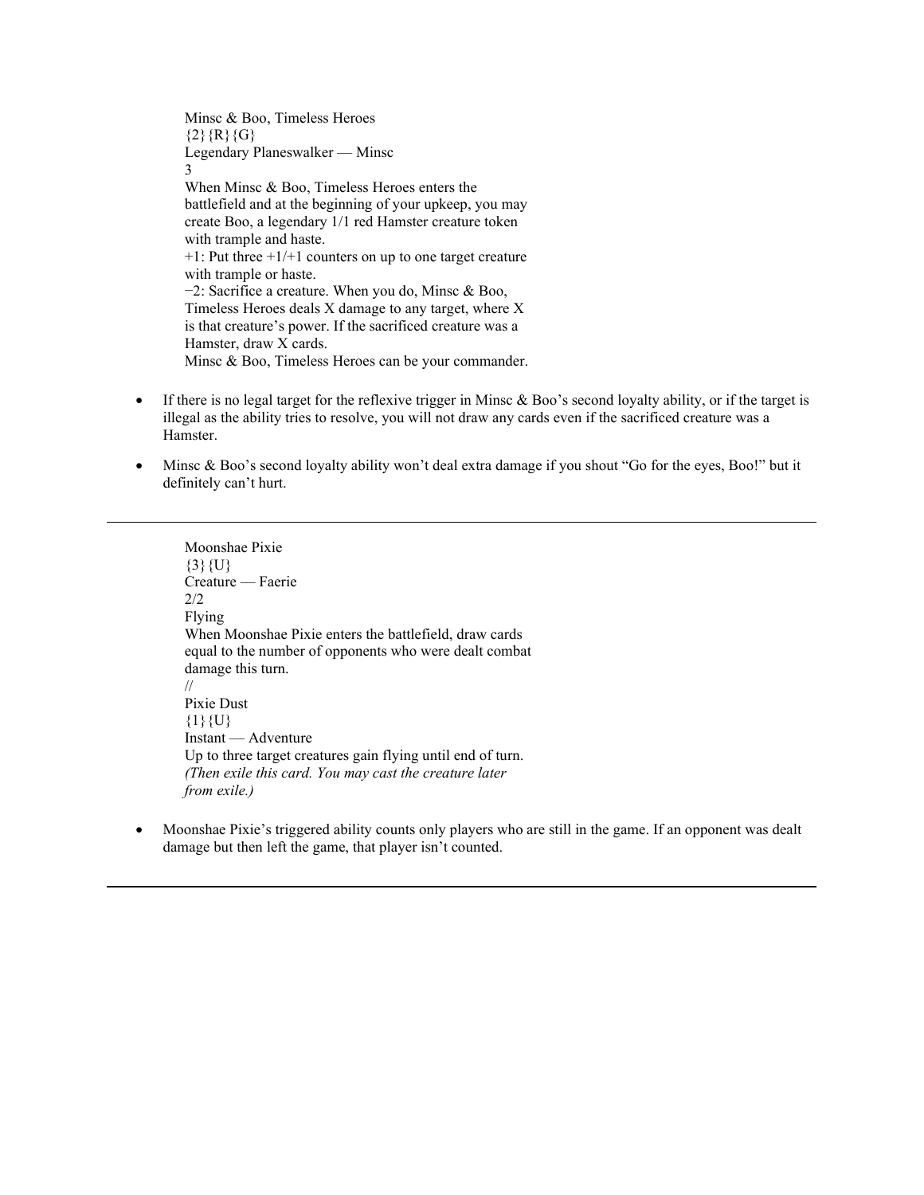Minsc & Boo, Timeless Heroes
{2}{R}{G}
Legendary Planeswalker — Minsc
3
When Minsc & Boo, Timeless Heroes enters the battlefield and at the beginning of your upkeep, you may create Boo, a legendary 1/1 red Hamster creature token with trample and haste.
+1: Put three +1/+1 counters on up to one target creature with trample or haste.
−2: Sacrifice a creature. When you do, Minsc & Boo, Timeless Heroes deals X damage to any target, where X is that creature's power. If the sacrificed creature was a Hamster, draw X cards.
Minsc & Boo, Timeless Heroes can be your commander.

- If there is no legal target for the reflexive trigger in Minsc & Boo's second loyalty ability, or if the target is illegal as the ability tries to resolve, you will not draw any cards even if the sacrificed creature was a Hamster.
- Minsc & Boo's second loyalty ability won't deal extra damage if you shout "Go for the eyes, Boo!" but it definitely can't hurt.

---

Moonshae Pixie
{3}{U}
Creature — Faerie
2/2
Flying
When Moonshae Pixie enters the battlefield, draw cards equal to the number of opponents who were dealt combat damage this turn.
//
Pixie Dust
{1}{U}
Instant — Adventure
Up to three target creatures gain flying until end of turn.
*(Then exile this card. You may cast the creature later from exile.)*

- Moonshae Pixie's triggered ability counts only players who are still in the game. If an opponent was dealt damage but then left the game, that player isn't counted.

---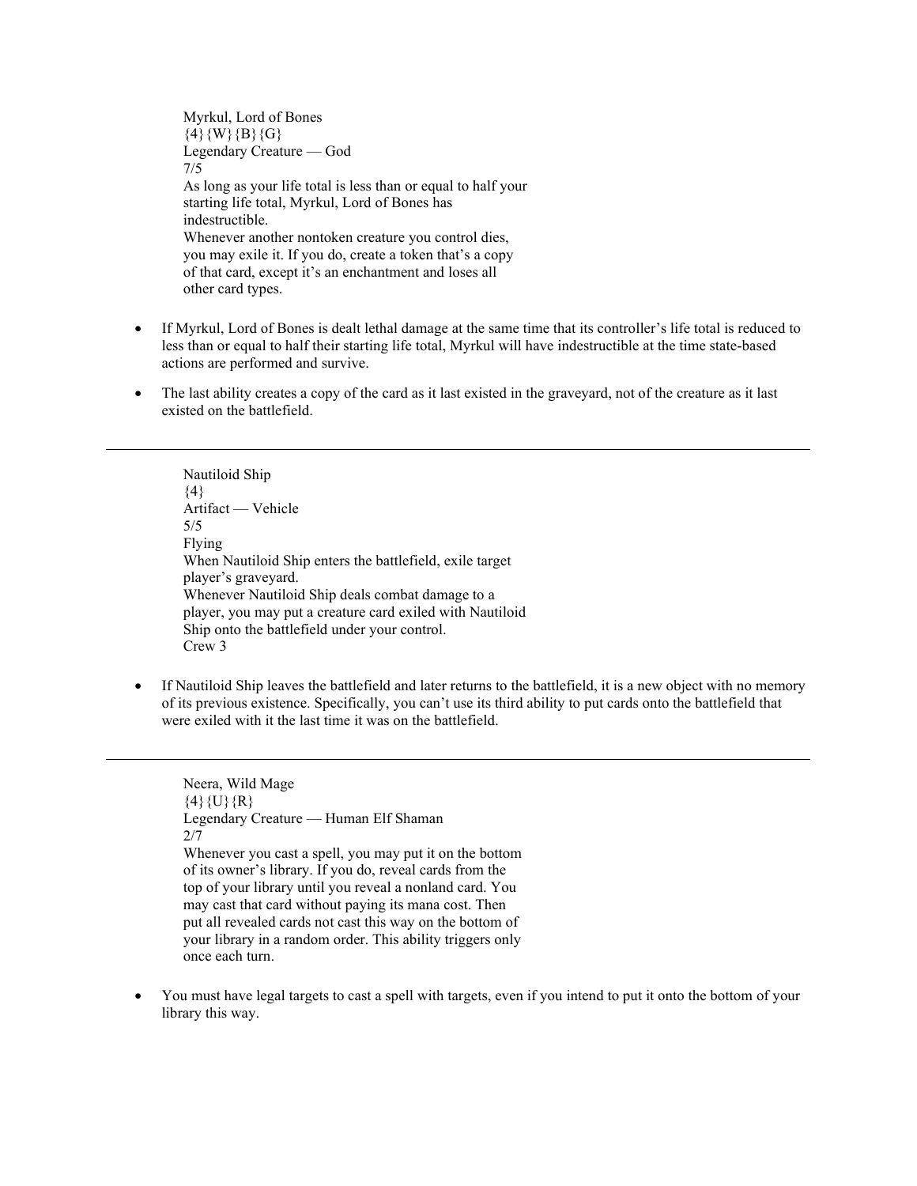Myrkul, Lord of Bones
{4}{W}{B}{G}
Legendary Creature — God
7/5
As long as your life total is less than or equal to half your starting life total, Myrkul, Lord of Bones has indestructible.
Whenever another nontoken creature you control dies, you may exile it. If you do, create a token that's a copy of that card, except it's an enchantment and loses all other card types.

- If Myrkul, Lord of Bones is dealt lethal damage at the same time that its controller's life total is reduced to less than or equal to half their starting life total, Myrkul will have indestructible at the time state-based actions are performed and survive.
- The last ability creates a copy of the card as it last existed in the graveyard, not of the creature as it last existed on the battlefield.

---

Nautiloid Ship
{4}
Artifact — Vehicle
5/5
Flying
When Nautiloid Ship enters the battlefield, exile target player's graveyard.
Whenever Nautiloid Ship deals combat damage to a player, you may put a creature card exiled with Nautiloid Ship onto the battlefield under your control.
Crew 3

- If Nautiloid Ship leaves the battlefield and later returns to the battlefield, it is a new object with no memory of its previous existence. Specifically, you can't use its third ability to put cards onto the battlefield that were exiled with it the last time it was on the battlefield.

---

Neera, Wild Mage
{4}{U}{R}
Legendary Creature — Human Elf Shaman
2/7
Whenever you cast a spell, you may put it on the bottom of its owner's library. If you do, reveal cards from the top of your library until you reveal a nonland card. You may cast that card without paying its mana cost. Then put all revealed cards not cast this way on the bottom of your library in a random order. This ability triggers only once each turn.

- You must have legal targets to cast a spell with targets, even if you intend to put it onto the bottom of your library this way.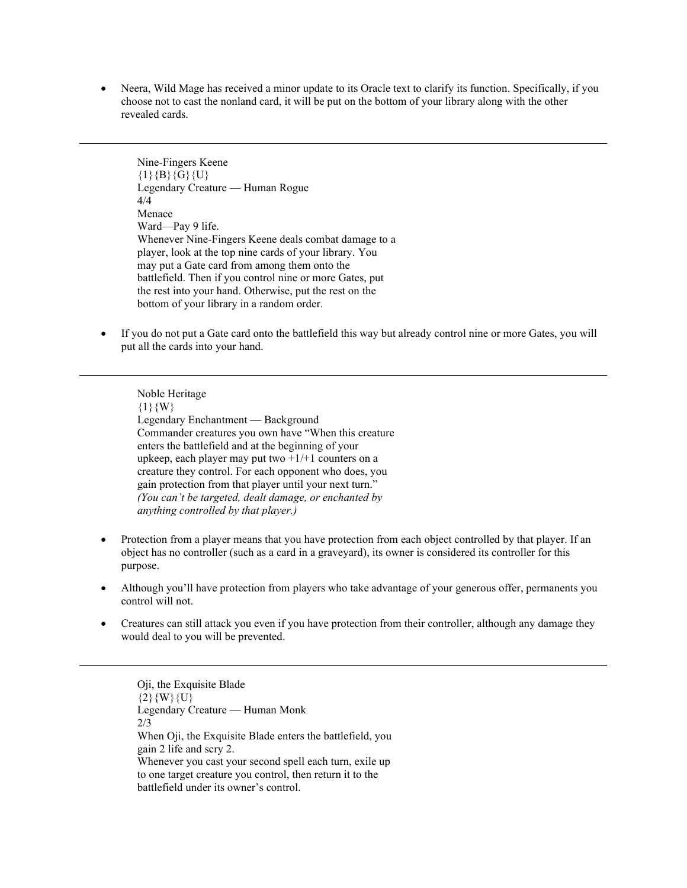- Neera, Wild Mage has received a minor update to its Oracle text to clarify its function. Specifically, if you choose not to cast the nonland card, it will be put on the bottom of your library along with the other revealed cards.

---

Nine-Fingers Keene
{1}{B}{G}{U}
Legendary Creature — Human Rogue
4/4
Menace
Ward—Pay 9 life.
Whenever Nine-Fingers Keene deals combat damage to a player, look at the top nine cards of your library. You may put a Gate card from among them onto the battlefield. Then if you control nine or more Gates, put the rest into your hand. Otherwise, put the rest on the bottom of your library in a random order.

- If you do not put a Gate card onto the battlefield this way but already control nine or more Gates, you will put all the cards into your hand.

---

Noble Heritage
{1}{W}
Legendary Enchantment — Background
Commander creatures you own have “When this creature enters the battlefield and at the beginning of your upkeep, each player may put two +1/+1 counters on a creature they control. For each opponent who does, you gain protection from that player until your next turn.” *(You can’t be targeted, dealt damage, or enchanted by anything controlled by that player.)*

- Protection from a player means that you have protection from each object controlled by that player. If an object has no controller (such as a card in a graveyard), its owner is considered its controller for this purpose.
- Although you’ll have protection from players who take advantage of your generous offer, permanents you control will not.
- Creatures can still attack you even if you have protection from their controller, although any damage they would deal to you will be prevented.

---

Oji, the Exquisite Blade
{2}{W}{U}
Legendary Creature — Human Monk
2/3
When Oji, the Exquisite Blade enters the battlefield, you gain 2 life and scry 2.
Whenever you cast your second spell each turn, exile up to one target creature you control, then return it to the battlefield under its owner’s control.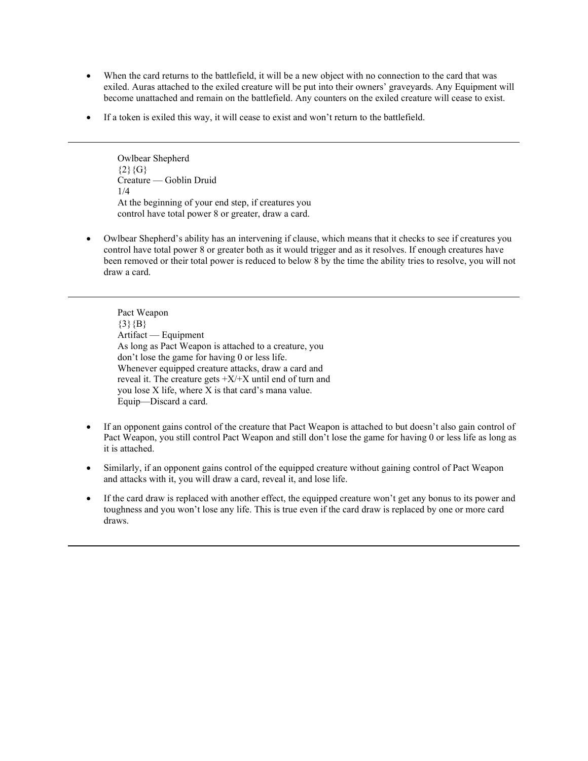- When the card returns to the battlefield, it will be a new object with no connection to the card that was exiled. Auras attached to the exiled creature will be put into their owners' graveyards. Any Equipment will become unattached and remain on the battlefield. Any counters on the exiled creature will cease to exist.
- If a token is exiled this way, it will cease to exist and won't return to the battlefield.

---

Owlbear Shepherd
{2}{G}
Creature — Goblin Druid
1/4
At the beginning of your end step, if creatures you control have total power 8 or greater, draw a card.

- Owlbear Shepherd's ability has an intervening if clause, which means that it checks to see if creatures you control have total power 8 or greater both as it would trigger and as it resolves. If enough creatures have been removed or their total power is reduced to below 8 by the time the ability tries to resolve, you will not draw a card.

---

Pact Weapon
{3}{B}
Artifact — Equipment
As long as Pact Weapon is attached to a creature, you don't lose the game for having 0 or less life.
Whenever equipped creature attacks, draw a card and reveal it. The creature gets +X/+X until end of turn and you lose X life, where X is that card's mana value.
Equip—Discard a card.

- If an opponent gains control of the creature that Pact Weapon is attached to but doesn't also gain control of Pact Weapon, you still control Pact Weapon and still don't lose the game for having 0 or less life as long as it is attached.
- Similarly, if an opponent gains control of the equipped creature without gaining control of Pact Weapon and attacks with it, you will draw a card, reveal it, and lose life.
- If the card draw is replaced with another effect, the equipped creature won't get any bonus to its power and toughness and you won't lose any life. This is true even if the card draw is replaced by one or more card draws.

---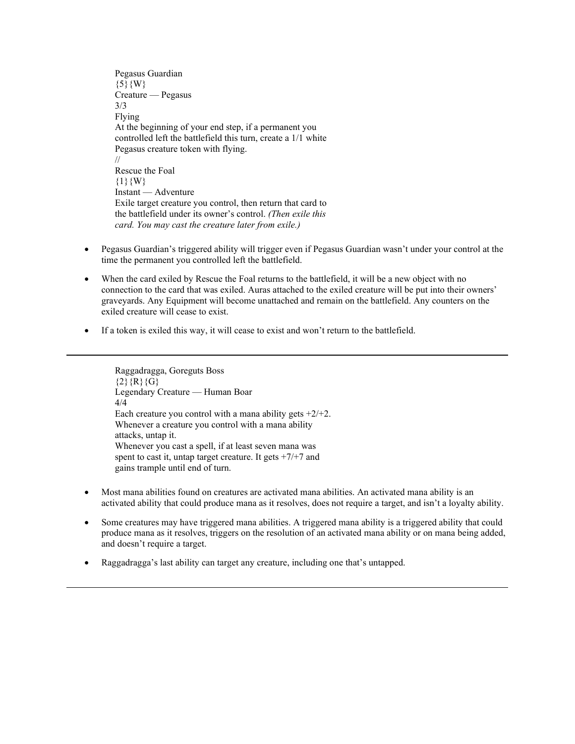Pegasus Guardian
{5}{W}
Creature — Pegasus
3/3
Flying
At the beginning of your end step, if a permanent you controlled left the battlefield this turn, create a 1/1 white Pegasus creature token with flying.
//
Rescue the Foal
{1}{W}
Instant — Adventure
Exile target creature you control, then return that card to the battlefield under its owner's control. *(Then exile this card. You may cast the creature later from exile.)*

- Pegasus Guardian's triggered ability will trigger even if Pegasus Guardian wasn't under your control at the time the permanent you controlled left the battlefield.
- When the card exiled by Rescue the Foal returns to the battlefield, it will be a new object with no connection to the card that was exiled. Auras attached to the exiled creature will be put into their owners' graveyards. Any Equipment will become unattached and remain on the battlefield. Any counters on the exiled creature will cease to exist.
- If a token is exiled this way, it will cease to exist and won't return to the battlefield.

---

Raggadragga, Goreguts Boss
{2}{R}{G}
Legendary Creature — Human Boar
4/4
Each creature you control with a mana ability gets +2/+2.
Whenever a creature you control with a mana ability attacks, untap it.
Whenever you cast a spell, if at least seven mana was spent to cast it, untap target creature. It gets +7/+7 and gains trample until end of turn.

- Most mana abilities found on creatures are activated mana abilities. An activated mana ability is an activated ability that could produce mana as it resolves, does not require a target, and isn't a loyalty ability.
- Some creatures may have triggered mana abilities. A triggered mana ability is a triggered ability that could produce mana as it resolves, triggers on the resolution of an activated mana ability or on mana being added, and doesn't require a target.
- Raggadragga's last ability can target any creature, including one that's untapped.

---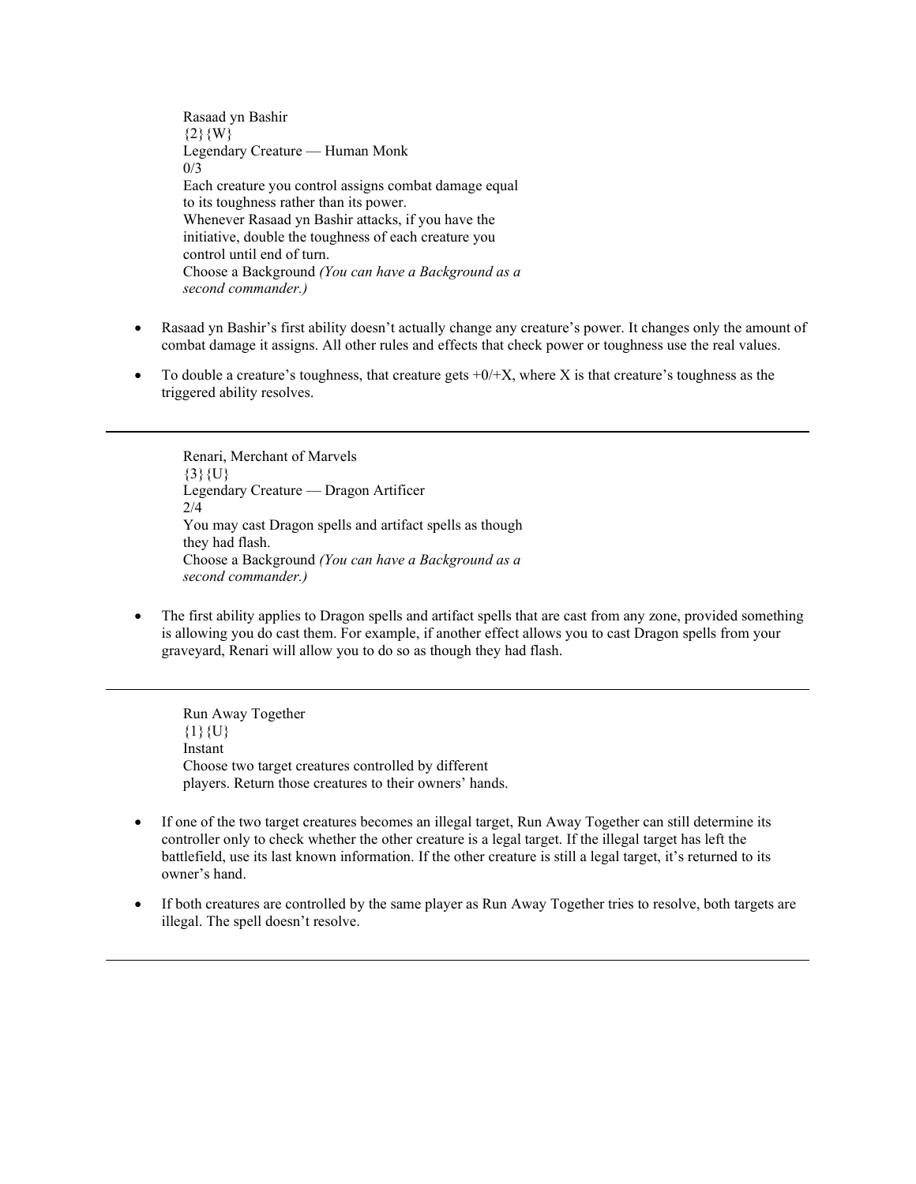Rasaad yn Bashir  
{2}{W}  
Legendary Creature — Human Monk  
0/3  
Each creature you control assigns combat damage equal to its toughness rather than its power.  
Whenever Rasaad yn Bashir attacks, if you have the initiative, double the toughness of each creature you control until end of turn.  
Choose a Background *(You can have a Background as a second commander.)*

- Rasaad yn Bashir's first ability doesn't actually change any creature's power. It changes only the amount of combat damage it assigns. All other rules and effects that check power or toughness use the real values.
- To double a creature's toughness, that creature gets +0/+X, where X is that creature's toughness as the triggered ability resolves.

---

Renari, Merchant of Marvels  
{3}{U}  
Legendary Creature — Dragon Artificer  
2/4  
You may cast Dragon spells and artifact spells as though they had flash.  
Choose a Background *(You can have a Background as a second commander.)*

- The first ability applies to Dragon spells and artifact spells that are cast from any zone, provided something is allowing you do cast them. For example, if another effect allows you to cast Dragon spells from your graveyard, Renari will allow you to do so as though they had flash.

---

Run Away Together  
{1}{U}  
Instant  
Choose two target creatures controlled by different players. Return those creatures to their owners' hands.

- If one of the two target creatures becomes an illegal target, Run Away Together can still determine its controller only to check whether the other creature is a legal target. If the illegal target has left the battlefield, use its last known information. If the other creature is still a legal target, it's returned to its owner's hand.
- If both creatures are controlled by the same player as Run Away Together tries to resolve, both targets are illegal. The spell doesn't resolve.

---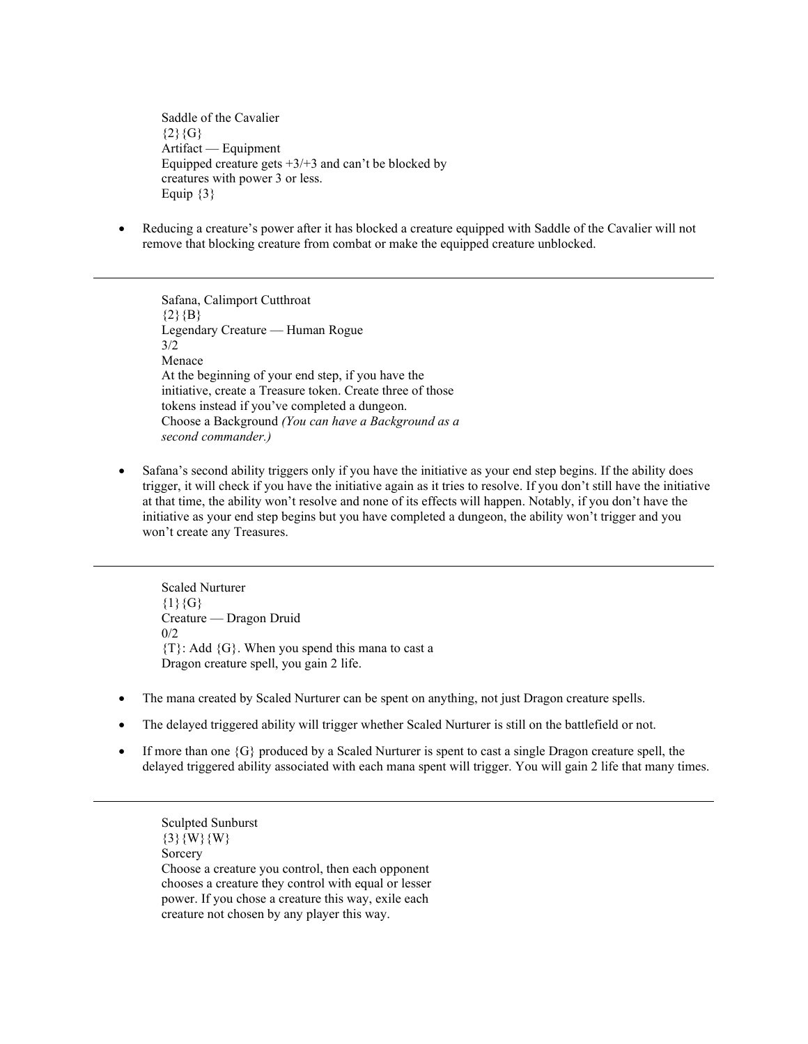Saddle of the Cavalier
{2}{G}
Artifact — Equipment
Equipped creature gets +3/+3 and can't be blocked by creatures with power 3 or less.
Equip {3}

- Reducing a creature's power after it has blocked a creature equipped with Saddle of the Cavalier will not remove that blocking creature from combat or make the equipped creature unblocked.

---

Safana, Calimport Cutthroat
{2}{B}
Legendary Creature — Human Rogue
3/2
Menace
At the beginning of your end step, if you have the initiative, create a Treasure token. Create three of those tokens instead if you've completed a dungeon.
Choose a Background *(You can have a Background as a second commander.)*

- Safana's second ability triggers only if you have the initiative as your end step begins. If the ability does trigger, it will check if you have the initiative again as it tries to resolve. If you don't still have the initiative at that time, the ability won't resolve and none of its effects will happen. Notably, if you don't have the initiative as your end step begins but you have completed a dungeon, the ability won't trigger and you won't create any Treasures.

---

Scaled Nurturer
{1}{G}
Creature — Dragon Druid
0/2
{T}: Add {G}. When you spend this mana to cast a Dragon creature spell, you gain 2 life.

- The mana created by Scaled Nurturer can be spent on anything, not just Dragon creature spells.
- The delayed triggered ability will trigger whether Scaled Nurturer is still on the battlefield or not.
- If more than one {G} produced by a Scaled Nurturer is spent to cast a single Dragon creature spell, the delayed triggered ability associated with each mana spent will trigger. You will gain 2 life that many times.

---

Sculpted Sunburst
{3}{W}{W}
Sorcery
Choose a creature you control, then each opponent chooses a creature they control with equal or lesser power. If you chose a creature this way, exile each creature not chosen by any player this way.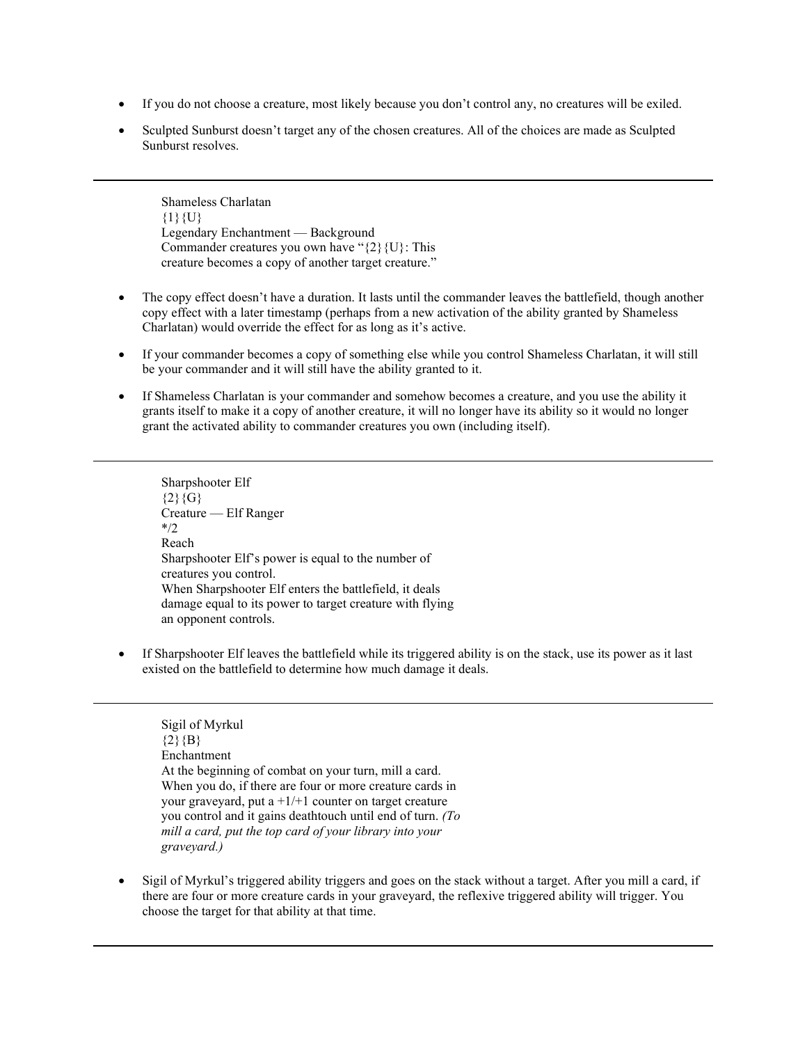- If you do not choose a creature, most likely because you don't control any, no creatures will be exiled.
- Sculpted Sunburst doesn't target any of the chosen creatures. All of the choices are made as Sculpted Sunburst resolves.

---

Shameless Charlatan
{1}{U}
Legendary Enchantment — Background
Commander creatures you own have "{2}{U}: This creature becomes a copy of another target creature."

- The copy effect doesn't have a duration. It lasts until the commander leaves the battlefield, though another copy effect with a later timestamp (perhaps from a new activation of the ability granted by Shameless Charlatan) would override the effect for as long as it's active.
- If your commander becomes a copy of something else while you control Shameless Charlatan, it will still be your commander and it will still have the ability granted to it.
- If Shameless Charlatan is your commander and somehow becomes a creature, and you use the ability it grants itself to make it a copy of another creature, it will no longer have its ability so it would no longer grant the activated ability to commander creatures you own (including itself).

---

Sharpshooter Elf
{2}{G}
Creature — Elf Ranger
*/2
Reach
Sharpshooter Elf's power is equal to the number of creatures you control.
When Sharpshooter Elf enters the battlefield, it deals damage equal to its power to target creature with flying an opponent controls.

- If Sharpshooter Elf leaves the battlefield while its triggered ability is on the stack, use its power as it last existed on the battlefield to determine how much damage it deals.

---

Sigil of Myrkul
{2}{B}
Enchantment
At the beginning of combat on your turn, mill a card. When you do, if there are four or more creature cards in your graveyard, put a +1/+1 counter on target creature you control and it gains deathtouch until end of turn. *(To mill a card, put the top card of your library into your graveyard.)*

- Sigil of Myrkul's triggered ability triggers and goes on the stack without a target. After you mill a card, if there are four or more creature cards in your graveyard, the reflexive triggered ability will trigger. You choose the target for that ability at that time.

---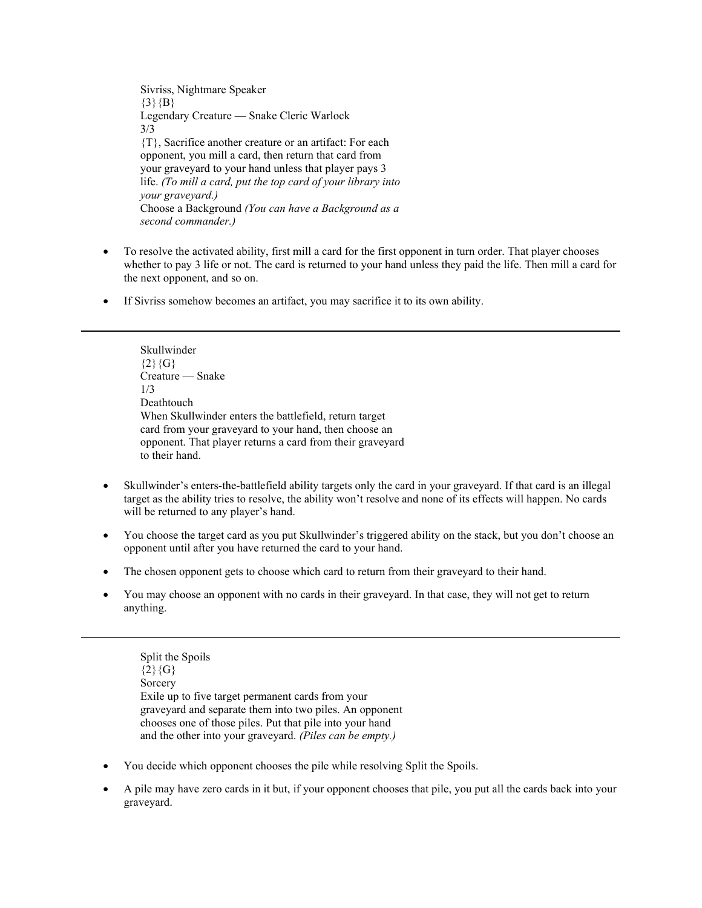Sivriss, Nightmare Speaker
{3}{B}
Legendary Creature — Snake Cleric Warlock
3/3
{T}, Sacrifice another creature or an artifact: For each opponent, you mill a card, then return that card from your graveyard to your hand unless that player pays 3 life. *(To mill a card, put the top card of your library into your graveyard.)*
Choose a Background *(You can have a Background as a second commander.)*

- To resolve the activated ability, first mill a card for the first opponent in turn order. That player chooses whether to pay 3 life or not. The card is returned to your hand unless they paid the life. Then mill a card for the next opponent, and so on.
- If Sivriss somehow becomes an artifact, you may sacrifice it to its own ability.

---

Skullwinder
{2}{G}
Creature — Snake
1/3
Deathtouch
When Skullwinder enters the battlefield, return target card from your graveyard to your hand, then choose an opponent. That player returns a card from their graveyard to their hand.

- Skullwinder's enters-the-battlefield ability targets only the card in your graveyard. If that card is an illegal target as the ability tries to resolve, the ability won't resolve and none of its effects will happen. No cards will be returned to any player's hand.
- You choose the target card as you put Skullwinder's triggered ability on the stack, but you don't choose an opponent until after you have returned the card to your hand.
- The chosen opponent gets to choose which card to return from their graveyard to their hand.
- You may choose an opponent with no cards in their graveyard. In that case, they will not get to return anything.

---

Split the Spoils
{2}{G}
Sorcery
Exile up to five target permanent cards from your graveyard and separate them into two piles. An opponent chooses one of those piles. Put that pile into your hand and the other into your graveyard. *(Piles can be empty.)*

- You decide which opponent chooses the pile while resolving Split the Spoils.
- A pile may have zero cards in it but, if your opponent chooses that pile, you put all the cards back into your graveyard.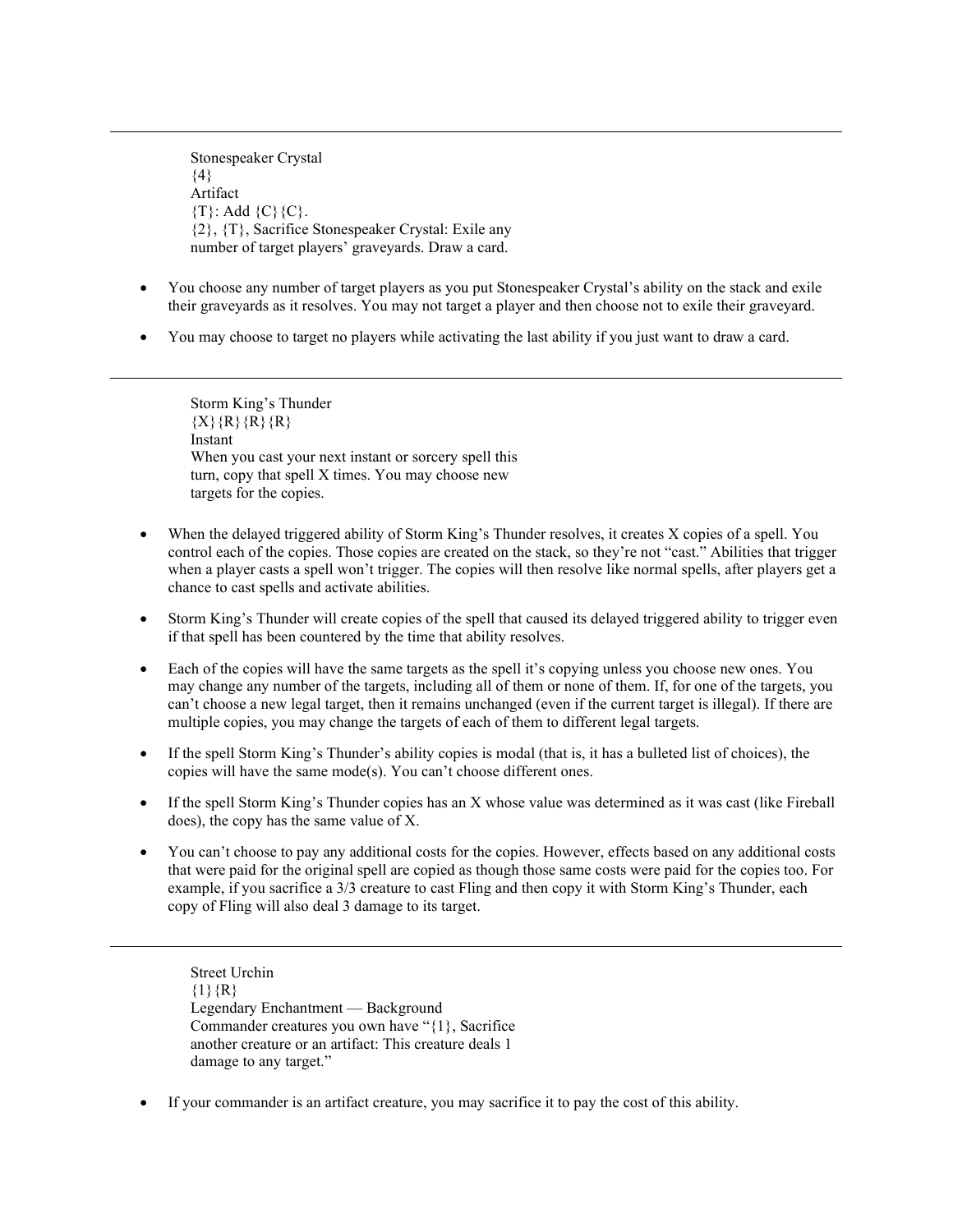---

Stonespeaker Crystal
{4}
Artifact
{T}: Add {C}{C}.
{2}, {T}, Sacrifice Stonespeaker Crystal: Exile any number of target players' graveyards. Draw a card.

- You choose any number of target players as you put Stonespeaker Crystal's ability on the stack and exile their graveyards as it resolves. You may not target a player and then choose not to exile their graveyard.
- You may choose to target no players while activating the last ability if you just want to draw a card.

---

Storm King's Thunder
{X}{R}{R}{R}
Instant
When you cast your next instant or sorcery spell this turn, copy that spell X times. You may choose new targets for the copies.

- When the delayed triggered ability of Storm King's Thunder resolves, it creates X copies of a spell. You control each of the copies. Those copies are created on the stack, so they're not "cast." Abilities that trigger when a player casts a spell won't trigger. The copies will then resolve like normal spells, after players get a chance to cast spells and activate abilities.
- Storm King's Thunder will create copies of the spell that caused its delayed triggered ability to trigger even if that spell has been countered by the time that ability resolves.
- Each of the copies will have the same targets as the spell it's copying unless you choose new ones. You may change any number of the targets, including all of them or none of them. If, for one of the targets, you can't choose a new legal target, then it remains unchanged (even if the current target is illegal). If there are multiple copies, you may change the targets of each of them to different legal targets.
- If the spell Storm King's Thunder's ability copies is modal (that is, it has a bulleted list of choices), the copies will have the same mode(s). You can't choose different ones.
- If the spell Storm King's Thunder copies has an X whose value was determined as it was cast (like Fireball does), the copy has the same value of X.
- You can't choose to pay any additional costs for the copies. However, effects based on any additional costs that were paid for the original spell are copied as though those same costs were paid for the copies too. For example, if you sacrifice a 3/3 creature to cast Fling and then copy it with Storm King's Thunder, each copy of Fling will also deal 3 damage to its target.

---

Street Urchin
{1}{R}
Legendary Enchantment — Background
Commander creatures you own have "{1}, Sacrifice another creature or an artifact: This creature deals 1 damage to any target."

- If your commander is an artifact creature, you may sacrifice it to pay the cost of this ability.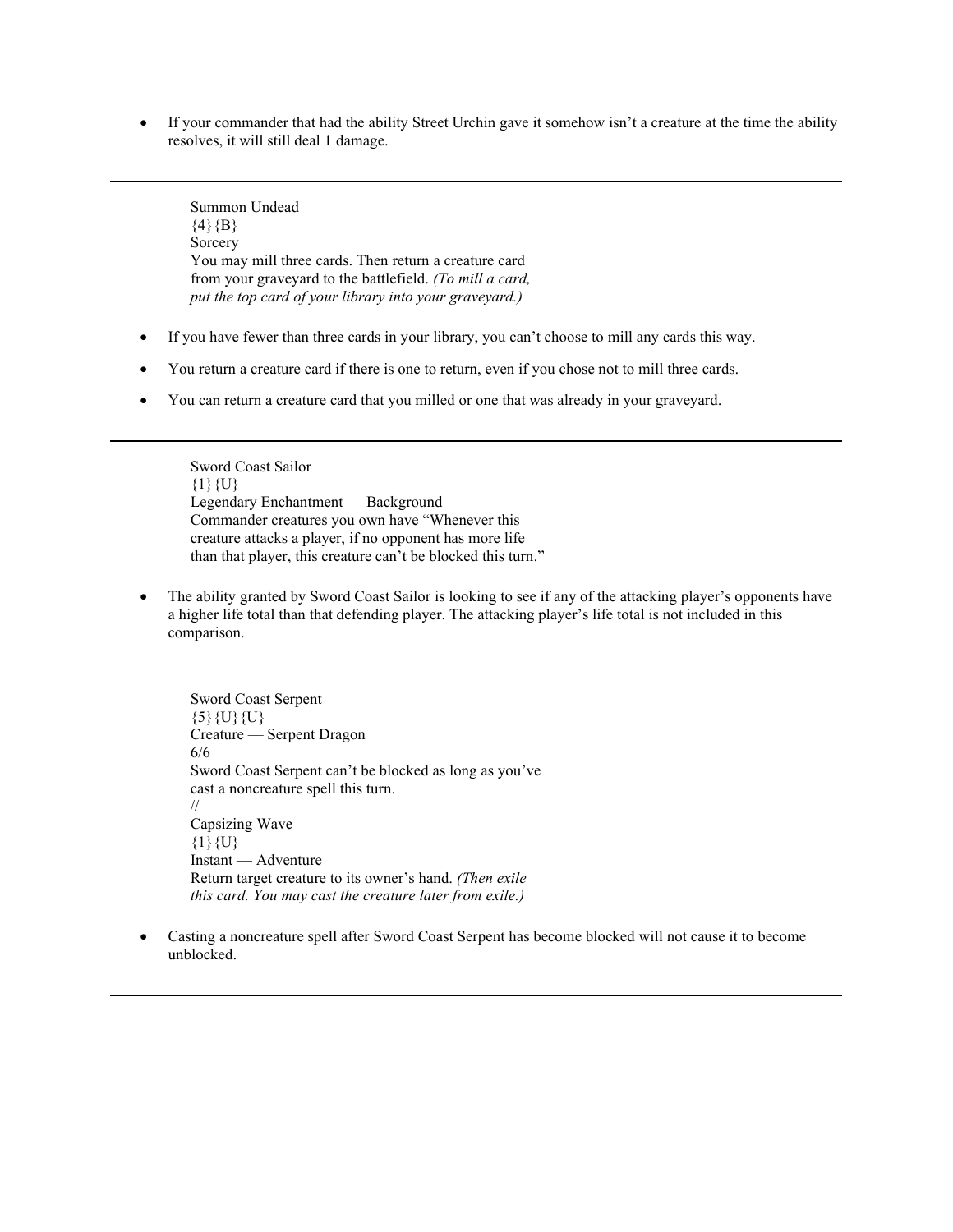- If your commander that had the ability Street Urchin gave it somehow isn't a creature at the time the ability resolves, it will still deal 1 damage.

---

Summon Undead
{4}{B}
Sorcery
You may mill three cards. Then return a creature card from your graveyard to the battlefield. *(To mill a card, put the top card of your library into your graveyard.)*

- If you have fewer than three cards in your library, you can't choose to mill any cards this way.
- You return a creature card if there is one to return, even if you chose not to mill three cards.
- You can return a creature card that you milled or one that was already in your graveyard.

---

Sword Coast Sailor
{1}{U}
Legendary Enchantment — Background
Commander creatures you own have "Whenever this creature attacks a player, if no opponent has more life than that player, this creature can't be blocked this turn."

- The ability granted by Sword Coast Sailor is looking to see if any of the attacking player's opponents have a higher life total than that defending player. The attacking player's life total is not included in this comparison.

---

Sword Coast Serpent
{5}{U}{U}
Creature — Serpent Dragon
6/6
Sword Coast Serpent can't be blocked as long as you've cast a noncreature spell this turn.
//
Capsizing Wave
{1}{U}
Instant — Adventure
Return target creature to its owner's hand. *(Then exile this card. You may cast the creature later from exile.)*

- Casting a noncreature spell after Sword Coast Serpent has become blocked will not cause it to become unblocked.

---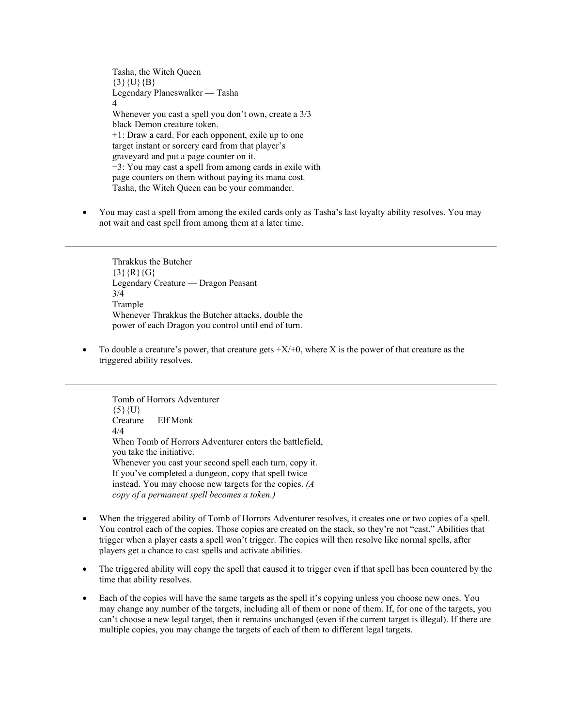Tasha, the Witch Queen
{3}{U}{B}
Legendary Planeswalker — Tasha
4
Whenever you cast a spell you don't own, create a 3/3 black Demon creature token.
+1: Draw a card. For each opponent, exile up to one target instant or sorcery card from that player's graveyard and put a page counter on it.
−3: You may cast a spell from among cards in exile with page counters on them without paying its mana cost.
Tasha, the Witch Queen can be your commander.

- You may cast a spell from among the exiled cards only as Tasha's last loyalty ability resolves. You may not wait and cast spell from among them at a later time.

---

Thrakkus the Butcher
{3}{R}{G}
Legendary Creature — Dragon Peasant
3/4
Trample
Whenever Thrakkus the Butcher attacks, double the power of each Dragon you control until end of turn.

- To double a creature's power, that creature gets +X/+0, where X is the power of that creature as the triggered ability resolves.

---

Tomb of Horrors Adventurer
{5}{U}
Creature — Elf Monk
4/4
When Tomb of Horrors Adventurer enters the battlefield, you take the initiative.
Whenever you cast your second spell each turn, copy it. If you've completed a dungeon, copy that spell twice instead. You may choose new targets for the copies. *(A copy of a permanent spell becomes a token.)*

- When the triggered ability of Tomb of Horrors Adventurer resolves, it creates one or two copies of a spell. You control each of the copies. Those copies are created on the stack, so they're not "cast." Abilities that trigger when a player casts a spell won't trigger. The copies will then resolve like normal spells, after players get a chance to cast spells and activate abilities.
- The triggered ability will copy the spell that caused it to trigger even if that spell has been countered by the time that ability resolves.
- Each of the copies will have the same targets as the spell it's copying unless you choose new ones. You may change any number of the targets, including all of them or none of them. If, for one of the targets, you can't choose a new legal target, then it remains unchanged (even if the current target is illegal). If there are multiple copies, you may change the targets of each of them to different legal targets.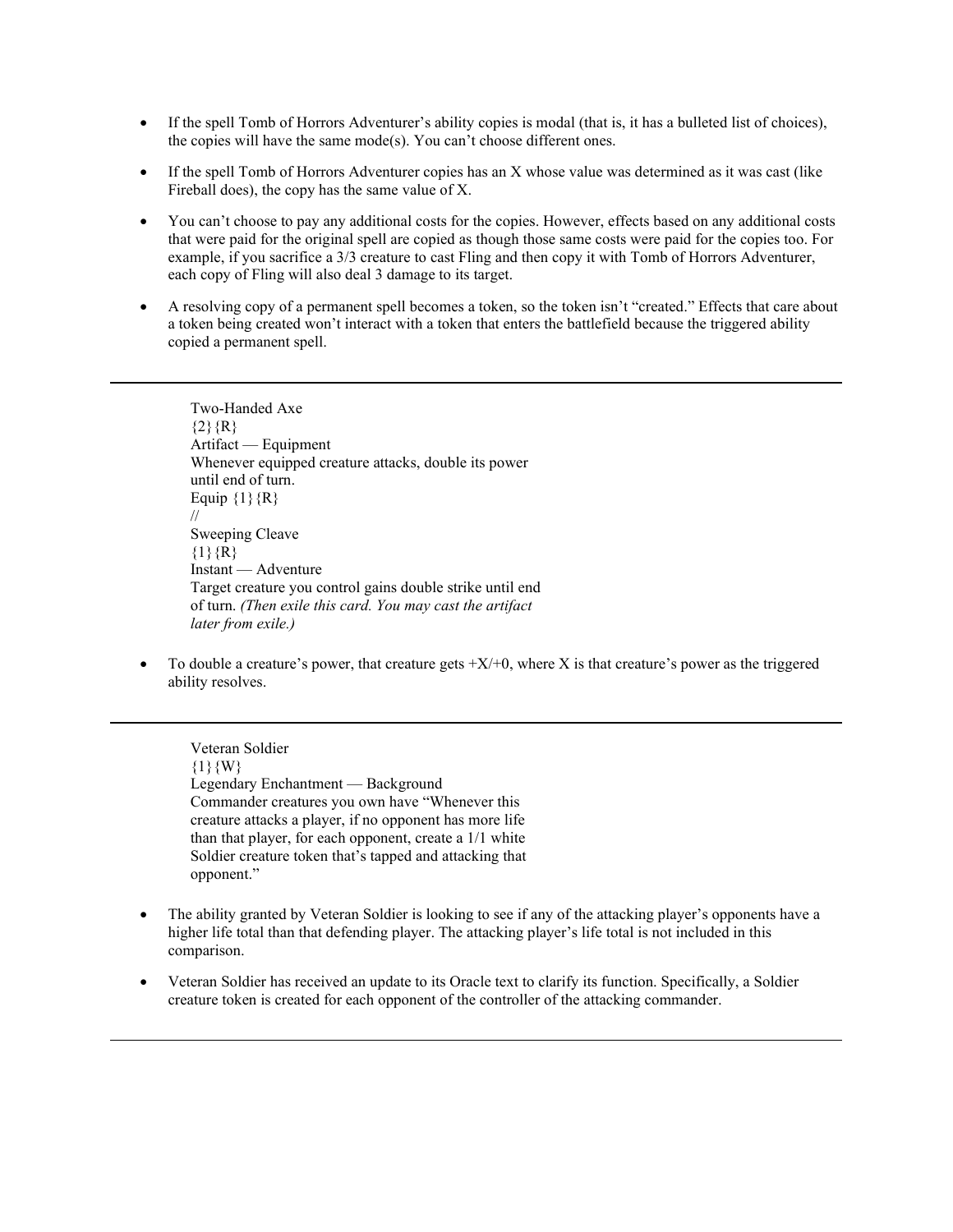- If the spell Tomb of Horrors Adventurer's ability copies is modal (that is, it has a bulleted list of choices), the copies will have the same mode(s). You can't choose different ones.

- If the spell Tomb of Horrors Adventurer copies has an X whose value was determined as it was cast (like Fireball does), the copy has the same value of X.

- You can't choose to pay any additional costs for the copies. However, effects based on any additional costs that were paid for the original spell are copied as though those same costs were paid for the copies too. For example, if you sacrifice a 3/3 creature to cast Fling and then copy it with Tomb of Horrors Adventurer, each copy of Fling will also deal 3 damage to its target.

- A resolving copy of a permanent spell becomes a token, so the token isn't "created." Effects that care about a token being created won't interact with a token that enters the battlefield because the triggered ability copied a permanent spell.

---

> Two-Handed Axe
> {2}{R}
> Artifact — Equipment
> Whenever equipped creature attacks, double its power until end of turn.
> Equip {1}{R}
> //
> Sweeping Cleave
> {1}{R}
> Instant — Adventure
> Target creature you control gains double strike until end of turn. *(Then exile this card. You may cast the artifact later from exile.)*

- To double a creature's power, that creature gets +X/+0, where X is that creature's power as the triggered ability resolves.

---

> Veteran Soldier
> {1}{W}
> Legendary Enchantment — Background
> Commander creatures you own have "Whenever this creature attacks a player, if no opponent has more life than that player, for each opponent, create a 1/1 white Soldier creature token that's tapped and attacking that opponent."

- The ability granted by Veteran Soldier is looking to see if any of the attacking player's opponents have a higher life total than that defending player. The attacking player's life total is not included in this comparison.

- Veteran Soldier has received an update to its Oracle text to clarify its function. Specifically, a Soldier creature token is created for each opponent of the controller of the attacking commander.

---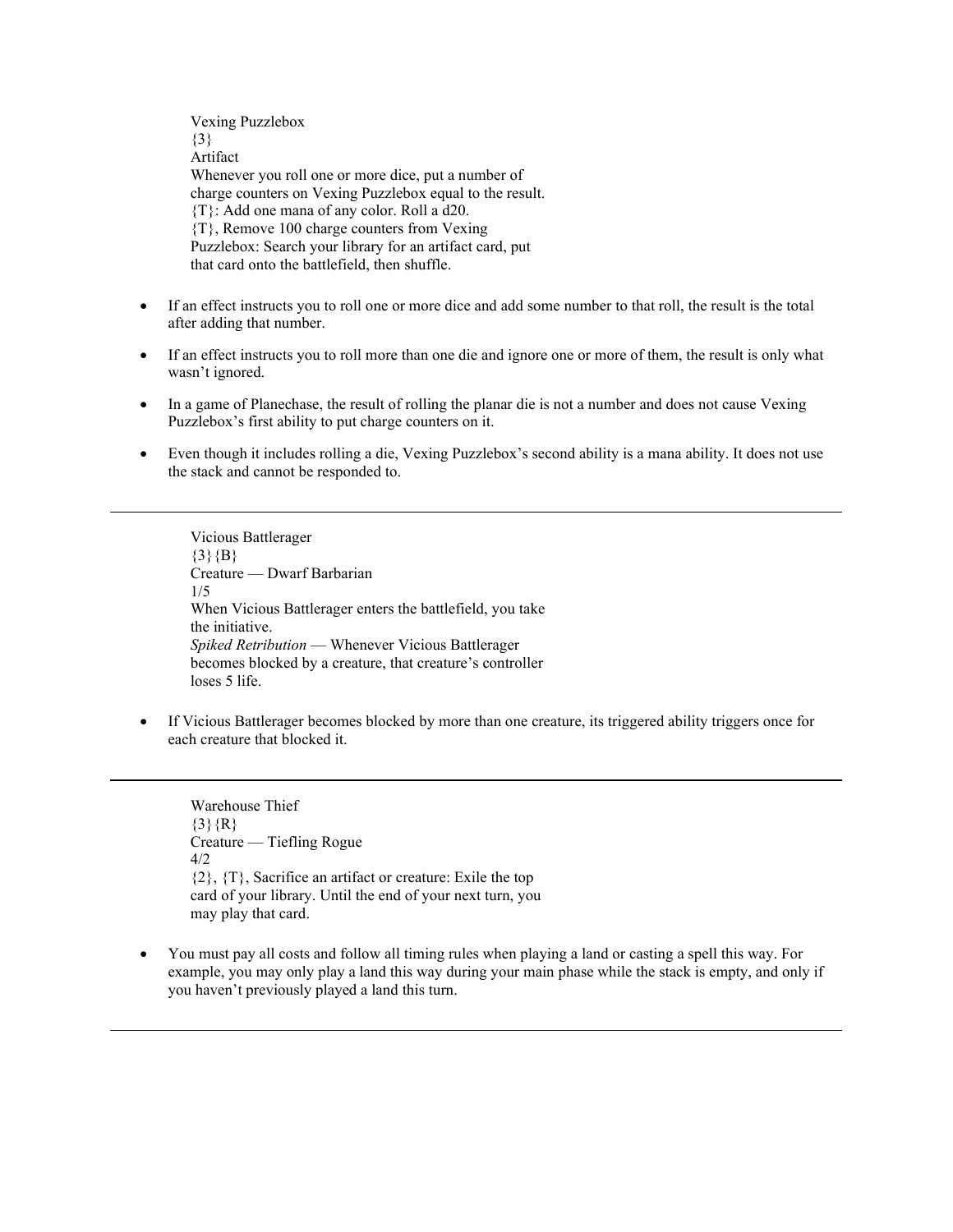Vexing Puzzlebox
{3}
Artifact
Whenever you roll one or more dice, put a number of charge counters on Vexing Puzzlebox equal to the result.
{T}: Add one mana of any color. Roll a d20.
{T}, Remove 100 charge counters from Vexing Puzzlebox: Search your library for an artifact card, put that card onto the battlefield, then shuffle.

- If an effect instructs you to roll one or more dice and add some number to that roll, the result is the total after adding that number.
- If an effect instructs you to roll more than one die and ignore one or more of them, the result is only what wasn't ignored.
- In a game of Planechase, the result of rolling the planar die is not a number and does not cause Vexing Puzzlebox's first ability to put charge counters on it.
- Even though it includes rolling a die, Vexing Puzzlebox's second ability is a mana ability. It does not use the stack and cannot be responded to.

---

Vicious Battlerager
{3}{B}
Creature — Dwarf Barbarian
1/5
When Vicious Battlerager enters the battlefield, you take the initiative.
*Spiked Retribution* — Whenever Vicious Battlerager becomes blocked by a creature, that creature's controller loses 5 life.

- If Vicious Battlerager becomes blocked by more than one creature, its triggered ability triggers once for each creature that blocked it.

---

Warehouse Thief
{3}{R}
Creature — Tiefling Rogue
4/2
{2}, {T}, Sacrifice an artifact or creature: Exile the top card of your library. Until the end of your next turn, you may play that card.

- You must pay all costs and follow all timing rules when playing a land or casting a spell this way. For example, you may only play a land this way during your main phase while the stack is empty, and only if you haven't previously played a land this turn.

---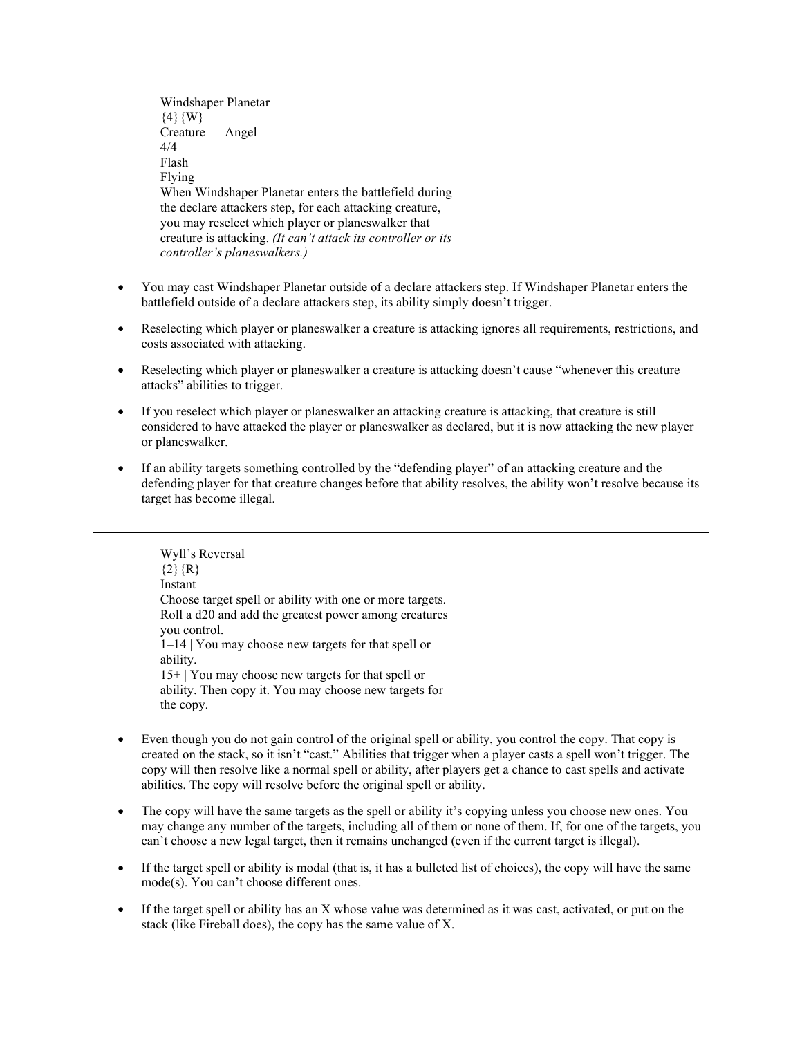Windshaper Planetar
{4}{W}
Creature — Angel
4/4
Flash
Flying
When Windshaper Planetar enters the battlefield during the declare attackers step, for each attacking creature, you may reselect which player or planeswalker that creature is attacking. *(It can't attack its controller or its controller's planeswalkers.)*

- You may cast Windshaper Planetar outside of a declare attackers step. If Windshaper Planetar enters the battlefield outside of a declare attackers step, its ability simply doesn't trigger.
- Reselecting which player or planeswalker a creature is attacking ignores all requirements, restrictions, and costs associated with attacking.
- Reselecting which player or planeswalker a creature is attacking doesn't cause "whenever this creature attacks" abilities to trigger.
- If you reselect which player or planeswalker an attacking creature is attacking, that creature is still considered to have attacked the player or planeswalker as declared, but it is now attacking the new player or planeswalker.
- If an ability targets something controlled by the "defending player" of an attacking creature and the defending player for that creature changes before that ability resolves, the ability won't resolve because its target has become illegal.

---

Wyll's Reversal
{2}{R}
Instant
Choose target spell or ability with one or more targets. Roll a d20 and add the greatest power among creatures you control.
1–14 | You may choose new targets for that spell or ability.
15+ | You may choose new targets for that spell or ability. Then copy it. You may choose new targets for the copy.

- Even though you do not gain control of the original spell or ability, you control the copy. That copy is created on the stack, so it isn't "cast." Abilities that trigger when a player casts a spell won't trigger. The copy will then resolve like a normal spell or ability, after players get a chance to cast spells and activate abilities. The copy will resolve before the original spell or ability.
- The copy will have the same targets as the spell or ability it's copying unless you choose new ones. You may change any number of the targets, including all of them or none of them. If, for one of the targets, you can't choose a new legal target, then it remains unchanged (even if the current target is illegal).
- If the target spell or ability is modal (that is, it has a bulleted list of choices), the copy will have the same mode(s). You can't choose different ones.
- If the target spell or ability has an X whose value was determined as it was cast, activated, or put on the stack (like Fireball does), the copy has the same value of X.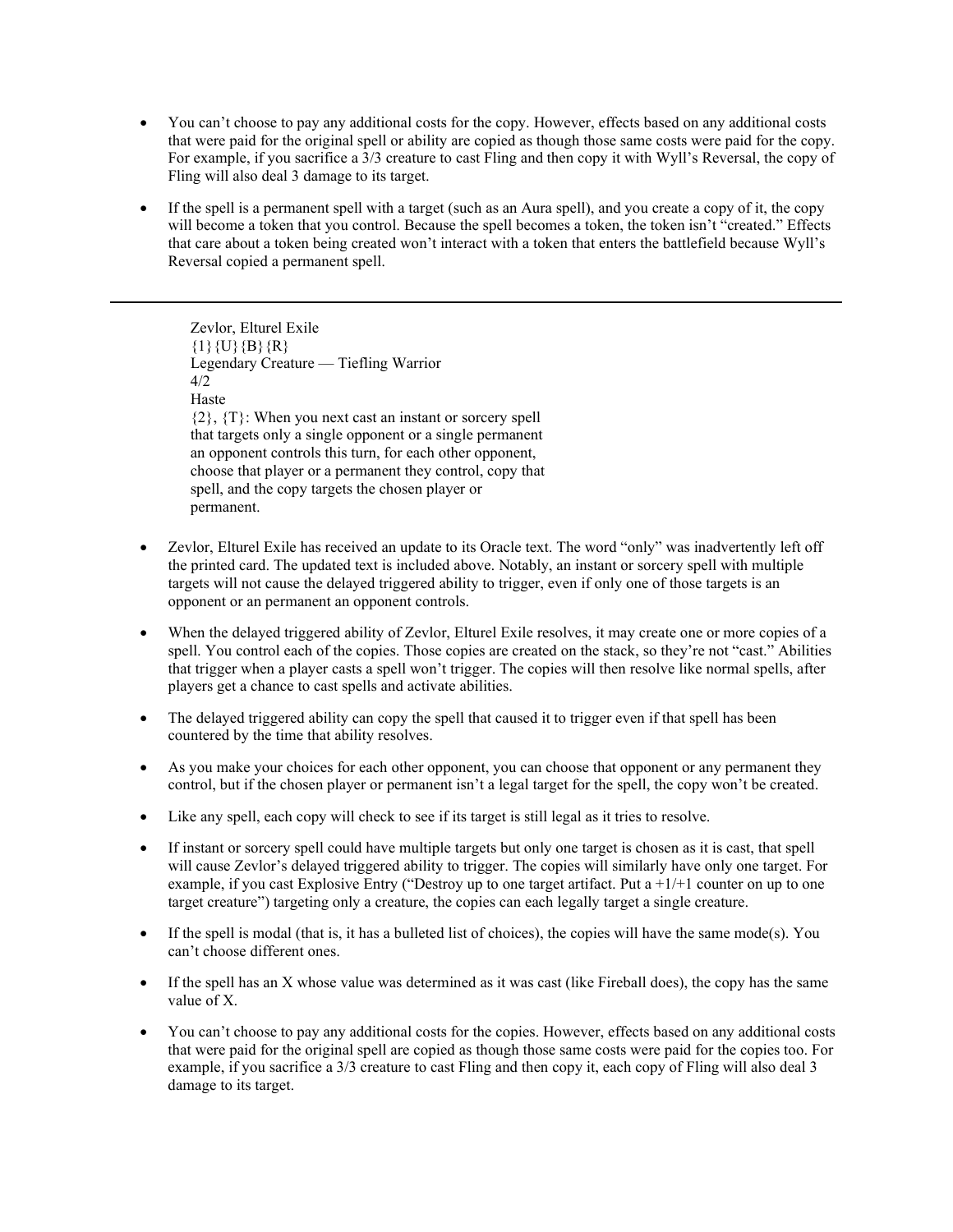- You can't choose to pay any additional costs for the copy. However, effects based on any additional costs that were paid for the original spell or ability are copied as though those same costs were paid for the copy. For example, if you sacrifice a 3/3 creature to cast Fling and then copy it with Wyll's Reversal, the copy of Fling will also deal 3 damage to its target.
- If the spell is a permanent spell with a target (such as an Aura spell), and you create a copy of it, the copy will become a token that you control. Because the spell becomes a token, the token isn't "created." Effects that care about a token being created won't interact with a token that enters the battlefield because Wyll's Reversal copied a permanent spell.

---

Zevlor, Elturel Exile
{1}{U}{B}{R}
Legendary Creature — Tiefling Warrior
4/2
Haste
{2}, {T}: When you next cast an instant or sorcery spell that targets only a single opponent or a single permanent an opponent controls this turn, for each other opponent, choose that player or a permanent they control, copy that spell, and the copy targets the chosen player or permanent.

- Zevlor, Elturel Exile has received an update to its Oracle text. The word "only" was inadvertently left off the printed card. The updated text is included above. Notably, an instant or sorcery spell with multiple targets will not cause the delayed triggered ability to trigger, even if only one of those targets is an opponent or an permanent an opponent controls.
- When the delayed triggered ability of Zevlor, Elturel Exile resolves, it may create one or more copies of a spell. You control each of the copies. Those copies are created on the stack, so they're not "cast." Abilities that trigger when a player casts a spell won't trigger. The copies will then resolve like normal spells, after players get a chance to cast spells and activate abilities.
- The delayed triggered ability can copy the spell that caused it to trigger even if that spell has been countered by the time that ability resolves.
- As you make your choices for each other opponent, you can choose that opponent or any permanent they control, but if the chosen player or permanent isn't a legal target for the spell, the copy won't be created.
- Like any spell, each copy will check to see if its target is still legal as it tries to resolve.
- If instant or sorcery spell could have multiple targets but only one target is chosen as it is cast, that spell will cause Zevlor's delayed triggered ability to trigger. The copies will similarly have only one target. For example, if you cast Explosive Entry ("Destroy up to one target artifact. Put a +1/+1 counter on up to one target creature") targeting only a creature, the copies can each legally target a single creature.
- If the spell is modal (that is, it has a bulleted list of choices), the copies will have the same mode(s). You can't choose different ones.
- If the spell has an X whose value was determined as it was cast (like Fireball does), the copy has the same value of X.
- You can't choose to pay any additional costs for the copies. However, effects based on any additional costs that were paid for the original spell are copied as though those same costs were paid for the copies too. For example, if you sacrifice a 3/3 creature to cast Fling and then copy it, each copy of Fling will also deal 3 damage to its target.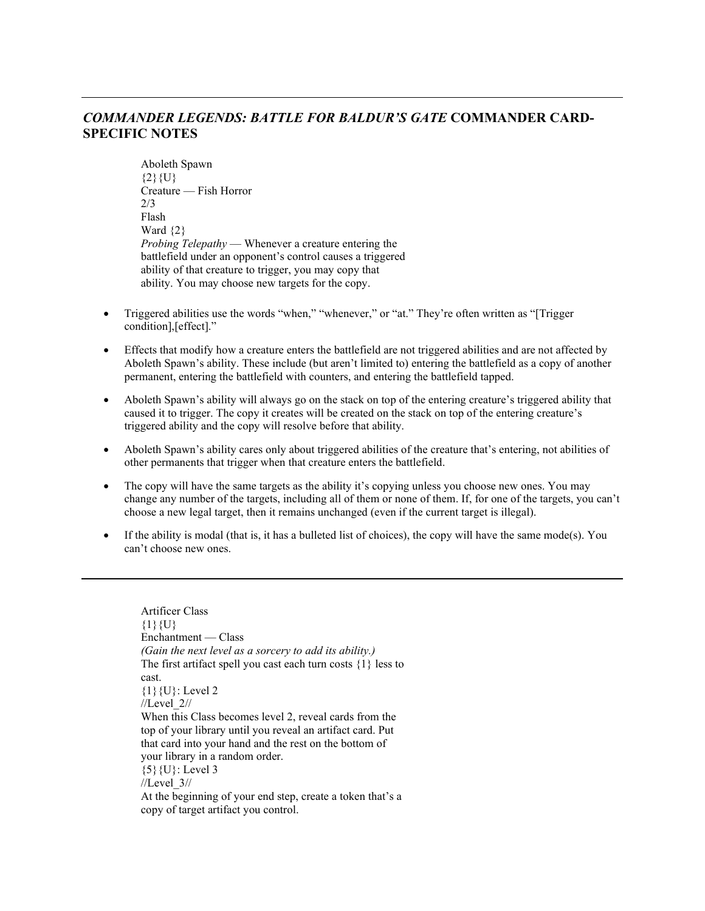---

## *COMMANDER LEGENDS: BATTLE FOR BALDUR'S GATE* COMMANDER CARD-SPECIFIC NOTES

Aboleth Spawn
{2}{U}
Creature — Fish Horror
2/3
Flash
Ward {2}
*Probing Telepathy* — Whenever a creature entering the battlefield under an opponent's control causes a triggered ability of that creature to trigger, you may copy that ability. You may choose new targets for the copy.

- Triggered abilities use the words "when," "whenever," or "at." They're often written as "[Trigger condition],[effect]."
- Effects that modify how a creature enters the battlefield are not triggered abilities and are not affected by Aboleth Spawn's ability. These include (but aren't limited to) entering the battlefield as a copy of another permanent, entering the battlefield with counters, and entering the battlefield tapped.
- Aboleth Spawn's ability will always go on the stack on top of the entering creature's triggered ability that caused it to trigger. The copy it creates will be created on the stack on top of the entering creature's triggered ability and the copy will resolve before that ability.
- Aboleth Spawn's ability cares only about triggered abilities of the creature that's entering, not abilities of other permanents that trigger when that creature enters the battlefield.
- The copy will have the same targets as the ability it's copying unless you choose new ones. You may change any number of the targets, including all of them or none of them. If, for one of the targets, you can't choose a new legal target, then it remains unchanged (even if the current target is illegal).
- If the ability is modal (that is, it has a bulleted list of choices), the copy will have the same mode(s). You can't choose new ones.

---

Artificer Class
{1}{U}
Enchantment — Class
*(Gain the next level as a sorcery to add its ability.)*
The first artifact spell you cast each turn costs {1} less to cast.
{1}{U}: Level 2
//Level_2//
When this Class becomes level 2, reveal cards from the top of your library until you reveal an artifact card. Put that card into your hand and the rest on the bottom of your library in a random order.
{5}{U}: Level 3
//Level_3//
At the beginning of your end step, create a token that's a copy of target artifact you control.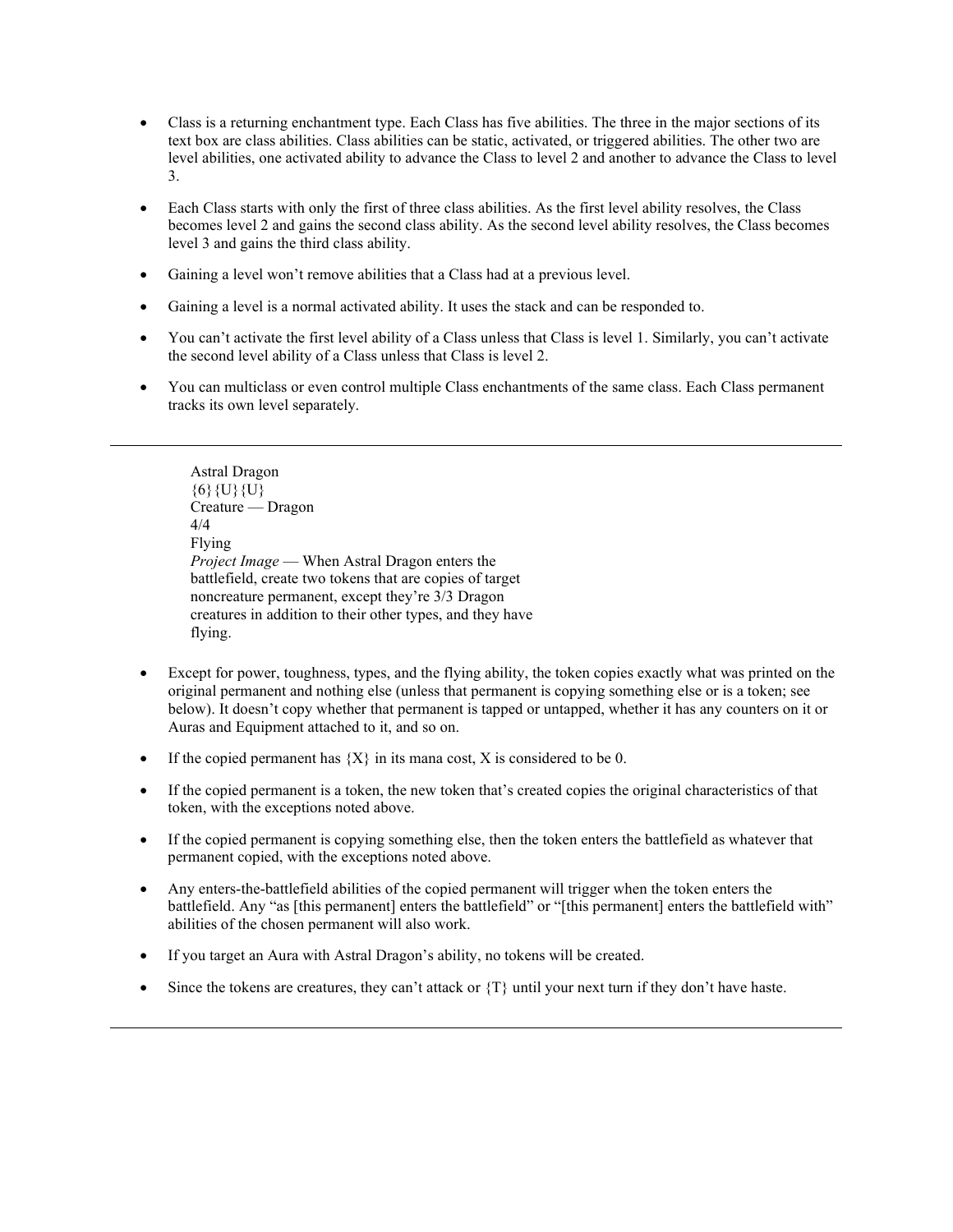- Class is a returning enchantment type. Each Class has five abilities. The three in the major sections of its text box are class abilities. Class abilities can be static, activated, or triggered abilities. The other two are level abilities, one activated ability to advance the Class to level 2 and another to advance the Class to level 3.

- Each Class starts with only the first of three class abilities. As the first level ability resolves, the Class becomes level 2 and gains the second class ability. As the second level ability resolves, the Class becomes level 3 and gains the third class ability.

- Gaining a level won't remove abilities that a Class had at a previous level.

- Gaining a level is a normal activated ability. It uses the stack and can be responded to.

- You can't activate the first level ability of a Class unless that Class is level 1. Similarly, you can't activate the second level ability of a Class unless that Class is level 2.

- You can multiclass or even control multiple Class enchantments of the same class. Each Class permanent tracks its own level separately.

---

> Astral Dragon
> {6}{U}{U}
> Creature — Dragon
> 4/4
> Flying
> *Project Image* — When Astral Dragon enters the battlefield, create two tokens that are copies of target noncreature permanent, except they're 3/3 Dragon creatures in addition to their other types, and they have flying.

- Except for power, toughness, types, and the flying ability, the token copies exactly what was printed on the original permanent and nothing else (unless that permanent is copying something else or is a token; see below). It doesn't copy whether that permanent is tapped or untapped, whether it has any counters on it or Auras and Equipment attached to it, and so on.

- If the copied permanent has {X} in its mana cost, X is considered to be 0.

- If the copied permanent is a token, the new token that's created copies the original characteristics of that token, with the exceptions noted above.

- If the copied permanent is copying something else, then the token enters the battlefield as whatever that permanent copied, with the exceptions noted above.

- Any enters-the-battlefield abilities of the copied permanent will trigger when the token enters the battlefield. Any "as [this permanent] enters the battlefield" or "[this permanent] enters the battlefield with" abilities of the chosen permanent will also work.

- If you target an Aura with Astral Dragon's ability, no tokens will be created.

- Since the tokens are creatures, they can't attack or {T} until your next turn if they don't have haste.

---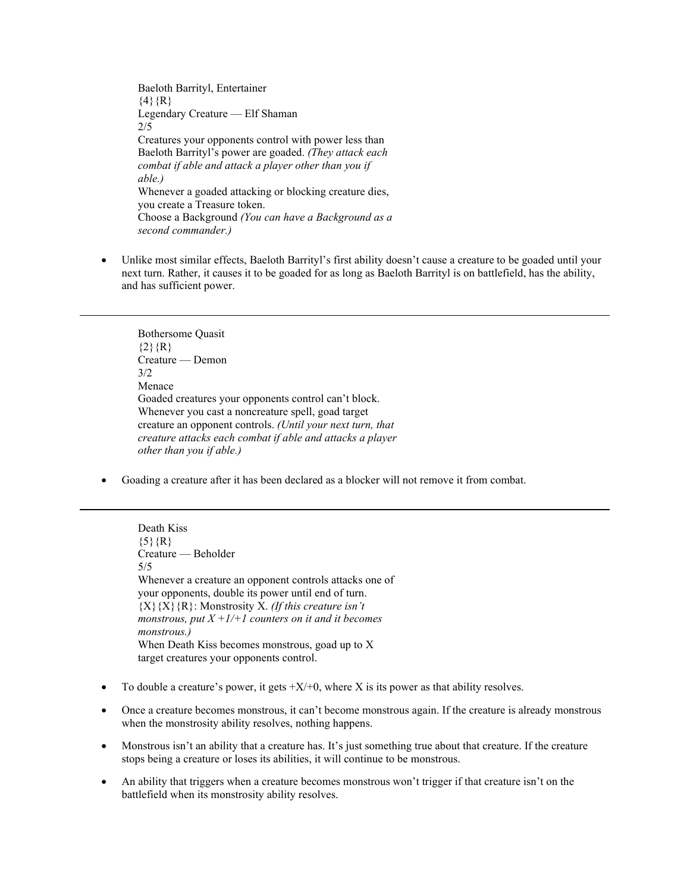Baeloth Barrityl, Entertainer
{4}{R}
Legendary Creature — Elf Shaman
2/5
Creatures your opponents control with power less than Baeloth Barrityl's power are goaded. *(They attack each combat if able and attack a player other than you if able.)*
Whenever a goaded attacking or blocking creature dies, you create a Treasure token.
Choose a Background *(You can have a Background as a second commander.)*

- Unlike most similar effects, Baeloth Barrityl's first ability doesn't cause a creature to be goaded until your next turn. Rather, it causes it to be goaded for as long as Baeloth Barrityl is on battlefield, has the ability, and has sufficient power.

---

Bothersome Quasit
{2}{R}
Creature — Demon
3/2
Menace
Goaded creatures your opponents control can't block.
Whenever you cast a noncreature spell, goad target creature an opponent controls. *(Until your next turn, that creature attacks each combat if able and attacks a player other than you if able.)*

- Goading a creature after it has been declared as a blocker will not remove it from combat.

---

Death Kiss
{5}{R}
Creature — Beholder
5/5
Whenever a creature an opponent controls attacks one of your opponents, double its power until end of turn.
{X}{X}{R}: Monstrosity X. *(If this creature isn't monstrous, put X +1/+1 counters on it and it becomes monstrous.)*
When Death Kiss becomes monstrous, goad up to X target creatures your opponents control.

- To double a creature's power, it gets +X/+0, where X is its power as that ability resolves.
- Once a creature becomes monstrous, it can't become monstrous again. If the creature is already monstrous when the monstrosity ability resolves, nothing happens.
- Monstrous isn't an ability that a creature has. It's just something true about that creature. If the creature stops being a creature or loses its abilities, it will continue to be monstrous.
- An ability that triggers when a creature becomes monstrous won't trigger if that creature isn't on the battlefield when its monstrosity ability resolves.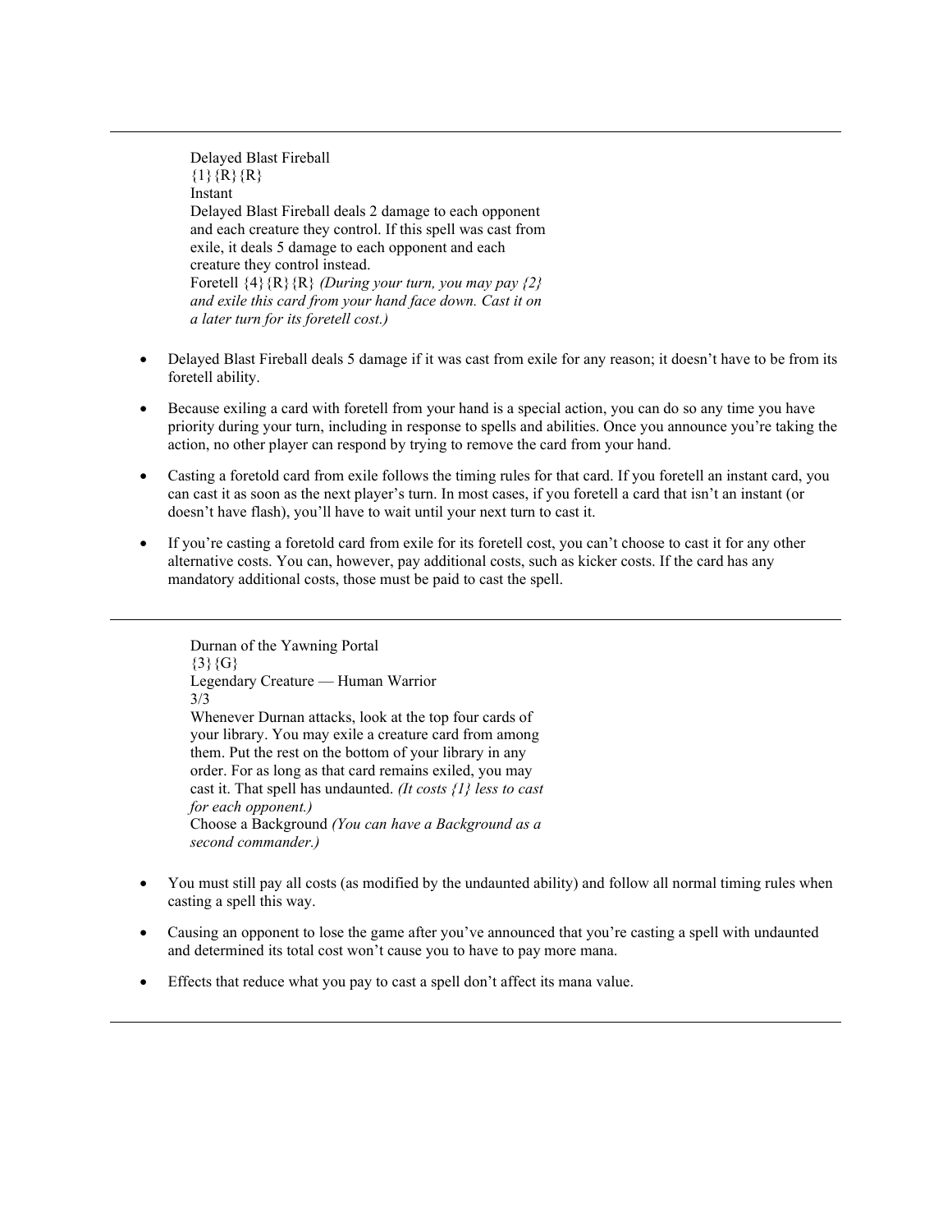---

Delayed Blast Fireball
{1}{R}{R}
Instant
Delayed Blast Fireball deals 2 damage to each opponent and each creature they control. If this spell was cast from exile, it deals 5 damage to each opponent and each creature they control instead.
Foretell {4}{R}{R} *(During your turn, you may pay {2} and exile this card from your hand face down. Cast it on a later turn for its foretell cost.)*

- Delayed Blast Fireball deals 5 damage if it was cast from exile for any reason; it doesn't have to be from its foretell ability.
- Because exiling a card with foretell from your hand is a special action, you can do so any time you have priority during your turn, including in response to spells and abilities. Once you announce you're taking the action, no other player can respond by trying to remove the card from your hand.
- Casting a foretold card from exile follows the timing rules for that card. If you foretell an instant card, you can cast it as soon as the next player's turn. In most cases, if you foretell a card that isn't an instant (or doesn't have flash), you'll have to wait until your next turn to cast it.
- If you're casting a foretold card from exile for its foretell cost, you can't choose to cast it for any other alternative costs. You can, however, pay additional costs, such as kicker costs. If the card has any mandatory additional costs, those must be paid to cast the spell.

---

Durnan of the Yawning Portal
{3}{G}
Legendary Creature — Human Warrior
3/3
Whenever Durnan attacks, look at the top four cards of your library. You may exile a creature card from among them. Put the rest on the bottom of your library in any order. For as long as that card remains exiled, you may cast it. That spell has undaunted. *(It costs {1} less to cast for each opponent.)*
Choose a Background *(You can have a Background as a second commander.)*

- You must still pay all costs (as modified by the undaunted ability) and follow all normal timing rules when casting a spell this way.
- Causing an opponent to lose the game after you've announced that you're casting a spell with undaunted and determined its total cost won't cause you to have to pay more mana.
- Effects that reduce what you pay to cast a spell don't affect its mana value.

---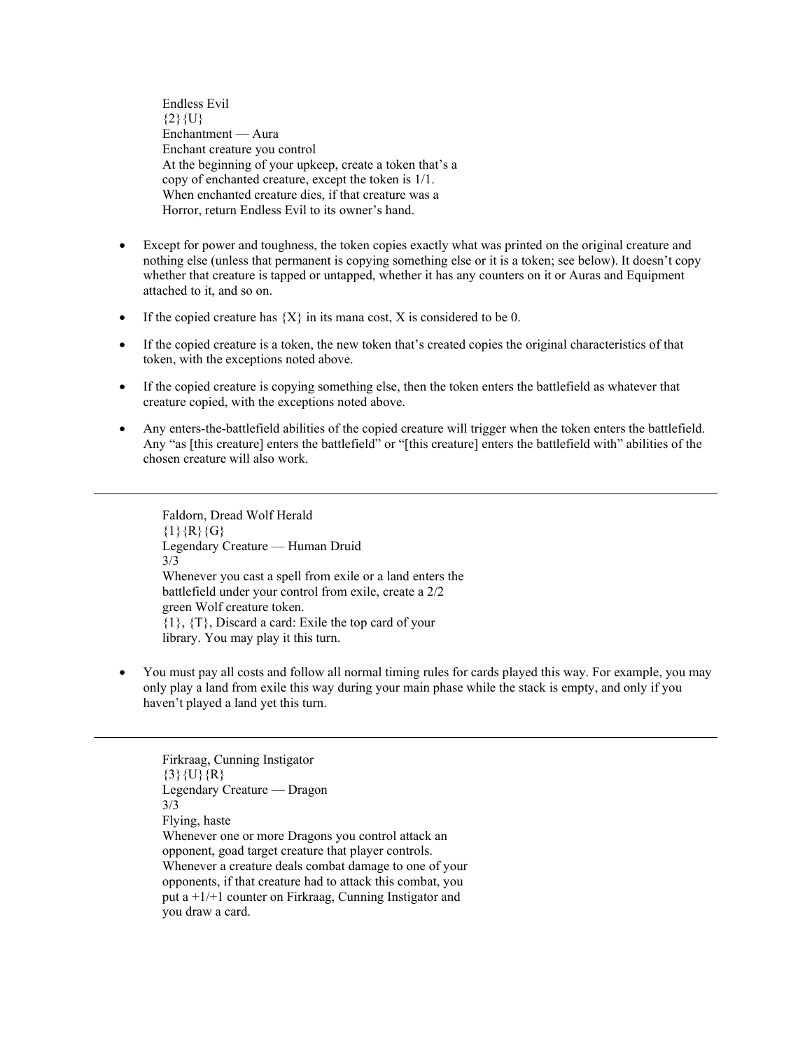Endless Evil
{2}{U}
Enchantment — Aura
Enchant creature you control
At the beginning of your upkeep, create a token that's a copy of enchanted creature, except the token is 1/1.
When enchanted creature dies, if that creature was a Horror, return Endless Evil to its owner's hand.

- Except for power and toughness, the token copies exactly what was printed on the original creature and nothing else (unless that permanent is copying something else or it is a token; see below). It doesn't copy whether that creature is tapped or untapped, whether it has any counters on it or Auras and Equipment attached to it, and so on.
- If the copied creature has {X} in its mana cost, X is considered to be 0.
- If the copied creature is a token, the new token that's created copies the original characteristics of that token, with the exceptions noted above.
- If the copied creature is copying something else, then the token enters the battlefield as whatever that creature copied, with the exceptions noted above.
- Any enters-the-battlefield abilities of the copied creature will trigger when the token enters the battlefield. Any "as [this creature] enters the battlefield" or "[this creature] enters the battlefield with" abilities of the chosen creature will also work.

---

Faldorn, Dread Wolf Herald
{1}{R}{G}
Legendary Creature — Human Druid
3/3
Whenever you cast a spell from exile or a land enters the battlefield under your control from exile, create a 2/2 green Wolf creature token.
{1}, {T}, Discard a card: Exile the top card of your library. You may play it this turn.

- You must pay all costs and follow all normal timing rules for cards played this way. For example, you may only play a land from exile this way during your main phase while the stack is empty, and only if you haven't played a land yet this turn.

---

Firkraag, Cunning Instigator
{3}{U}{R}
Legendary Creature — Dragon
3/3
Flying, haste
Whenever one or more Dragons you control attack an opponent, goad target creature that player controls.
Whenever a creature deals combat damage to one of your opponents, if that creature had to attack this combat, you put a +1/+1 counter on Firkraag, Cunning Instigator and you draw a card.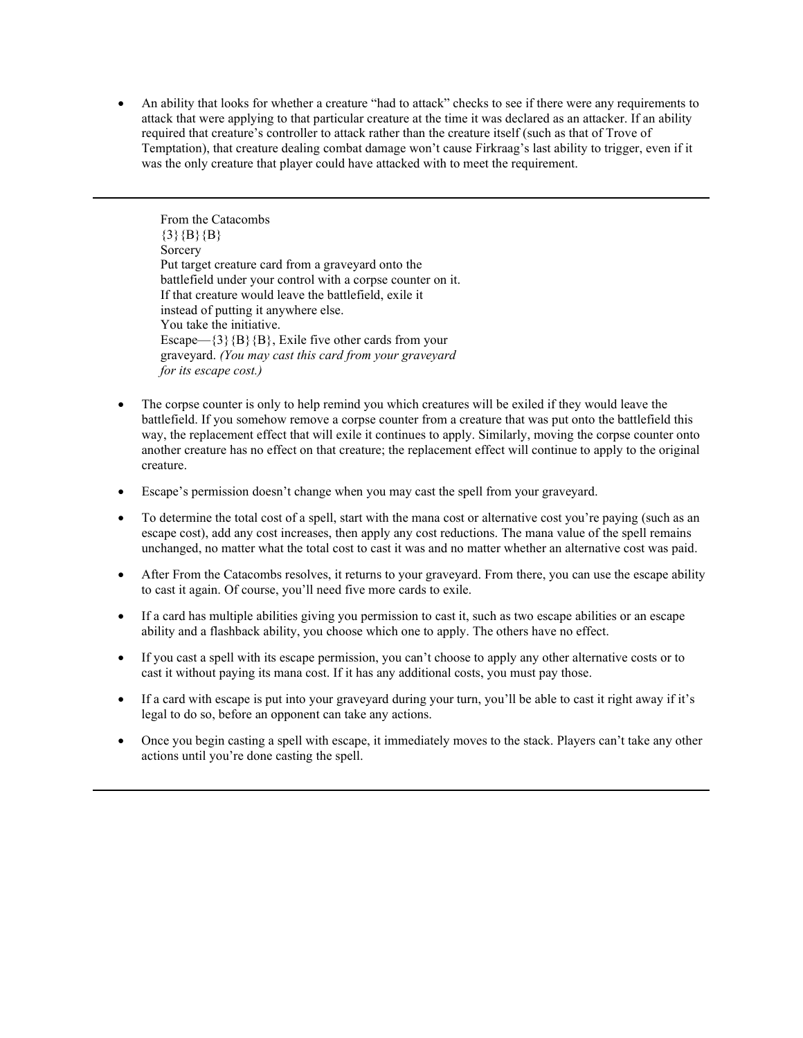- An ability that looks for whether a creature "had to attack" checks to see if there were any requirements to attack that were applying to that particular creature at the time it was declared as an attacker. If an ability required that creature's controller to attack rather than the creature itself (such as that of Trove of Temptation), that creature dealing combat damage won't cause Firkraag's last ability to trigger, even if it was the only creature that player could have attacked with to meet the requirement.

---

From the Catacombs
{3}{B}{B}
Sorcery
Put target creature card from a graveyard onto the battlefield under your control with a corpse counter on it. If that creature would leave the battlefield, exile it instead of putting it anywhere else.
You take the initiative.
Escape—{3}{B}{B}, Exile five other cards from your graveyard. *(You may cast this card from your graveyard for its escape cost.)*

- The corpse counter is only to help remind you which creatures will be exiled if they would leave the battlefield. If you somehow remove a corpse counter from a creature that was put onto the battlefield this way, the replacement effect that will exile it continues to apply. Similarly, moving the corpse counter onto another creature has no effect on that creature; the replacement effect will continue to apply to the original creature.
- Escape's permission doesn't change when you may cast the spell from your graveyard.
- To determine the total cost of a spell, start with the mana cost or alternative cost you're paying (such as an escape cost), add any cost increases, then apply any cost reductions. The mana value of the spell remains unchanged, no matter what the total cost to cast it was and no matter whether an alternative cost was paid.
- After From the Catacombs resolves, it returns to your graveyard. From there, you can use the escape ability to cast it again. Of course, you'll need five more cards to exile.
- If a card has multiple abilities giving you permission to cast it, such as two escape abilities or an escape ability and a flashback ability, you choose which one to apply. The others have no effect.
- If you cast a spell with its escape permission, you can't choose to apply any other alternative costs or to cast it without paying its mana cost. If it has any additional costs, you must pay those.
- If a card with escape is put into your graveyard during your turn, you'll be able to cast it right away if it's legal to do so, before an opponent can take any actions.
- Once you begin casting a spell with escape, it immediately moves to the stack. Players can't take any other actions until you're done casting the spell.

---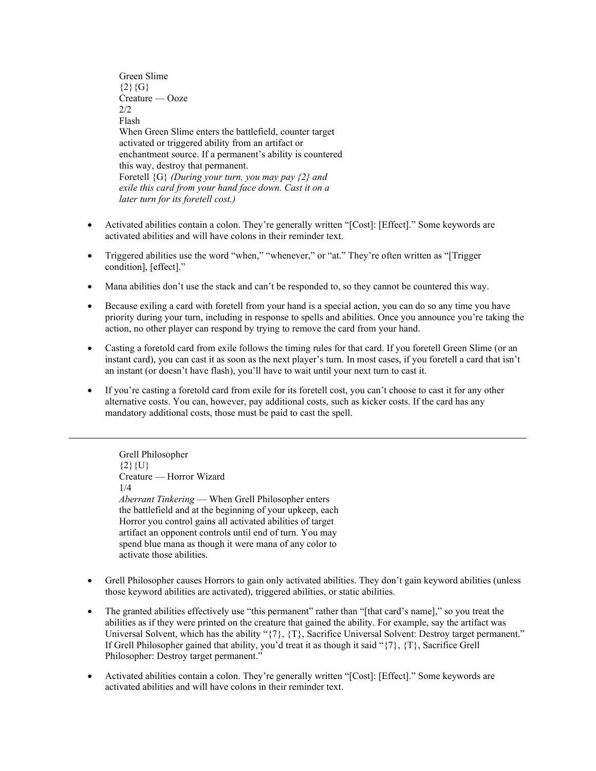Green Slime
{2}{G}
Creature — Ooze
2/2
Flash
When Green Slime enters the battlefield, counter target activated or triggered ability from an artifact or enchantment source. If a permanent's ability is countered this way, destroy that permanent.
Foretell {G} *(During your turn, you may pay {2} and exile this card from your hand face down. Cast it on a later turn for its foretell cost.)*

- Activated abilities contain a colon. They're generally written "[Cost]: [Effect]." Some keywords are activated abilities and will have colons in their reminder text.
- Triggered abilities use the word "when," "whenever," or "at." They're often written as "[Trigger condition], [effect]."
- Mana abilities don't use the stack and can't be responded to, so they cannot be countered this way.
- Because exiling a card with foretell from your hand is a special action, you can do so any time you have priority during your turn, including in response to spells and abilities. Once you announce you're taking the action, no other player can respond by trying to remove the card from your hand.
- Casting a foretold card from exile follows the timing rules for that card. If you foretell Green Slime (or an instant card), you can cast it as soon as the next player's turn. In most cases, if you foretell a card that isn't an instant (or doesn't have flash), you'll have to wait until your next turn to cast it.
- If you're casting a foretold card from exile for its foretell cost, you can't choose to cast it for any other alternative costs. You can, however, pay additional costs, such as kicker costs. If the card has any mandatory additional costs, those must be paid to cast the spell.

---

Grell Philosopher
{2}{U}
Creature — Horror Wizard
1/4
*Aberrant Tinkering* — When Grell Philosopher enters the battlefield and at the beginning of your upkeep, each Horror you control gains all activated abilities of target artifact an opponent controls until end of turn. You may spend blue mana as though it were mana of any color to activate those abilities.

- Grell Philosopher causes Horrors to gain only activated abilities. They don't gain keyword abilities (unless those keyword abilities are activated), triggered abilities, or static abilities.
- The granted abilities effectively use "this permanent" rather than "[that card's name]," so you treat the abilities as if they were printed on the creature that gained the ability. For example, say the artifact was Universal Solvent, which has the ability "{7}, {T}, Sacrifice Universal Solvent: Destroy target permanent." If Grell Philosopher gained that ability, you'd treat it as though it said "{7}, {T}, Sacrifice Grell Philosopher: Destroy target permanent."
- Activated abilities contain a colon. They're generally written "[Cost]: [Effect]." Some keywords are activated abilities and will have colons in their reminder text.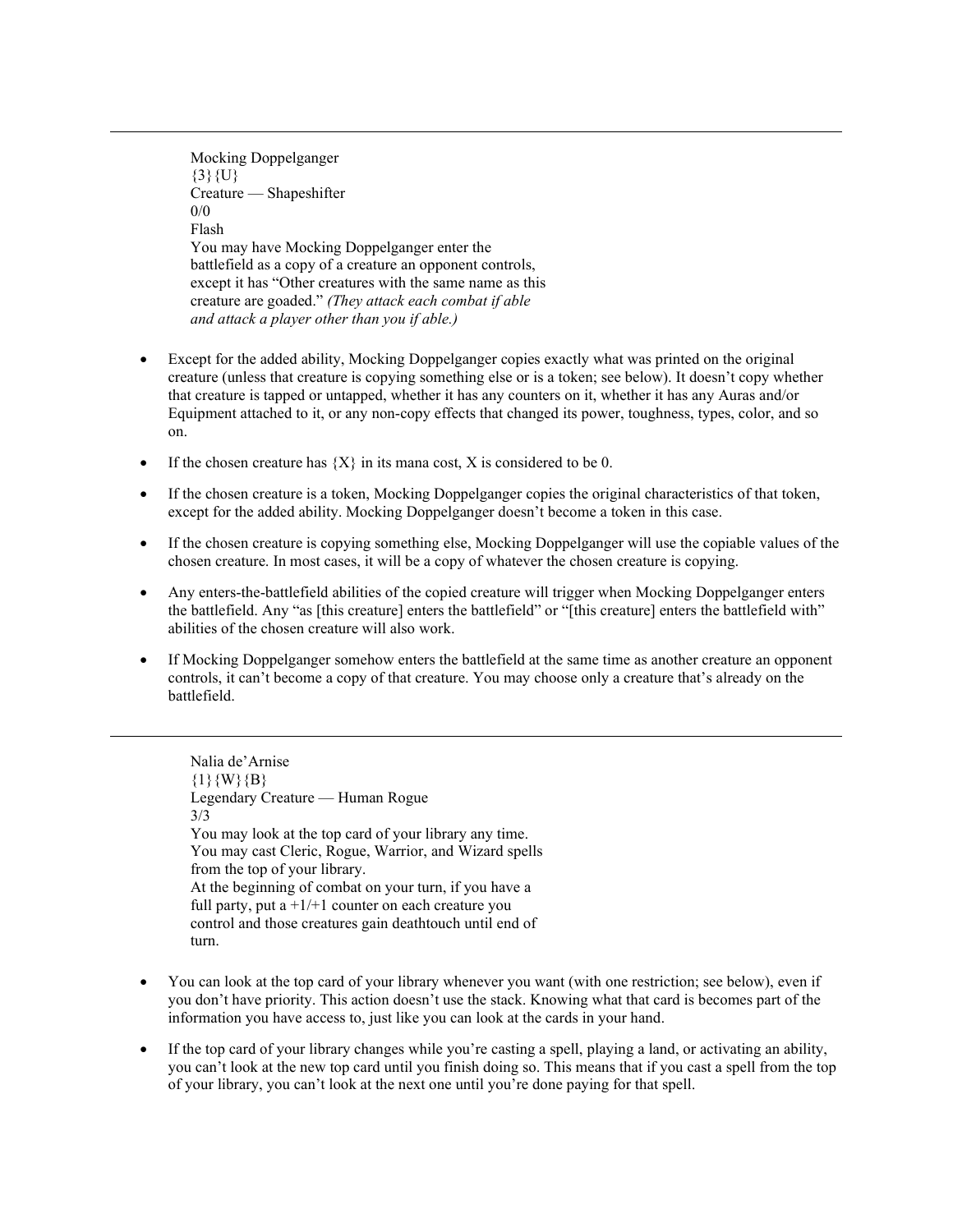---

Mocking Doppelganger
{3}{U}
Creature — Shapeshifter
0/0
Flash
You may have Mocking Doppelganger enter the battlefield as a copy of a creature an opponent controls, except it has "Other creatures with the same name as this creature are goaded." *(They attack each combat if able and attack a player other than you if able.)*

- Except for the added ability, Mocking Doppelganger copies exactly what was printed on the original creature (unless that creature is copying something else or is a token; see below). It doesn't copy whether that creature is tapped or untapped, whether it has any counters on it, whether it has any Auras and/or Equipment attached to it, or any non-copy effects that changed its power, toughness, types, color, and so on.
- If the chosen creature has {X} in its mana cost, X is considered to be 0.
- If the chosen creature is a token, Mocking Doppelganger copies the original characteristics of that token, except for the added ability. Mocking Doppelganger doesn't become a token in this case.
- If the chosen creature is copying something else, Mocking Doppelganger will use the copiable values of the chosen creature. In most cases, it will be a copy of whatever the chosen creature is copying.
- Any enters-the-battlefield abilities of the copied creature will trigger when Mocking Doppelganger enters the battlefield. Any "as [this creature] enters the battlefield" or "[this creature] enters the battlefield with" abilities of the chosen creature will also work.
- If Mocking Doppelganger somehow enters the battlefield at the same time as another creature an opponent controls, it can't become a copy of that creature. You may choose only a creature that's already on the battlefield.

---

Nalia de'Arnise
{1}{W}{B}
Legendary Creature — Human Rogue
3/3
You may look at the top card of your library any time.
You may cast Cleric, Rogue, Warrior, and Wizard spells from the top of your library.
At the beginning of combat on your turn, if you have a full party, put a +1/+1 counter on each creature you control and those creatures gain deathtouch until end of turn.

- You can look at the top card of your library whenever you want (with one restriction; see below), even if you don't have priority. This action doesn't use the stack. Knowing what that card is becomes part of the information you have access to, just like you can look at the cards in your hand.
- If the top card of your library changes while you're casting a spell, playing a land, or activating an ability, you can't look at the new top card until you finish doing so. This means that if you cast a spell from the top of your library, you can't look at the next one until you're done paying for that spell.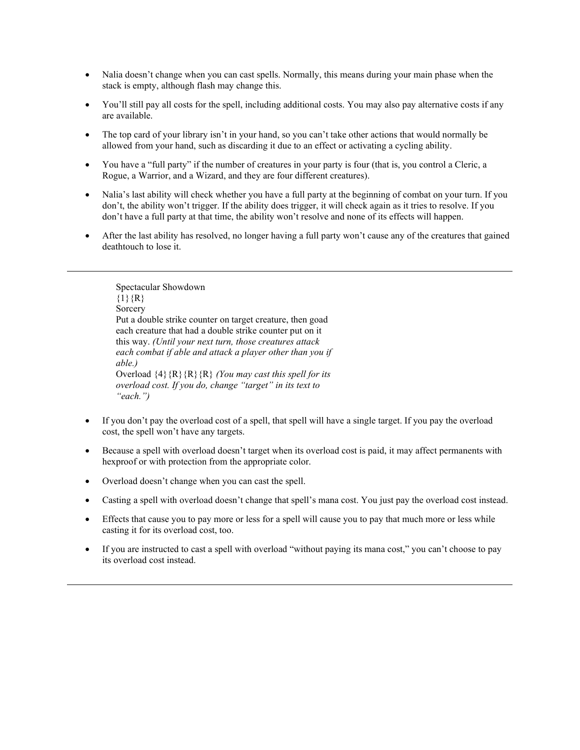- Nalia doesn't change when you can cast spells. Normally, this means during your main phase when the stack is empty, although flash may change this.

- You'll still pay all costs for the spell, including additional costs. You may also pay alternative costs if any are available.

- The top card of your library isn't in your hand, so you can't take other actions that would normally be allowed from your hand, such as discarding it due to an effect or activating a cycling ability.

- You have a "full party" if the number of creatures in your party is four (that is, you control a Cleric, a Rogue, a Warrior, and a Wizard, and they are four different creatures).

- Nalia's last ability will check whether you have a full party at the beginning of combat on your turn. If you don't, the ability won't trigger. If the ability does trigger, it will check again as it tries to resolve. If you don't have a full party at that time, the ability won't resolve and none of its effects will happen.

- After the last ability has resolved, no longer having a full party won't cause any of the creatures that gained deathtouch to lose it.

---

> Spectacular Showdown
> {1}{R}
> Sorcery
> Put a double strike counter on target creature, then goad each creature that had a double strike counter put on it this way. *(Until your next turn, those creatures attack each combat if able and attack a player other than you if able.)*
> Overload {4}{R}{R}{R} *(You may cast this spell for its overload cost. If you do, change "target" in its text to "each.")*

- If you don't pay the overload cost of a spell, that spell will have a single target. If you pay the overload cost, the spell won't have any targets.

- Because a spell with overload doesn't target when its overload cost is paid, it may affect permanents with hexproof or with protection from the appropriate color.

- Overload doesn't change when you can cast the spell.

- Casting a spell with overload doesn't change that spell's mana cost. You just pay the overload cost instead.

- Effects that cause you to pay more or less for a spell will cause you to pay that much more or less while casting it for its overload cost, too.

- If you are instructed to cast a spell with overload "without paying its mana cost," you can't choose to pay its overload cost instead.

---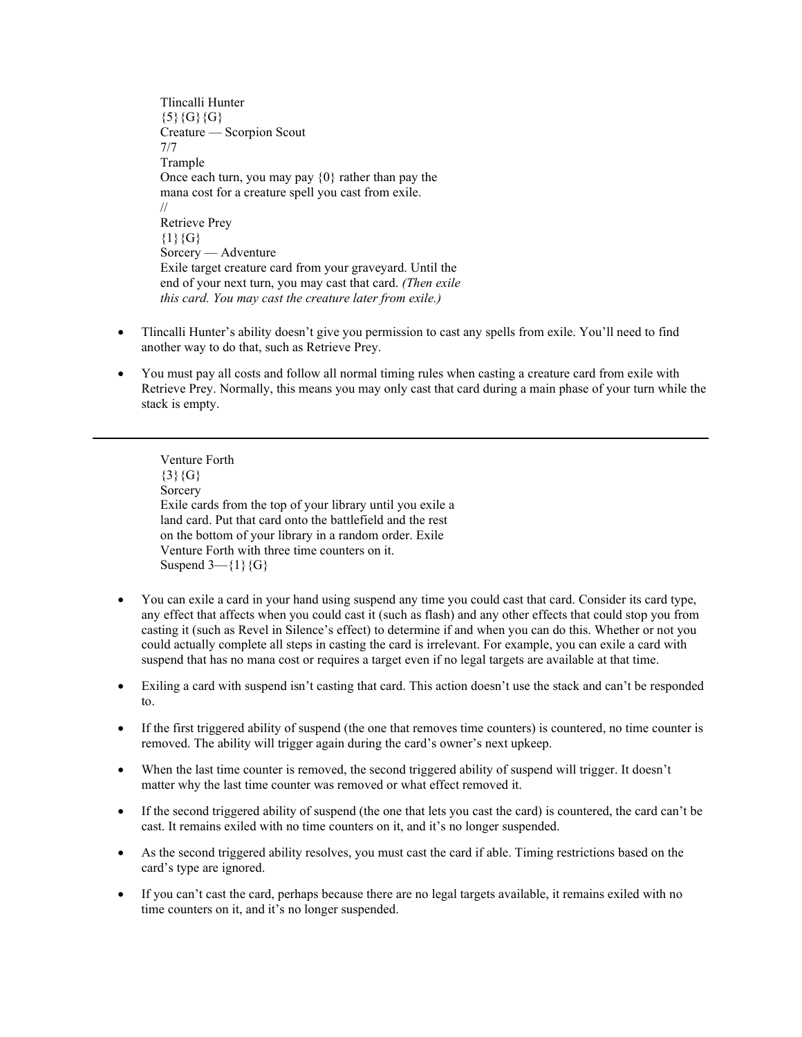Tlincalli Hunter  
{5}{G}{G}  
Creature — Scorpion Scout  
7/7  
Trample  
Once each turn, you may pay {0} rather than pay the mana cost for a creature spell you cast from exile.  
//  
Retrieve Prey  
{1}{G}  
Sorcery — Adventure  
Exile target creature card from your graveyard. Until the end of your next turn, you may cast that card. *(Then exile this card. You may cast the creature later from exile.)*

- Tlincalli Hunter's ability doesn't give you permission to cast any spells from exile. You'll need to find another way to do that, such as Retrieve Prey.
- You must pay all costs and follow all normal timing rules when casting a creature card from exile with Retrieve Prey. Normally, this means you may only cast that card during a main phase of your turn while the stack is empty.

---

Venture Forth  
{3}{G}  
Sorcery  
Exile cards from the top of your library until you exile a land card. Put that card onto the battlefield and the rest on the bottom of your library in a random order. Exile Venture Forth with three time counters on it.  
Suspend 3—{1}{G}

- You can exile a card in your hand using suspend any time you could cast that card. Consider its card type, any effect that affects when you could cast it (such as flash) and any other effects that could stop you from casting it (such as Revel in Silence's effect) to determine if and when you can do this. Whether or not you could actually complete all steps in casting the card is irrelevant. For example, you can exile a card with suspend that has no mana cost or requires a target even if no legal targets are available at that time.
- Exiling a card with suspend isn't casting that card. This action doesn't use the stack and can't be responded to.
- If the first triggered ability of suspend (the one that removes time counters) is countered, no time counter is removed. The ability will trigger again during the card's owner's next upkeep.
- When the last time counter is removed, the second triggered ability of suspend will trigger. It doesn't matter why the last time counter was removed or what effect removed it.
- If the second triggered ability of suspend (the one that lets you cast the card) is countered, the card can't be cast. It remains exiled with no time counters on it, and it's no longer suspended.
- As the second triggered ability resolves, you must cast the card if able. Timing restrictions based on the card's type are ignored.
- If you can't cast the card, perhaps because there are no legal targets available, it remains exiled with no time counters on it, and it's no longer suspended.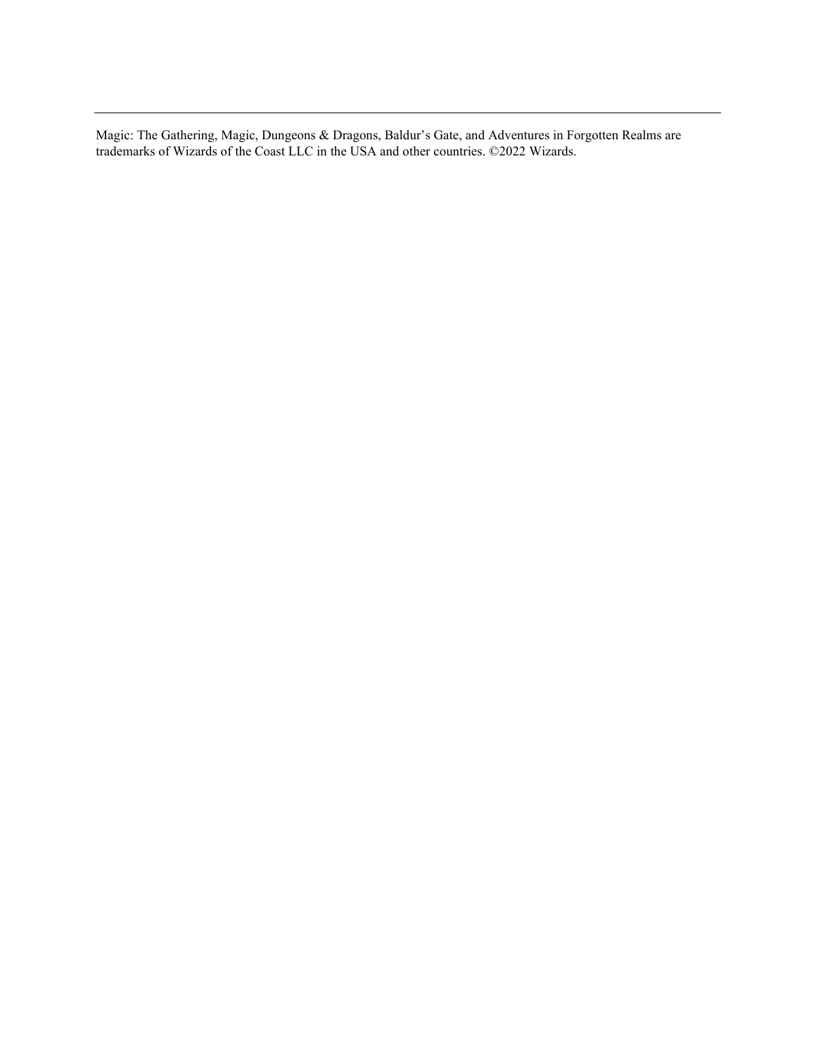---

Magic: The Gathering, Magic, Dungeons & Dragons, Baldur's Gate, and Adventures in Forgotten Realms are trademarks of Wizards of the Coast LLC in the USA and other countries. ©2022 Wizards.